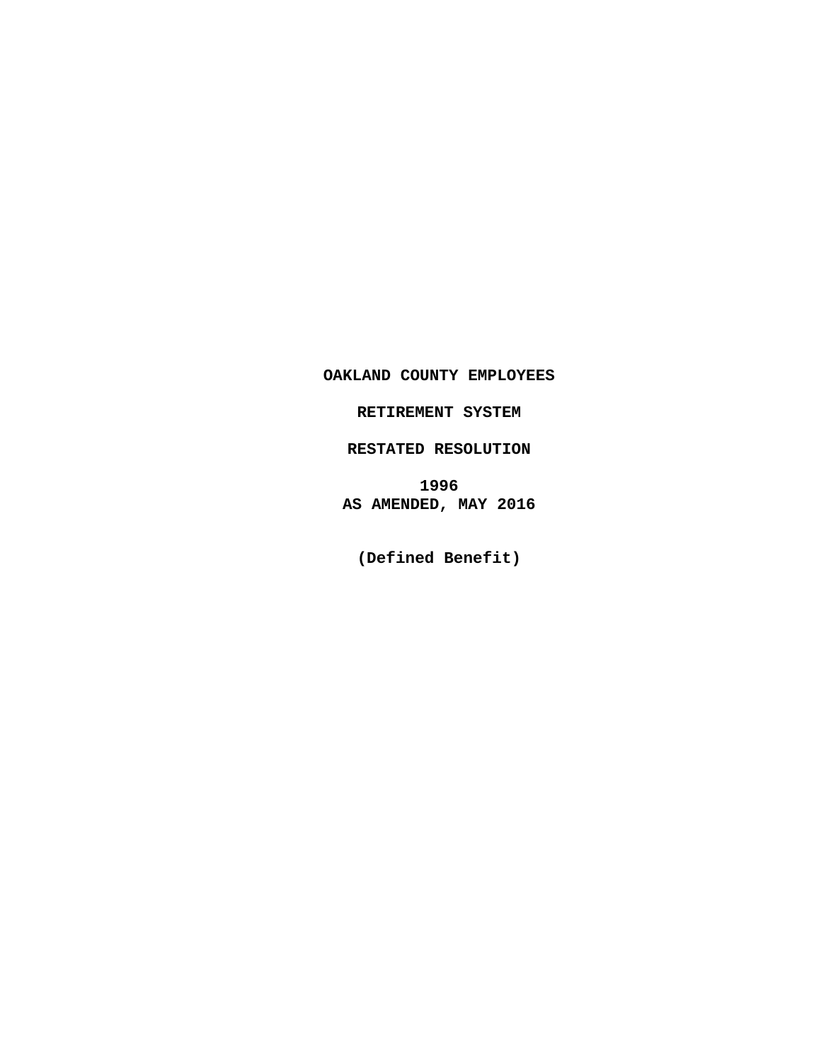# OAKLAND COUNTY EMPLOYEES

# RETIREMENT SYSTEM

# RESTATED RESOLUTION

**1996**
**AS AMENDED, MAY 2016**

**(Defined Benefit)**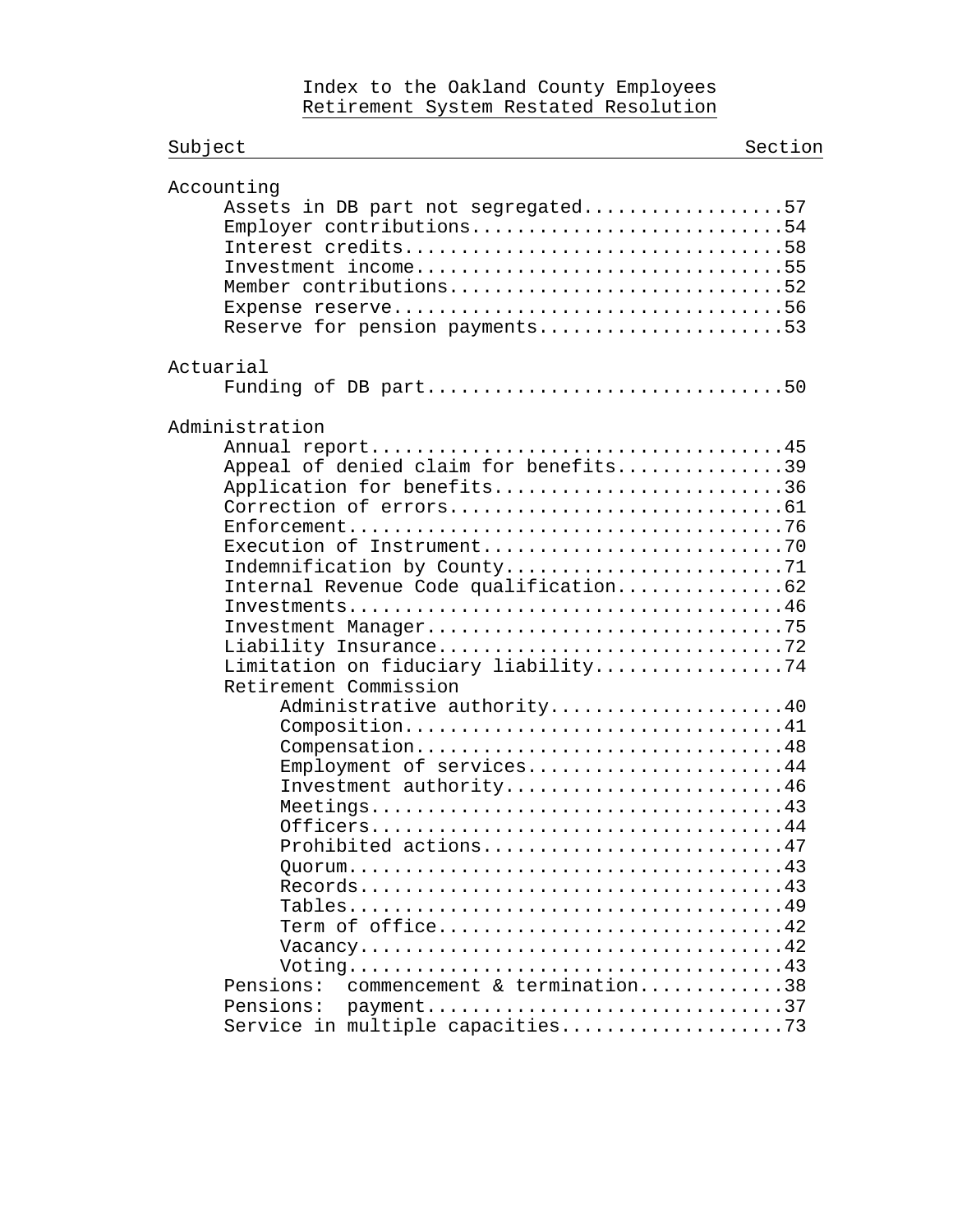# Index to the Oakland County Employees Retirement System Restated Resolution

| Subject | Section |
|---|---|
| **Accounting** | |
| Assets in DB part not segregated | 57 |
| Employer contributions | 54 |
| Interest credits | 58 |
| Investment income | 55 |
| Member contributions | 52 |
| Expense reserve | 56 |
| Reserve for pension payments | 53 |
| **Actuarial** | |
| Funding of DB part | 50 |
| **Administration** | |
| Annual report | 45 |
| Appeal of denied claim for benefits | 39 |
| Application for benefits | 36 |
| Correction of errors | 61 |
| Enforcement | 76 |
| Execution of Instrument | 70 |
| Indemnification by County | 71 |
| Internal Revenue Code qualification | 62 |
| Investments | 46 |
| Investment Manager | 75 |
| Liability Insurance | 72 |
| Limitation on fiduciary liability | 74 |
| Retirement Commission | |
| &nbsp;&nbsp;&nbsp;&nbsp;Administrative authority | 40 |
| &nbsp;&nbsp;&nbsp;&nbsp;Composition | 41 |
| &nbsp;&nbsp;&nbsp;&nbsp;Compensation | 48 |
| &nbsp;&nbsp;&nbsp;&nbsp;Employment of services | 44 |
| &nbsp;&nbsp;&nbsp;&nbsp;Investment authority | 46 |
| &nbsp;&nbsp;&nbsp;&nbsp;Meetings | 43 |
| &nbsp;&nbsp;&nbsp;&nbsp;Officers | 44 |
| &nbsp;&nbsp;&nbsp;&nbsp;Prohibited actions | 47 |
| &nbsp;&nbsp;&nbsp;&nbsp;Quorum | 43 |
| &nbsp;&nbsp;&nbsp;&nbsp;Records | 43 |
| &nbsp;&nbsp;&nbsp;&nbsp;Tables | 49 |
| &nbsp;&nbsp;&nbsp;&nbsp;Term of office | 42 |
| &nbsp;&nbsp;&nbsp;&nbsp;Vacancy | 42 |
| &nbsp;&nbsp;&nbsp;&nbsp;Voting | 43 |
| Pensions: commencement & termination | 38 |
| Pensions: payment | 37 |
| Service in multiple capacities | 73 |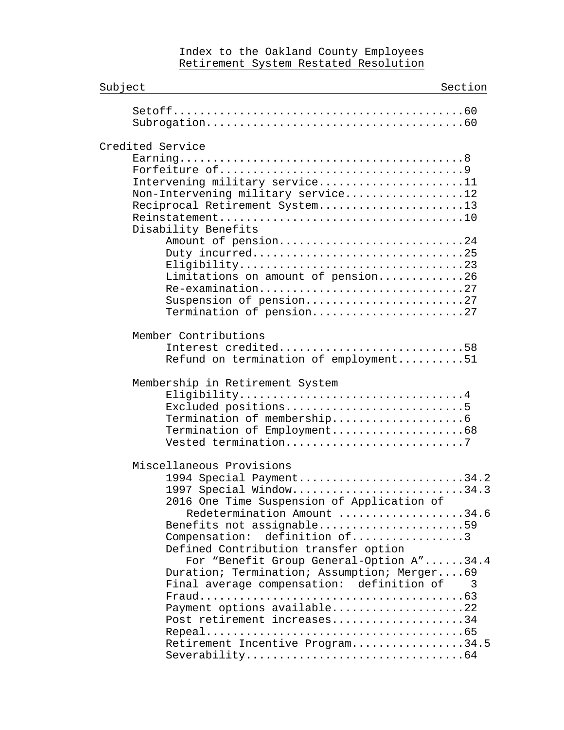# Index to the Oakland County Employees Retirement System Restated Resolution

| Subject | Section |
|---|---|
| Setoff | 60 |
| Subrogation | 60 |
| **Credited Service** | |
| Earning | 8 |
| Forfeiture of | 9 |
| Intervening military service | 11 |
| Non-Intervening military service | 12 |
| Reciprocal Retirement System | 13 |
| Reinstatement | 10 |
| **Disability Benefits** | |
| Amount of pension | 24 |
| Duty incurred | 25 |
| Eligibility | 23 |
| Limitations on amount of pension | 26 |
| Re-examination | 27 |
| Suspension of pension | 27 |
| Termination of pension | 27 |
| **Member Contributions** | |
| Interest credited | 58 |
| Refund on termination of employment | 51 |
| **Membership in Retirement System** | |
| Eligibility | 4 |
| Excluded positions | 5 |
| Termination of membership | 6 |
| Termination of Employment | 68 |
| Vested termination | 7 |
| **Miscellaneous Provisions** | |
| 1994 Special Payment | 34.2 |
| 1997 Special Window | 34.3 |
| 2016 One Time Suspension of Application of Redetermination Amount | 34.6 |
| Benefits not assignable | 59 |
| Compensation: definition of | 3 |
| Defined Contribution transfer option For "Benefit Group General-Option A" | 34.4 |
| Duration; Termination; Assumption; Merger | 69 |
| Final average compensation: definition of | 3 |
| Fraud | 63 |
| Payment options available | 22 |
| Post retirement increases | 34 |
| Repeal | 65 |
| Retirement Incentive Program | 34.5 |
| Severability | 64 |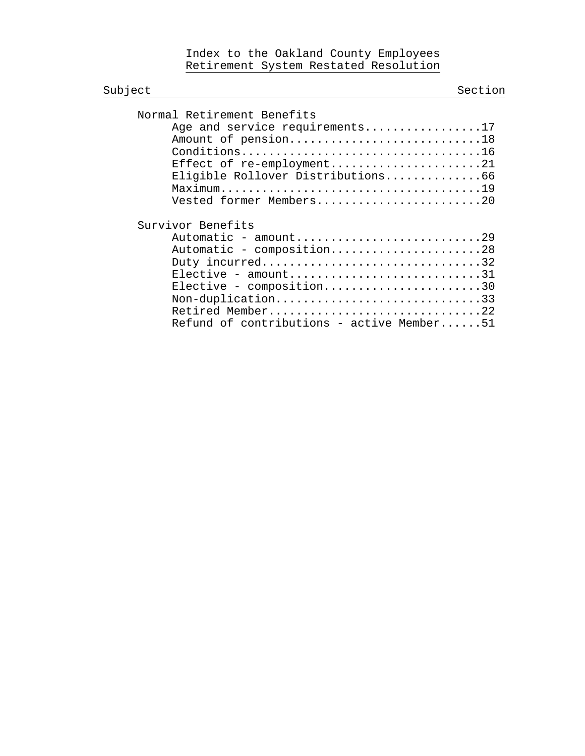## Index to the Oakland County Employees Retirement System Restated Resolution

| Subject | Section |
|---|---|
| **Normal Retirement Benefits** | |
| Age and service requirements | 17 |
| Amount of pension | 18 |
| Conditions | 16 |
| Effect of re-employment | 21 |
| Eligible Rollover Distributions | 66 |
| Maximum | 19 |
| Vested former Members | 20 |
| **Survivor Benefits** | |
| Automatic - amount | 29 |
| Automatic - composition | 28 |
| Duty incurred | 32 |
| Elective - amount | 31 |
| Elective - composition | 30 |
| Non-duplication | 33 |
| Retired Member | 22 |
| Refund of contributions - active Member | 51 |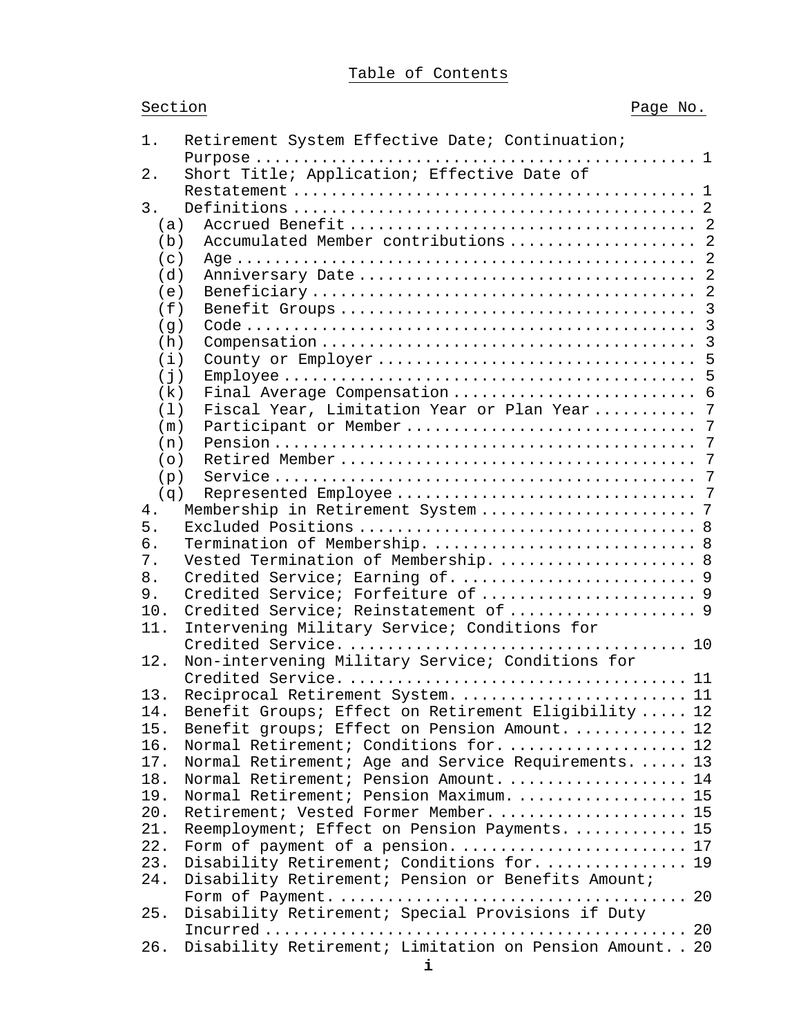# Table of Contents

| Section | | Page No. |
|---|---|---|
| 1. | Retirement System Effective Date; Continuation; Purpose | 1 |
| 2. | Short Title; Application; Effective Date of Restatement | 1 |
| 3. | Definitions | 2 |
| | (a) Accrued Benefit | 2 |
| | (b) Accumulated Member contributions | 2 |
| | (c) Age | 2 |
| | (d) Anniversary Date | 2 |
| | (e) Beneficiary | 2 |
| | (f) Benefit Groups | 3 |
| | (g) Code | 3 |
| | (h) Compensation | 3 |
| | (i) County or Employer | 5 |
| | (j) Employee | 5 |
| | (k) Final Average Compensation | 6 |
| | (l) Fiscal Year, Limitation Year or Plan Year | 7 |
| | (m) Participant or Member | 7 |
| | (n) Pension | 7 |
| | (o) Retired Member | 7 |
| | (p) Service | 7 |
| | (q) Represented Employee | 7 |
| 4. | Membership in Retirement System | 7 |
| 5. | Excluded Positions | 8 |
| 6. | Termination of Membership. | 8 |
| 7. | Vested Termination of Membership. | 8 |
| 8. | Credited Service; Earning of. | 9 |
| 9. | Credited Service; Forfeiture of | 9 |
| 10. | Credited Service; Reinstatement of | 9 |
| 11. | Intervening Military Service; Conditions for Credited Service. | 10 |
| 12. | Non-intervening Military Service; Conditions for Credited Service. | 11 |
| 13. | Reciprocal Retirement System. | 11 |
| 14. | Benefit Groups; Effect on Retirement Eligibility | 12 |
| 15. | Benefit groups; Effect on Pension Amount. | 12 |
| 16. | Normal Retirement; Conditions for. | 12 |
| 17. | Normal Retirement; Age and Service Requirements. | 13 |
| 18. | Normal Retirement; Pension Amount. | 14 |
| 19. | Normal Retirement; Pension Maximum. | 15 |
| 20. | Retirement; Vested Former Member. | 15 |
| 21. | Reemployment; Effect on Pension Payments. | 15 |
| 22. | Form of payment of a pension. | 17 |
| 23. | Disability Retirement; Conditions for. | 19 |
| 24. | Disability Retirement; Pension or Benefits Amount; Form of Payment. | 20 |
| 25. | Disability Retirement; Special Provisions if Duty Incurred | 20 |
| 26. | Disability Retirement; Limitation on Pension Amount. | 20 |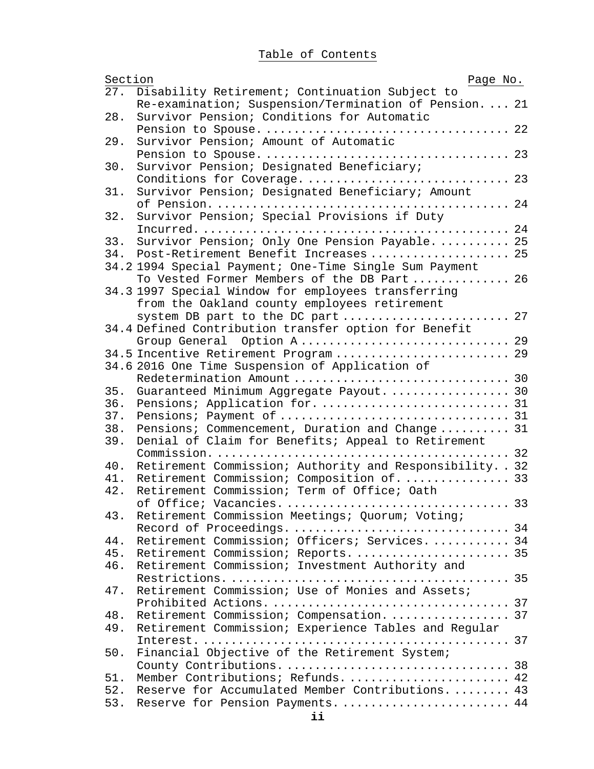# Table of Contents

| Section | | Page No. |
|---|---|---|
| 27. | Disability Retirement; Continuation Subject to Re-examination; Suspension/Termination of Pension. | 21 |
| 28. | Survivor Pension; Conditions for Automatic Pension to Spouse. | 22 |
| 29. | Survivor Pension; Amount of Automatic Pension to Spouse. | 23 |
| 30. | Survivor Pension; Designated Beneficiary; Conditions for Coverage. | 23 |
| 31. | Survivor Pension; Designated Beneficiary; Amount of Pension. | 24 |
| 32. | Survivor Pension; Special Provisions if Duty Incurred. | 24 |
| 33. | Survivor Pension; Only One Pension Payable. | 25 |
| 34. | Post-Retirement Benefit Increases | 25 |
| 34.2 | 1994 Special Payment; One-Time Single Sum Payment To Vested Former Members of the DB Part | 26 |
| 34.3 | 1997 Special Window for employees transferring from the Oakland county employees retirement system DB part to the DC part | 27 |
| 34.4 | Defined Contribution transfer option for Benefit Group General Option A | 29 |
| 34.5 | Incentive Retirement Program | 29 |
| 34.6 | 2016 One Time Suspension of Application of Redetermination Amount | 30 |
| 35. | Guaranteed Minimum Aggregate Payout. | 30 |
| 36. | Pensions; Application for. | 31 |
| 37. | Pensions; Payment of | 31 |
| 38. | Pensions; Commencement, Duration and Change | 31 |
| 39. | Denial of Claim for Benefits; Appeal to Retirement Commission. | 32 |
| 40. | Retirement Commission; Authority and Responsibility. | 32 |
| 41. | Retirement Commission; Composition of. | 33 |
| 42. | Retirement Commission; Term of Office; Oath of Office; Vacancies. | 33 |
| 43. | Retirement Commission Meetings; Quorum; Voting; Record of Proceedings. | 34 |
| 44. | Retirement Commission; Officers; Services. | 34 |
| 45. | Retirement Commission; Reports. | 35 |
| 46. | Retirement Commission; Investment Authority and Restrictions. | 35 |
| 47. | Retirement Commission; Use of Monies and Assets; Prohibited Actions. | 37 |
| 48. | Retirement Commission; Compensation. | 37 |
| 49. | Retirement Commission; Experience Tables and Regular Interest. | 37 |
| 50. | Financial Objective of the Retirement System; County Contributions. | 38 |
| 51. | Member Contributions; Refunds. | 42 |
| 52. | Reserve for Accumulated Member Contributions. | 43 |
| 53. | Reserve for Pension Payments. | 44 |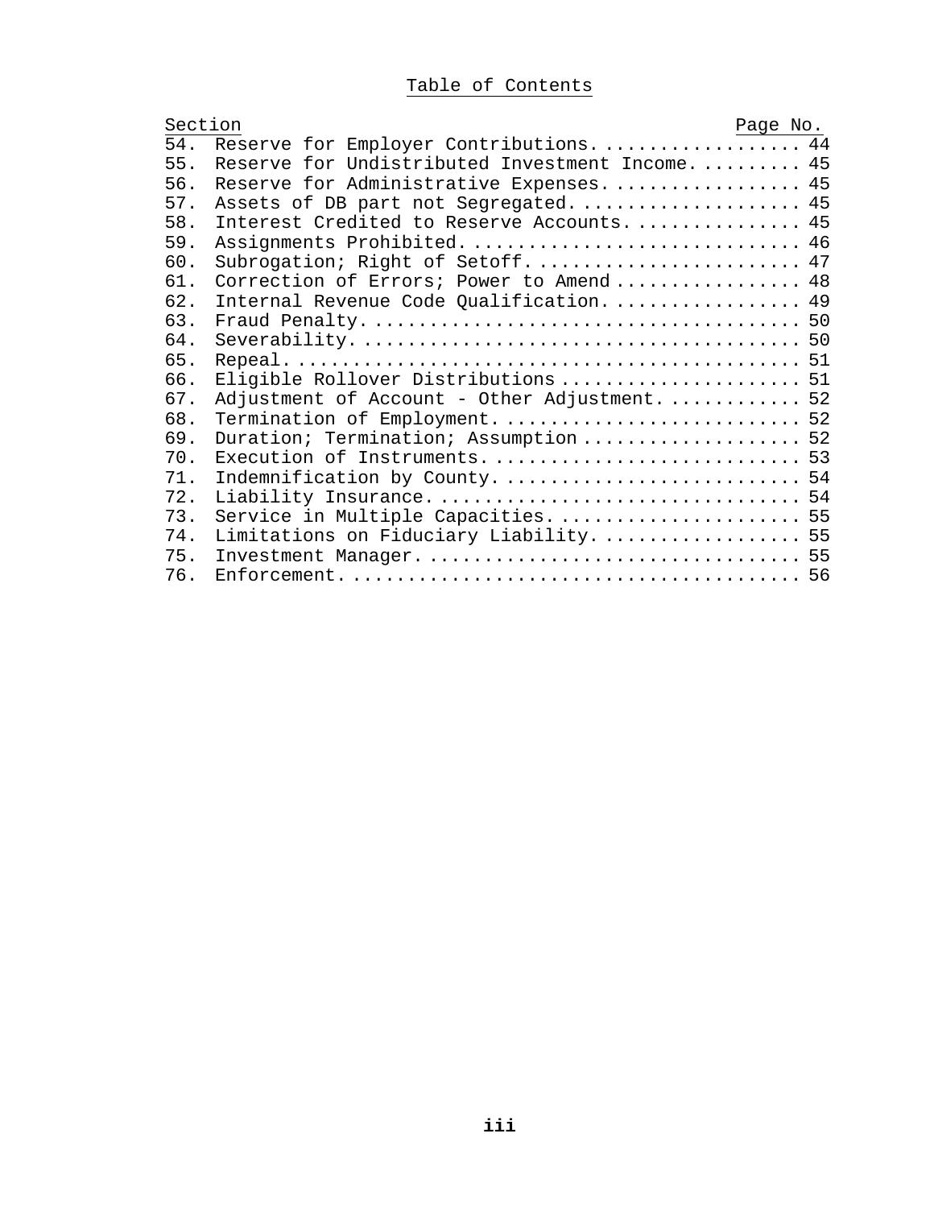Table of Contents

| Section | | Page No. |
|---|---|---|
| 54. | Reserve for Employer Contributions. | 44 |
| 55. | Reserve for Undistributed Investment Income. | 45 |
| 56. | Reserve for Administrative Expenses. | 45 |
| 57. | Assets of DB part not Segregated. | 45 |
| 58. | Interest Credited to Reserve Accounts. | 45 |
| 59. | Assignments Prohibited. | 46 |
| 60. | Subrogation; Right of Setoff. | 47 |
| 61. | Correction of Errors; Power to Amend | 48 |
| 62. | Internal Revenue Code Qualification. | 49 |
| 63. | Fraud Penalty. | 50 |
| 64. | Severability. | 50 |
| 65. | Repeal. | 51 |
| 66. | Eligible Rollover Distributions | 51 |
| 67. | Adjustment of Account - Other Adjustment. | 52 |
| 68. | Termination of Employment. | 52 |
| 69. | Duration; Termination; Assumption | 52 |
| 70. | Execution of Instruments. | 53 |
| 71. | Indemnification by County. | 54 |
| 72. | Liability Insurance. | 54 |
| 73. | Service in Multiple Capacities. | 55 |
| 74. | Limitations on Fiduciary Liability. | 55 |
| 75. | Investment Manager. | 55 |
| 76. | Enforcement. | 56 |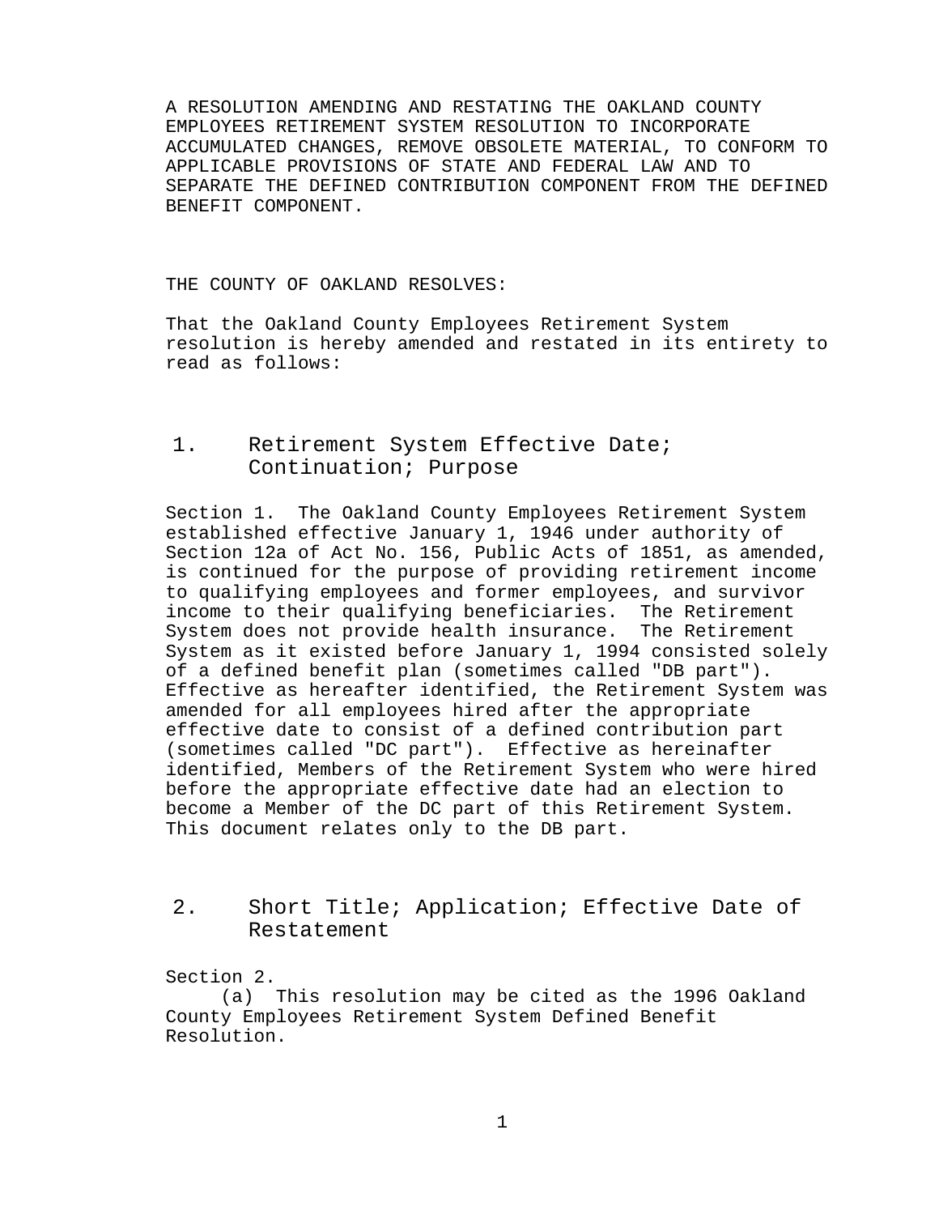A RESOLUTION AMENDING AND RESTATING THE OAKLAND COUNTY EMPLOYEES RETIREMENT SYSTEM RESOLUTION TO INCORPORATE ACCUMULATED CHANGES, REMOVE OBSOLETE MATERIAL, TO CONFORM TO APPLICABLE PROVISIONS OF STATE AND FEDERAL LAW AND TO SEPARATE THE DEFINED CONTRIBUTION COMPONENT FROM THE DEFINED BENEFIT COMPONENT.

THE COUNTY OF OAKLAND RESOLVES:

That the Oakland County Employees Retirement System resolution is hereby amended and restated in its entirety to read as follows:

## 1. Retirement System Effective Date; Continuation; Purpose

Section 1. The Oakland County Employees Retirement System established effective January 1, 1946 under authority of Section 12a of Act No. 156, Public Acts of 1851, as amended, is continued for the purpose of providing retirement income to qualifying employees and former employees, and survivor income to their qualifying beneficiaries. The Retirement System does not provide health insurance. The Retirement System as it existed before January 1, 1994 consisted solely of a defined benefit plan (sometimes called "DB part"). Effective as hereafter identified, the Retirement System was amended for all employees hired after the appropriate effective date to consist of a defined contribution part (sometimes called "DC part"). Effective as hereinafter identified, Members of the Retirement System who were hired before the appropriate effective date had an election to become a Member of the DC part of this Retirement System. This document relates only to the DB part.

## 2. Short Title; Application; Effective Date of Restatement

Section 2.

(a) This resolution may be cited as the 1996 Oakland County Employees Retirement System Defined Benefit Resolution.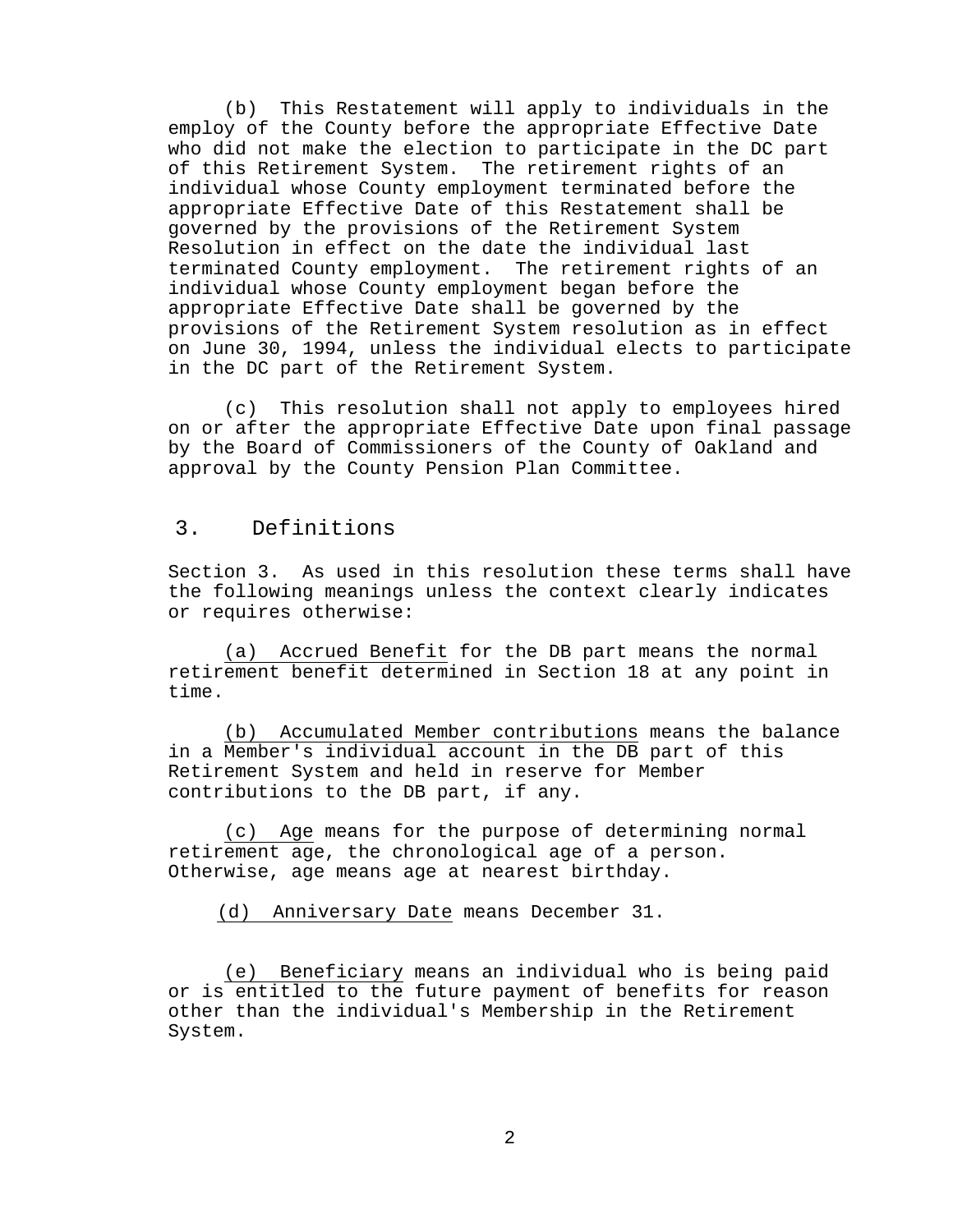(b) This Restatement will apply to individuals in the employ of the County before the appropriate Effective Date who did not make the election to participate in the DC part of this Retirement System. The retirement rights of an individual whose County employment terminated before the appropriate Effective Date of this Restatement shall be governed by the provisions of the Retirement System Resolution in effect on the date the individual last terminated County employment. The retirement rights of an individual whose County employment began before the appropriate Effective Date shall be governed by the provisions of the Retirement System resolution as in effect on June 30, 1994, unless the individual elects to participate in the DC part of the Retirement System.

(c) This resolution shall not apply to employees hired on or after the appropriate Effective Date upon final passage by the Board of Commissioners of the County of Oakland and approval by the County Pension Plan Committee.

## 3. Definitions

Section 3. As used in this resolution these terms shall have the following meanings unless the context clearly indicates or requires otherwise:

(a) Accrued Benefit for the DB part means the normal retirement benefit determined in Section 18 at any point in time.

(b) Accumulated Member contributions means the balance in a Member's individual account in the DB part of this Retirement System and held in reserve for Member contributions to the DB part, if any.

(c) Age means for the purpose of determining normal retirement age, the chronological age of a person. Otherwise, age means age at nearest birthday.

(d) Anniversary Date means December 31.

(e) Beneficiary means an individual who is being paid or is entitled to the future payment of benefits for reason other than the individual's Membership in the Retirement System.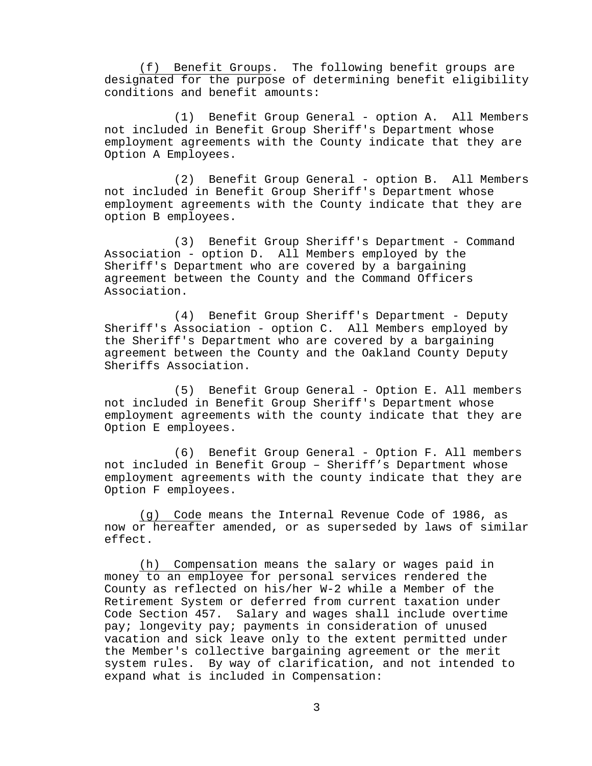(f) Benefit Groups. The following benefit groups are designated for the purpose of determining benefit eligibility conditions and benefit amounts:

(1) Benefit Group General - option A. All Members not included in Benefit Group Sheriff's Department whose employment agreements with the County indicate that they are Option A Employees.

(2) Benefit Group General - option B. All Members not included in Benefit Group Sheriff's Department whose employment agreements with the County indicate that they are option B employees.

(3) Benefit Group Sheriff's Department - Command Association - option D. All Members employed by the Sheriff's Department who are covered by a bargaining agreement between the County and the Command Officers Association.

(4) Benefit Group Sheriff's Department - Deputy Sheriff's Association - option C. All Members employed by the Sheriff's Department who are covered by a bargaining agreement between the County and the Oakland County Deputy Sheriffs Association.

(5) Benefit Group General - Option E. All members not included in Benefit Group Sheriff's Department whose employment agreements with the county indicate that they are Option E employees.

(6) Benefit Group General - Option F. All members not included in Benefit Group – Sheriff’s Department whose employment agreements with the county indicate that they are Option F employees.

(g) Code means the Internal Revenue Code of 1986, as now or hereafter amended, or as superseded by laws of similar effect.

(h) Compensation means the salary or wages paid in money to an employee for personal services rendered the County as reflected on his/her W-2 while a Member of the Retirement System or deferred from current taxation under Code Section 457. Salary and wages shall include overtime pay; longevity pay; payments in consideration of unused vacation and sick leave only to the extent permitted under the Member's collective bargaining agreement or the merit system rules. By way of clarification, and not intended to expand what is included in Compensation: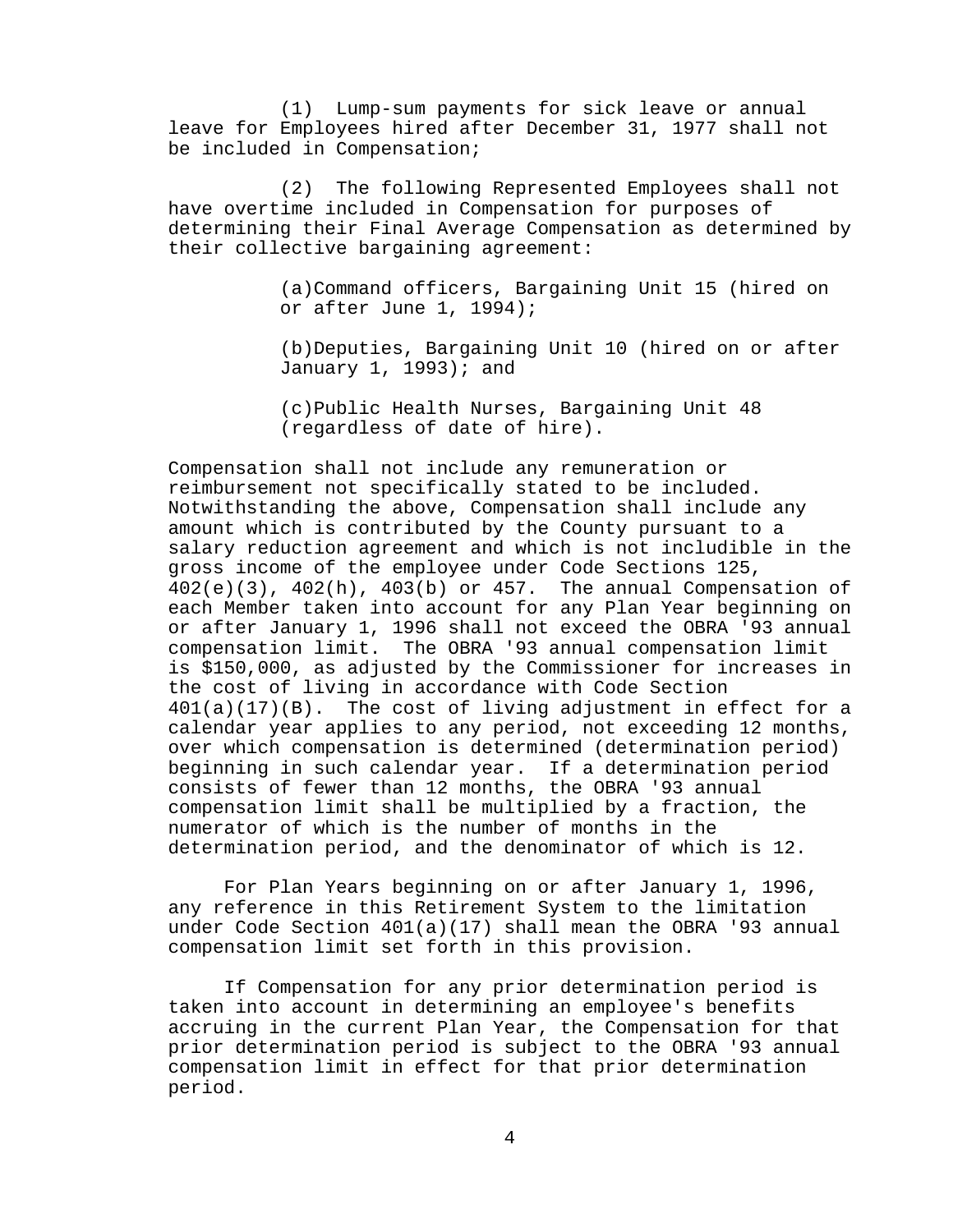(1) Lump-sum payments for sick leave or annual leave for Employees hired after December 31, 1977 shall not be included in Compensation;

(2) The following Represented Employees shall not have overtime included in Compensation for purposes of determining their Final Average Compensation as determined by their collective bargaining agreement:

(a) Command officers, Bargaining Unit 15 (hired on or after June 1, 1994);

(b) Deputies, Bargaining Unit 10 (hired on or after January 1, 1993); and

(c) Public Health Nurses, Bargaining Unit 48 (regardless of date of hire).

Compensation shall not include any remuneration or reimbursement not specifically stated to be included. Notwithstanding the above, Compensation shall include any amount which is contributed by the County pursuant to a salary reduction agreement and which is not includible in the gross income of the employee under Code Sections 125, 402(e)(3), 402(h), 403(b) or 457. The annual Compensation of each Member taken into account for any Plan Year beginning on or after January 1, 1996 shall not exceed the OBRA '93 annual compensation limit. The OBRA '93 annual compensation limit is $150,000, as adjusted by the Commissioner for increases in the cost of living in accordance with Code Section 401(a)(17)(B). The cost of living adjustment in effect for a calendar year applies to any period, not exceeding 12 months, over which compensation is determined (determination period) beginning in such calendar year. If a determination period consists of fewer than 12 months, the OBRA '93 annual compensation limit shall be multiplied by a fraction, the numerator of which is the number of months in the determination period, and the denominator of which is 12.

For Plan Years beginning on or after January 1, 1996, any reference in this Retirement System to the limitation under Code Section 401(a)(17) shall mean the OBRA '93 annual compensation limit set forth in this provision.

If Compensation for any prior determination period is taken into account in determining an employee's benefits accruing in the current Plan Year, the Compensation for that prior determination period is subject to the OBRA '93 annual compensation limit in effect for that prior determination period.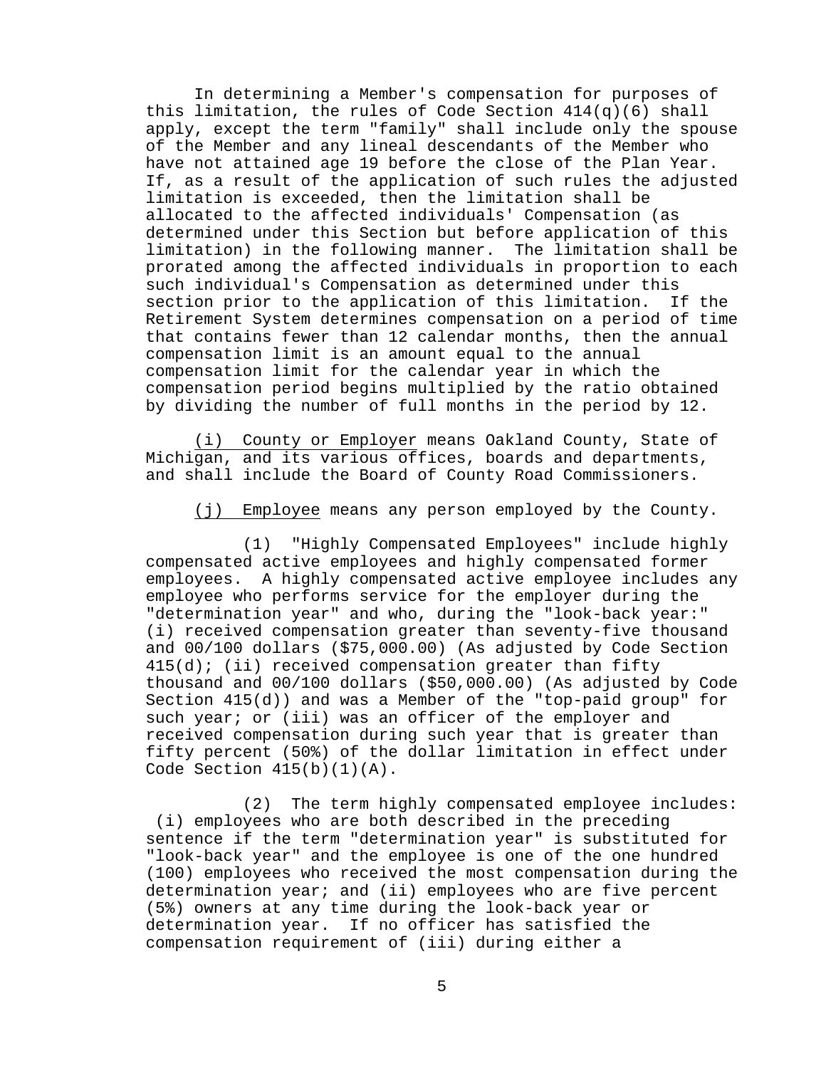In determining a Member's compensation for purposes of this limitation, the rules of Code Section 414(q)(6) shall apply, except the term "family" shall include only the spouse of the Member and any lineal descendants of the Member who have not attained age 19 before the close of the Plan Year. If, as a result of the application of such rules the adjusted limitation is exceeded, then the limitation shall be allocated to the affected individuals' Compensation (as determined under this Section but before application of this limitation) in the following manner. The limitation shall be prorated among the affected individuals in proportion to each such individual's Compensation as determined under this section prior to the application of this limitation. If the Retirement System determines compensation on a period of time that contains fewer than 12 calendar months, then the annual compensation limit is an amount equal to the annual compensation limit for the calendar year in which the compensation period begins multiplied by the ratio obtained by dividing the number of full months in the period by 12.

(i) County or Employer means Oakland County, State of Michigan, and its various offices, boards and departments, and shall include the Board of County Road Commissioners.

(j) Employee means any person employed by the County.

(1) "Highly Compensated Employees" include highly compensated active employees and highly compensated former employees. A highly compensated active employee includes any employee who performs service for the employer during the "determination year" and who, during the "look-back year:" (i) received compensation greater than seventy-five thousand and 00/100 dollars ($75,000.00) (As adjusted by Code Section 415(d); (ii) received compensation greater than fifty thousand and 00/100 dollars ($50,000.00) (As adjusted by Code Section 415(d)) and was a Member of the "top-paid group" for such year; or (iii) was an officer of the employer and received compensation during such year that is greater than fifty percent (50%) of the dollar limitation in effect under Code Section 415(b)(1)(A).

(2) The term highly compensated employee includes: (i) employees who are both described in the preceding sentence if the term "determination year" is substituted for "look-back year" and the employee is one of the one hundred (100) employees who received the most compensation during the determination year; and (ii) employees who are five percent (5%) owners at any time during the look-back year or determination year. If no officer has satisfied the compensation requirement of (iii) during either a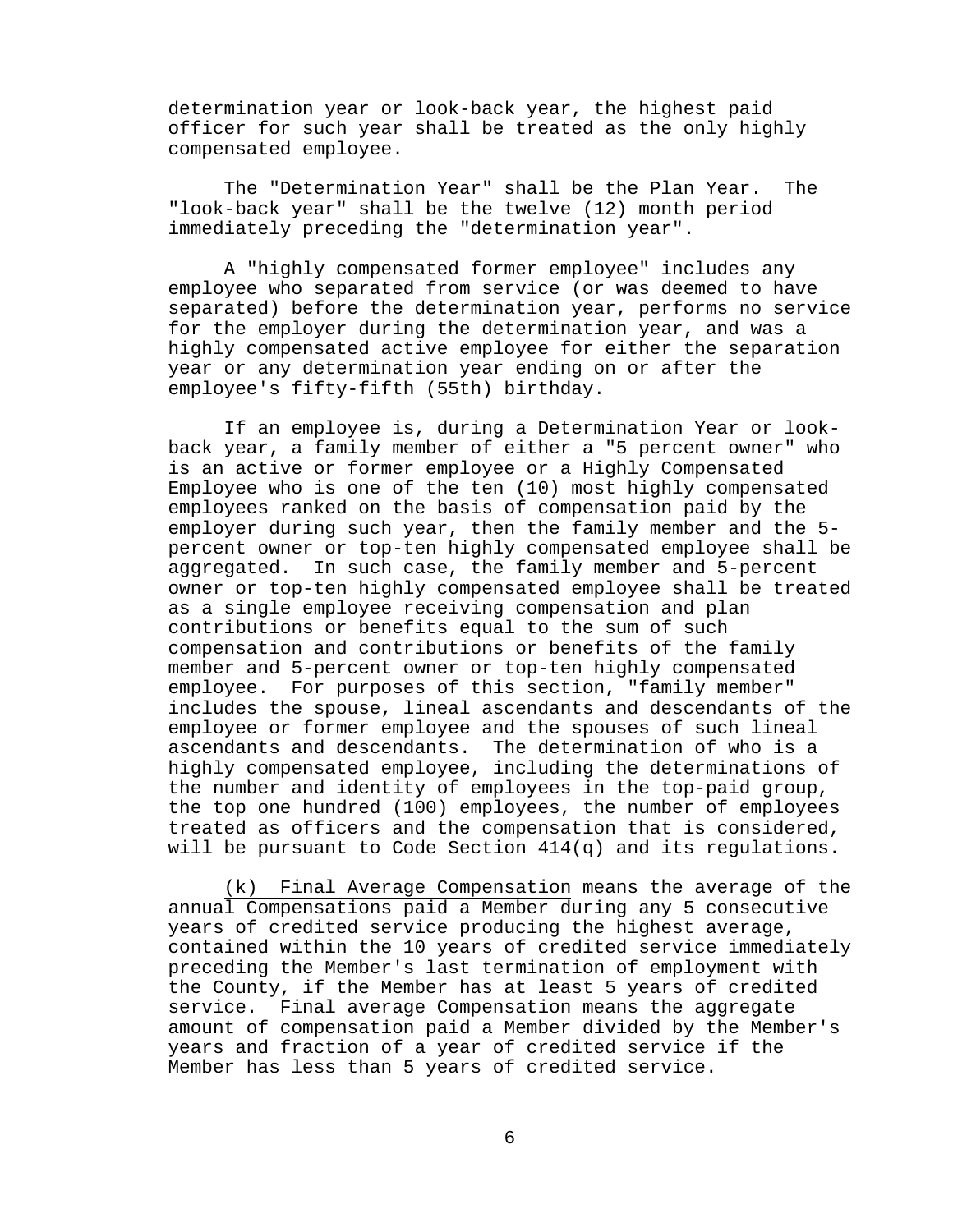determination year or look-back year, the highest paid officer for such year shall be treated as the only highly compensated employee.

The "Determination Year" shall be the Plan Year. The "look-back year" shall be the twelve (12) month period immediately preceding the "determination year".

A "highly compensated former employee" includes any employee who separated from service (or was deemed to have separated) before the determination year, performs no service for the employer during the determination year, and was a highly compensated active employee for either the separation year or any determination year ending on or after the employee's fifty-fifth (55th) birthday.

If an employee is, during a Determination Year or look-back year, a family member of either a "5 percent owner" who is an active or former employee or a Highly Compensated Employee who is one of the ten (10) most highly compensated employees ranked on the basis of compensation paid by the employer during such year, then the family member and the 5-percent owner or top-ten highly compensated employee shall be aggregated. In such case, the family member and 5-percent owner or top-ten highly compensated employee shall be treated as a single employee receiving compensation and plan contributions or benefits equal to the sum of such compensation and contributions or benefits of the family member and 5-percent owner or top-ten highly compensated employee. For purposes of this section, "family member" includes the spouse, lineal ascendants and descendants of the employee or former employee and the spouses of such lineal ascendants and descendants. The determination of who is a highly compensated employee, including the determinations of the number and identity of employees in the top-paid group, the top one hundred (100) employees, the number of employees treated as officers and the compensation that is considered, will be pursuant to Code Section 414(q) and its regulations.

(k) Final Average Compensation means the average of the annual Compensations paid a Member during any 5 consecutive years of credited service producing the highest average, contained within the 10 years of credited service immediately preceding the Member's last termination of employment with the County, if the Member has at least 5 years of credited service. Final average Compensation means the aggregate amount of compensation paid a Member divided by the Member's years and fraction of a year of credited service if the Member has less than 5 years of credited service.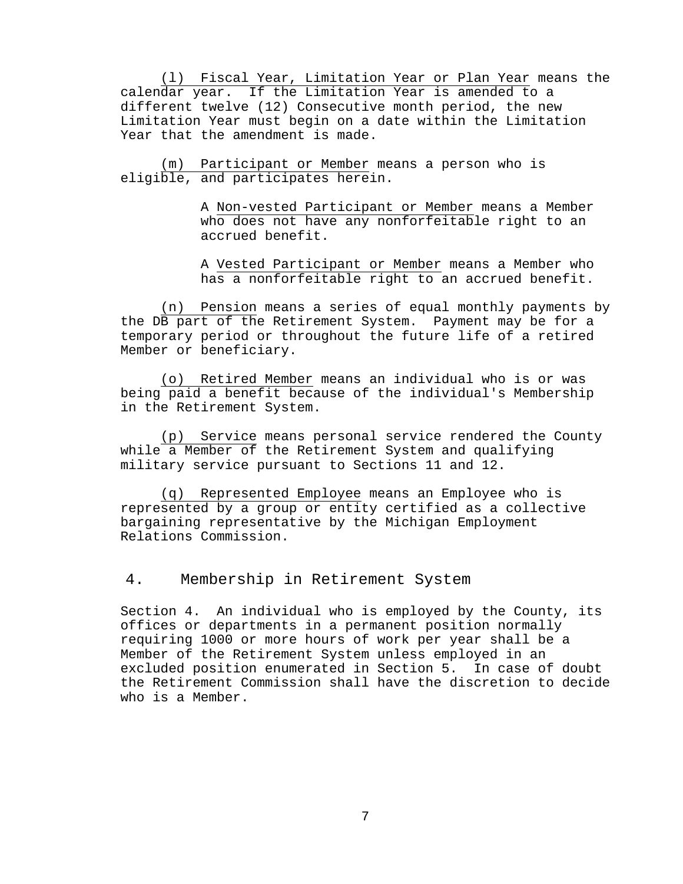(l) Fiscal Year, Limitation Year or Plan Year means the calendar year. If the Limitation Year is amended to a different twelve (12) Consecutive month period, the new Limitation Year must begin on a date within the Limitation Year that the amendment is made.

(m) Participant or Member means a person who is eligible, and participates herein.

> A Non-vested Participant or Member means a Member who does not have any nonforfeitable right to an accrued benefit.
>
> A Vested Participant or Member means a Member who has a nonforfeitable right to an accrued benefit.

(n) Pension means a series of equal monthly payments by the DB part of the Retirement System. Payment may be for a temporary period or throughout the future life of a retired Member or beneficiary.

(o) Retired Member means an individual who is or was being paid a benefit because of the individual's Membership in the Retirement System.

(p) Service means personal service rendered the County while a Member of the Retirement System and qualifying military service pursuant to Sections 11 and 12.

(q) Represented Employee means an Employee who is represented by a group or entity certified as a collective bargaining representative by the Michigan Employment Relations Commission.

## 4. Membership in Retirement System

Section 4. An individual who is employed by the County, its offices or departments in a permanent position normally requiring 1000 or more hours of work per year shall be a Member of the Retirement System unless employed in an excluded position enumerated in Section 5. In case of doubt the Retirement Commission shall have the discretion to decide who is a Member.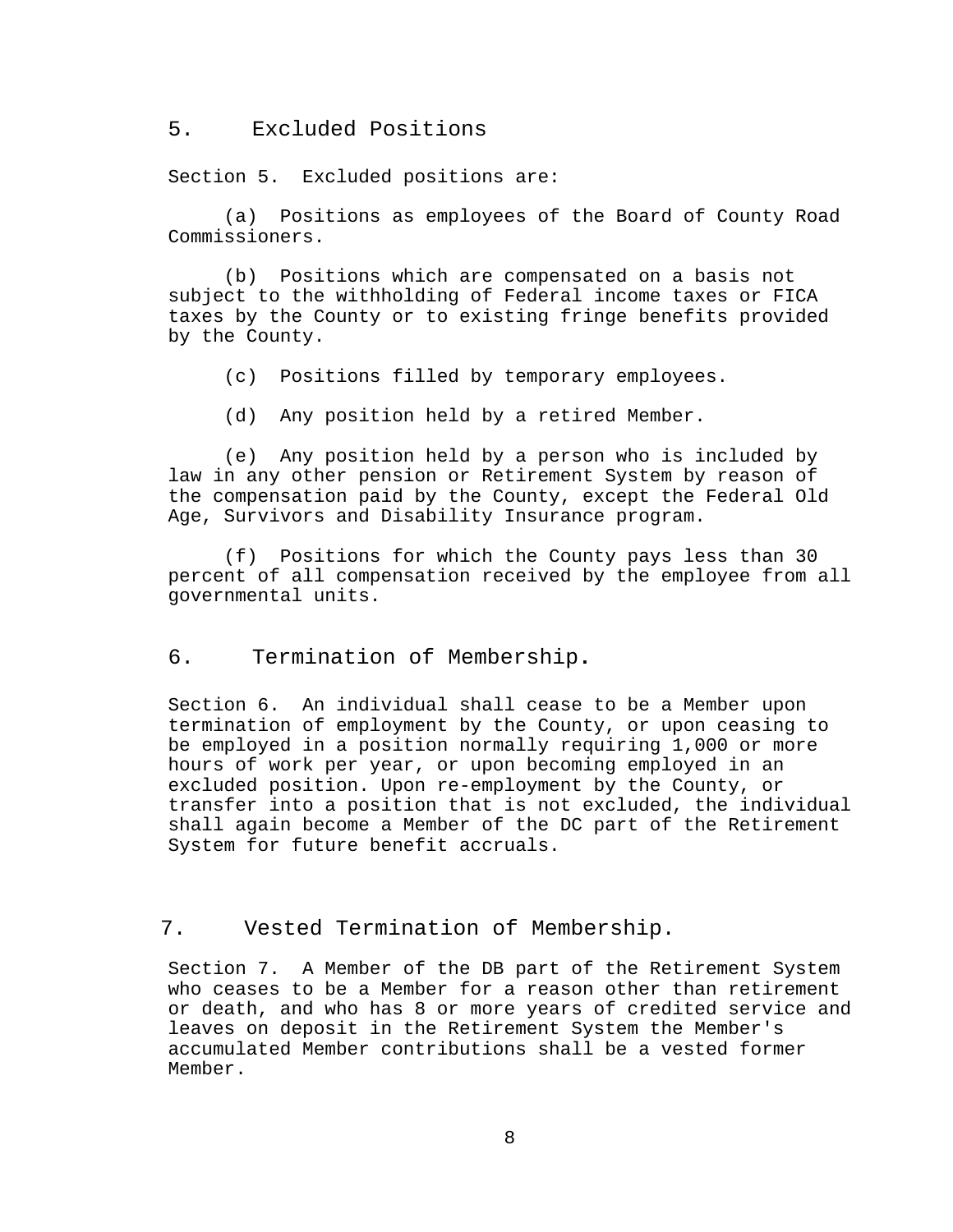## 5. Excluded Positions

Section 5. Excluded positions are:

(a) Positions as employees of the Board of County Road Commissioners.

(b) Positions which are compensated on a basis not subject to the withholding of Federal income taxes or FICA taxes by the County or to existing fringe benefits provided by the County.

(c) Positions filled by temporary employees.

(d) Any position held by a retired Member.

(e) Any position held by a person who is included by law in any other pension or Retirement System by reason of the compensation paid by the County, except the Federal Old Age, Survivors and Disability Insurance program.

(f) Positions for which the County pays less than 30 percent of all compensation received by the employee from all governmental units.

## 6. Termination of Membership.

Section 6. An individual shall cease to be a Member upon termination of employment by the County, or upon ceasing to be employed in a position normally requiring 1,000 or more hours of work per year, or upon becoming employed in an excluded position. Upon re-employment by the County, or transfer into a position that is not excluded, the individual shall again become a Member of the DC part of the Retirement System for future benefit accruals.

## 7. Vested Termination of Membership.

Section 7. A Member of the DB part of the Retirement System who ceases to be a Member for a reason other than retirement or death, and who has 8 or more years of credited service and leaves on deposit in the Retirement System the Member's accumulated Member contributions shall be a vested former Member.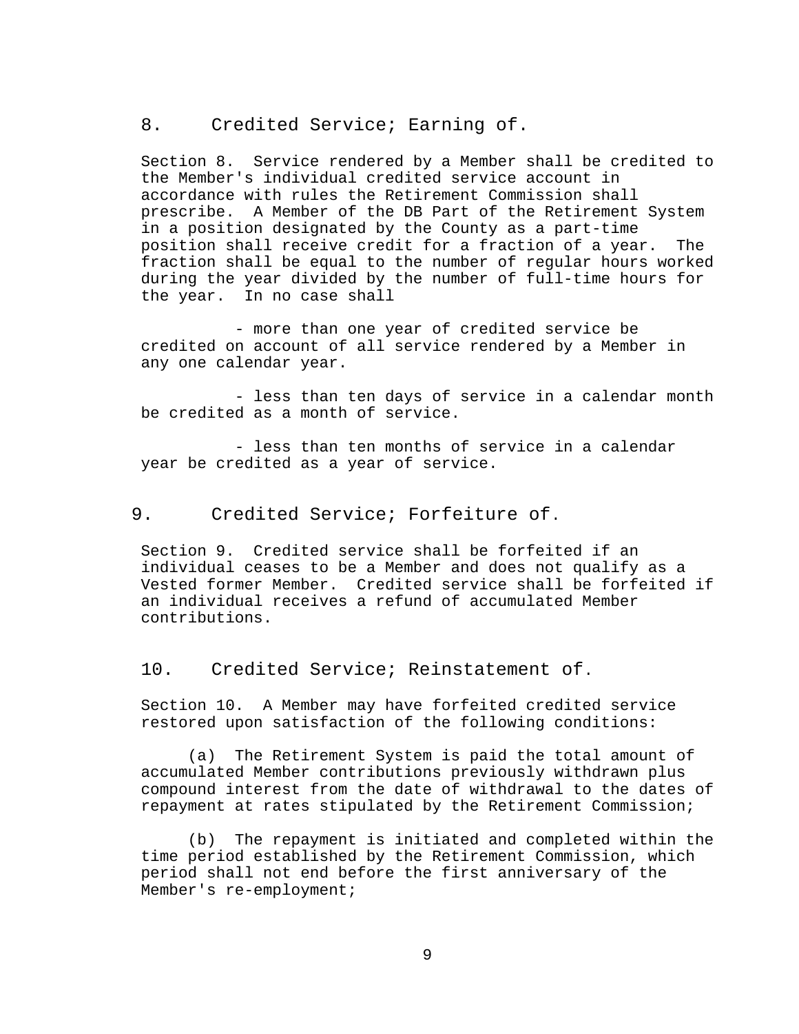## 8. Credited Service; Earning of.

Section 8. Service rendered by a Member shall be credited to the Member's individual credited service account in accordance with rules the Retirement Commission shall prescribe. A Member of the DB Part of the Retirement System in a position designated by the County as a part-time position shall receive credit for a fraction of a year. The fraction shall be equal to the number of regular hours worked during the year divided by the number of full-time hours for the year. In no case shall

- more than one year of credited service be credited on account of all service rendered by a Member in any one calendar year.

- less than ten days of service in a calendar month be credited as a month of service.

- less than ten months of service in a calendar year be credited as a year of service.

## 9. Credited Service; Forfeiture of.

Section 9. Credited service shall be forfeited if an individual ceases to be a Member and does not qualify as a Vested former Member. Credited service shall be forfeited if an individual receives a refund of accumulated Member contributions.

## 10. Credited Service; Reinstatement of.

Section 10. A Member may have forfeited credited service restored upon satisfaction of the following conditions:

(a) The Retirement System is paid the total amount of accumulated Member contributions previously withdrawn plus compound interest from the date of withdrawal to the dates of repayment at rates stipulated by the Retirement Commission;

(b) The repayment is initiated and completed within the time period established by the Retirement Commission, which period shall not end before the first anniversary of the Member's re-employment;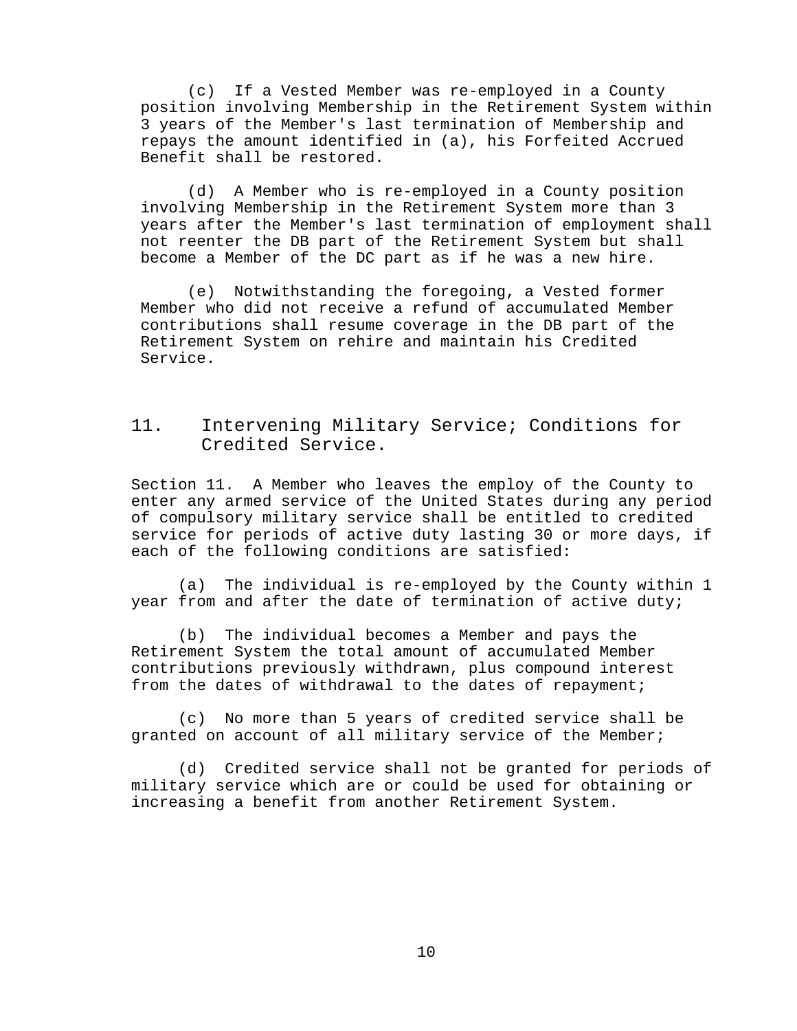(c) If a Vested Member was re-employed in a County position involving Membership in the Retirement System within 3 years of the Member's last termination of Membership and repays the amount identified in (a), his Forfeited Accrued Benefit shall be restored.

(d) A Member who is re-employed in a County position involving Membership in the Retirement System more than 3 years after the Member's last termination of employment shall not reenter the DB part of the Retirement System but shall become a Member of the DC part as if he was a new hire.

(e) Notwithstanding the foregoing, a Vested former Member who did not receive a refund of accumulated Member contributions shall resume coverage in the DB part of the Retirement System on rehire and maintain his Credited Service.

## 11. Intervening Military Service; Conditions for Credited Service.

Section 11. A Member who leaves the employ of the County to enter any armed service of the United States during any period of compulsory military service shall be entitled to credited service for periods of active duty lasting 30 or more days, if each of the following conditions are satisfied:

(a) The individual is re-employed by the County within 1 year from and after the date of termination of active duty;

(b) The individual becomes a Member and pays the Retirement System the total amount of accumulated Member contributions previously withdrawn, plus compound interest from the dates of withdrawal to the dates of repayment;

(c) No more than 5 years of credited service shall be granted on account of all military service of the Member;

(d) Credited service shall not be granted for periods of military service which are or could be used for obtaining or increasing a benefit from another Retirement System.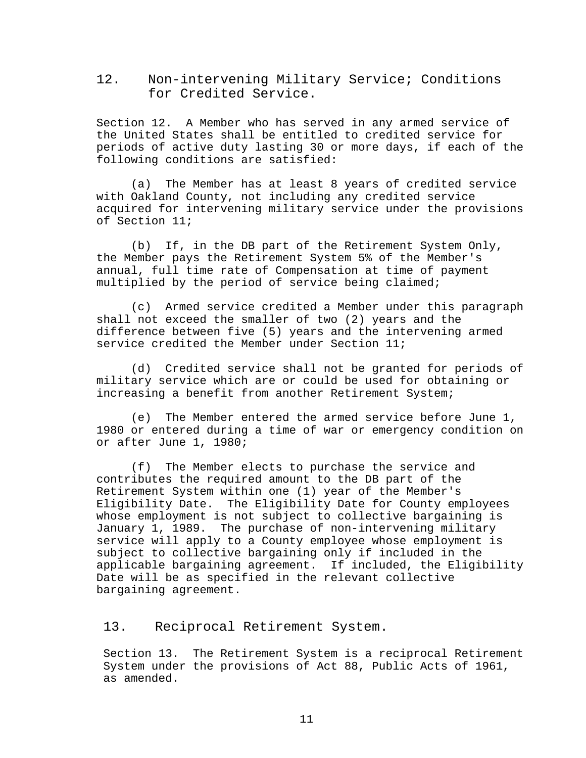## 12. Non-intervening Military Service; Conditions for Credited Service.

Section 12. A Member who has served in any armed service of the United States shall be entitled to credited service for periods of active duty lasting 30 or more days, if each of the following conditions are satisfied:

(a) The Member has at least 8 years of credited service with Oakland County, not including any credited service acquired for intervening military service under the provisions of Section 11;

(b) If, in the DB part of the Retirement System Only, the Member pays the Retirement System 5% of the Member's annual, full time rate of Compensation at time of payment multiplied by the period of service being claimed;

(c) Armed service credited a Member under this paragraph shall not exceed the smaller of two (2) years and the difference between five (5) years and the intervening armed service credited the Member under Section 11;

(d) Credited service shall not be granted for periods of military service which are or could be used for obtaining or increasing a benefit from another Retirement System;

(e) The Member entered the armed service before June 1, 1980 or entered during a time of war or emergency condition on or after June 1, 1980;

(f) The Member elects to purchase the service and contributes the required amount to the DB part of the Retirement System within one (1) year of the Member's Eligibility Date. The Eligibility Date for County employees whose employment is not subject to collective bargaining is January 1, 1989. The purchase of non-intervening military service will apply to a County employee whose employment is subject to collective bargaining only if included in the applicable bargaining agreement. If included, the Eligibility Date will be as specified in the relevant collective bargaining agreement.

## 13. Reciprocal Retirement System.

Section 13. The Retirement System is a reciprocal Retirement System under the provisions of Act 88, Public Acts of 1961, as amended.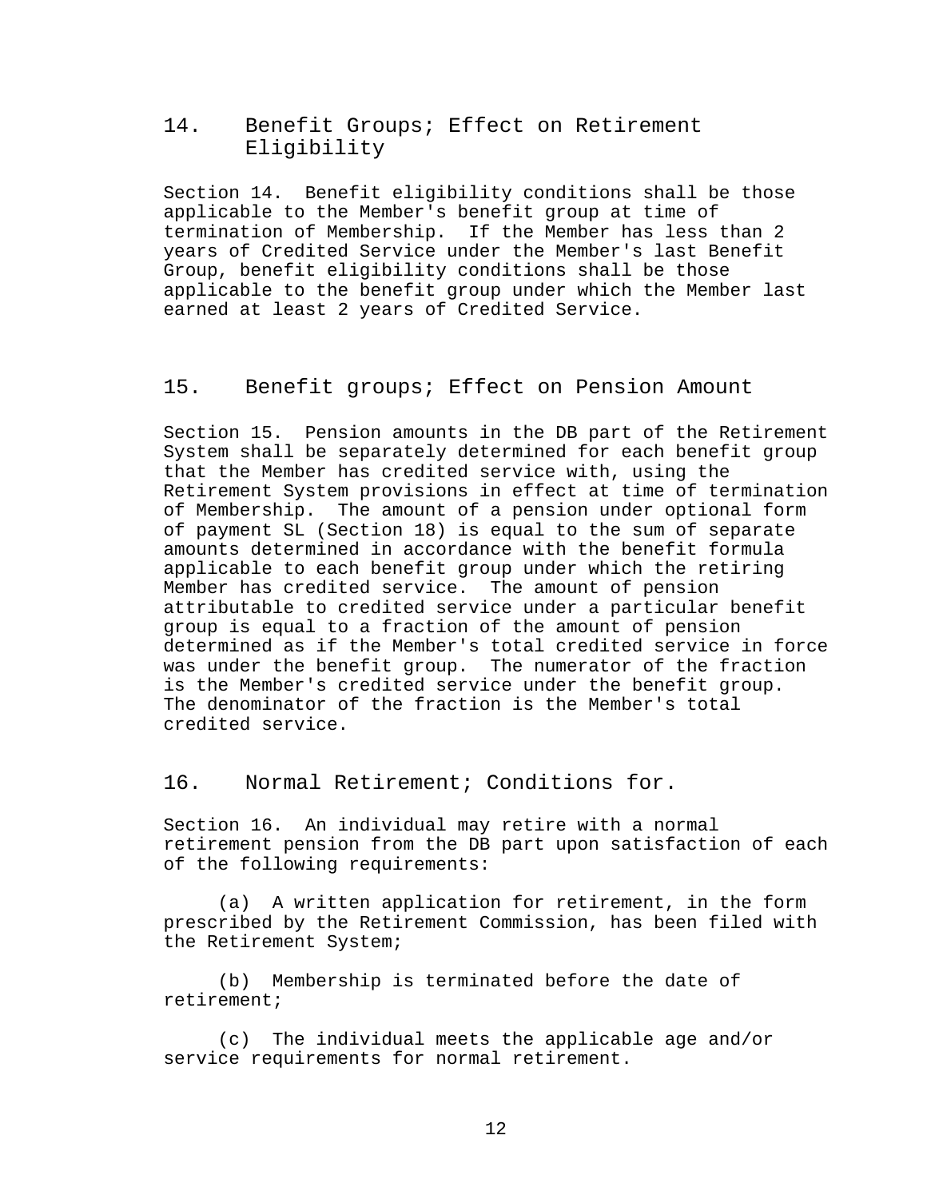## 14. Benefit Groups; Effect on Retirement Eligibility

Section 14. Benefit eligibility conditions shall be those applicable to the Member's benefit group at time of termination of Membership. If the Member has less than 2 years of Credited Service under the Member's last Benefit Group, benefit eligibility conditions shall be those applicable to the benefit group under which the Member last earned at least 2 years of Credited Service.

## 15. Benefit groups; Effect on Pension Amount

Section 15. Pension amounts in the DB part of the Retirement System shall be separately determined for each benefit group that the Member has credited service with, using the Retirement System provisions in effect at time of termination of Membership. The amount of a pension under optional form of payment SL (Section 18) is equal to the sum of separate amounts determined in accordance with the benefit formula applicable to each benefit group under which the retiring Member has credited service. The amount of pension attributable to credited service under a particular benefit group is equal to a fraction of the amount of pension determined as if the Member's total credited service in force was under the benefit group. The numerator of the fraction is the Member's credited service under the benefit group. The denominator of the fraction is the Member's total credited service.

## 16. Normal Retirement; Conditions for.

Section 16. An individual may retire with a normal retirement pension from the DB part upon satisfaction of each of the following requirements:

(a) A written application for retirement, in the form prescribed by the Retirement Commission, has been filed with the Retirement System;

(b) Membership is terminated before the date of retirement;

(c) The individual meets the applicable age and/or service requirements for normal retirement.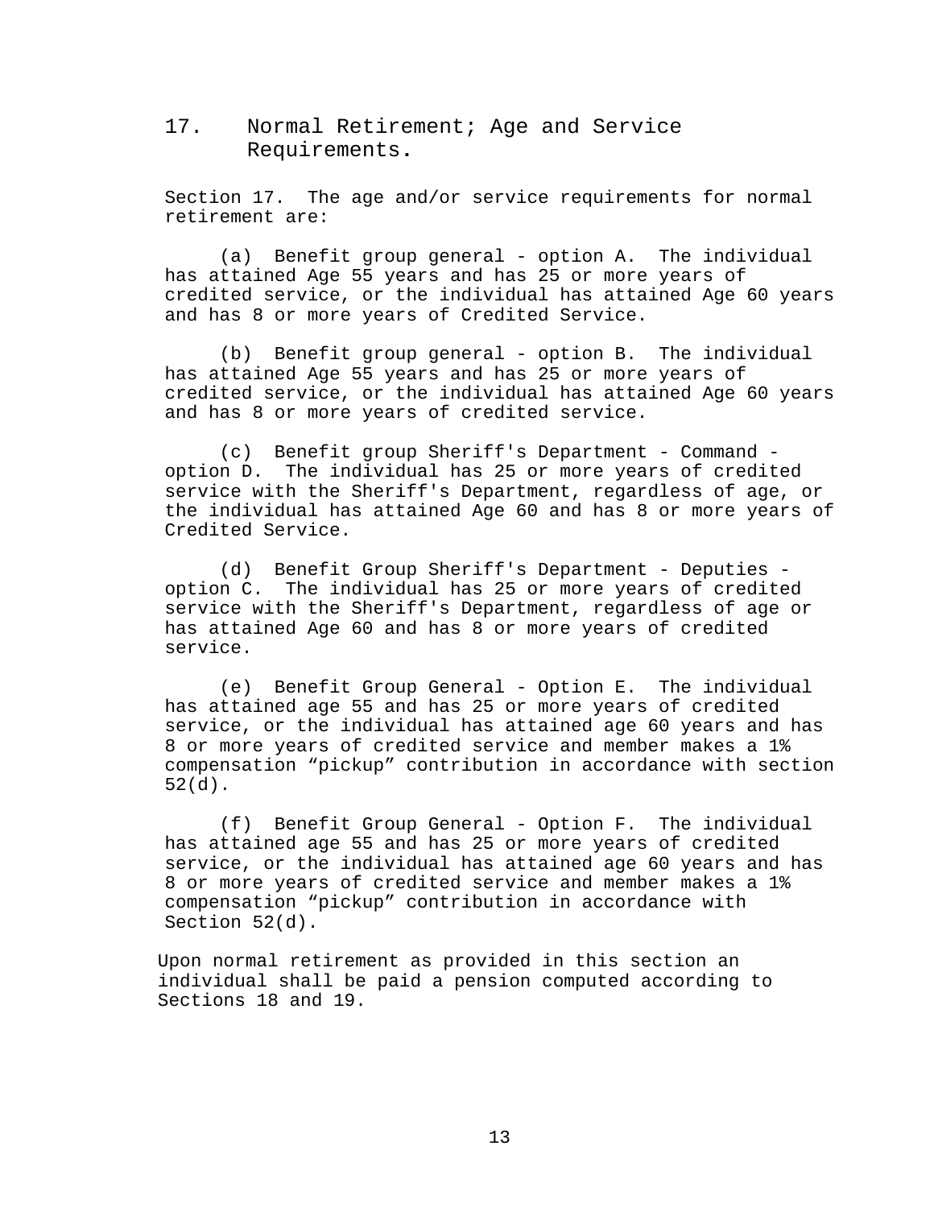## 17. Normal Retirement; Age and Service Requirements.

Section 17. The age and/or service requirements for normal retirement are:

(a) Benefit group general - option A. The individual has attained Age 55 years and has 25 or more years of credited service, or the individual has attained Age 60 years and has 8 or more years of Credited Service.

(b) Benefit group general - option B. The individual has attained Age 55 years and has 25 or more years of credited service, or the individual has attained Age 60 years and has 8 or more years of credited service.

(c) Benefit group Sheriff's Department - Command - option D. The individual has 25 or more years of credited service with the Sheriff's Department, regardless of age, or the individual has attained Age 60 and has 8 or more years of Credited Service.

(d) Benefit Group Sheriff's Department - Deputies - option C. The individual has 25 or more years of credited service with the Sheriff's Department, regardless of age or has attained Age 60 and has 8 or more years of credited service.

(e) Benefit Group General - Option E. The individual has attained age 55 and has 25 or more years of credited service, or the individual has attained age 60 years and has 8 or more years of credited service and member makes a 1% compensation “pickup” contribution in accordance with section 52(d).

(f) Benefit Group General - Option F. The individual has attained age 55 and has 25 or more years of credited service, or the individual has attained age 60 years and has 8 or more years of credited service and member makes a 1% compensation “pickup” contribution in accordance with Section 52(d).

Upon normal retirement as provided in this section an individual shall be paid a pension computed according to Sections 18 and 19.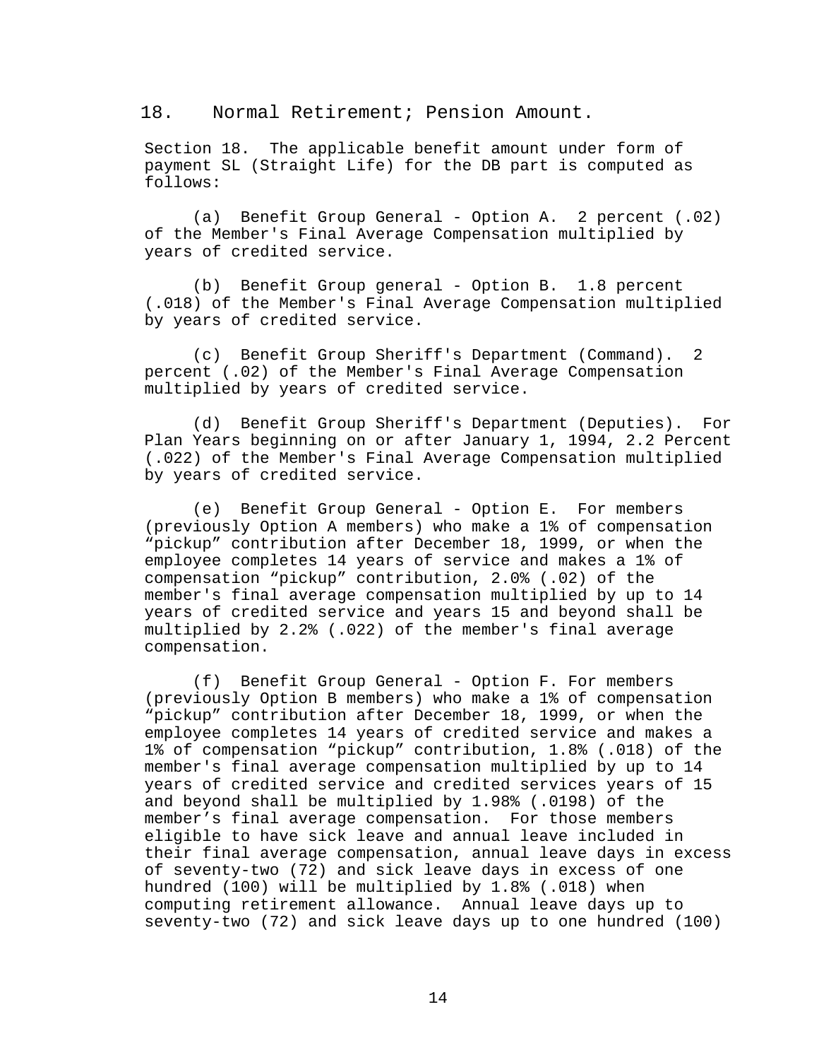## 18. Normal Retirement; Pension Amount.

Section 18. The applicable benefit amount under form of payment SL (Straight Life) for the DB part is computed as follows:

(a) Benefit Group General - Option A. 2 percent (.02) of the Member's Final Average Compensation multiplied by years of credited service.

(b) Benefit Group general - Option B. 1.8 percent (.018) of the Member's Final Average Compensation multiplied by years of credited service.

(c) Benefit Group Sheriff's Department (Command). 2 percent (.02) of the Member's Final Average Compensation multiplied by years of credited service.

(d) Benefit Group Sheriff's Department (Deputies). For Plan Years beginning on or after January 1, 1994, 2.2 Percent (.022) of the Member's Final Average Compensation multiplied by years of credited service.

(e) Benefit Group General - Option E. For members (previously Option A members) who make a 1% of compensation "pickup" contribution after December 18, 1999, or when the employee completes 14 years of service and makes a 1% of compensation "pickup" contribution, 2.0% (.02) of the member's final average compensation multiplied by up to 14 years of credited service and years 15 and beyond shall be multiplied by 2.2% (.022) of the member's final average compensation.

(f) Benefit Group General - Option F. For members (previously Option B members) who make a 1% of compensation "pickup" contribution after December 18, 1999, or when the employee completes 14 years of credited service and makes a 1% of compensation "pickup" contribution, 1.8% (.018) of the member's final average compensation multiplied by up to 14 years of credited service and credited services years of 15 and beyond shall be multiplied by 1.98% (.0198) of the member's final average compensation. For those members eligible to have sick leave and annual leave included in their final average compensation, annual leave days in excess of seventy-two (72) and sick leave days in excess of one hundred (100) will be multiplied by 1.8% (.018) when computing retirement allowance. Annual leave days up to seventy-two (72) and sick leave days up to one hundred (100)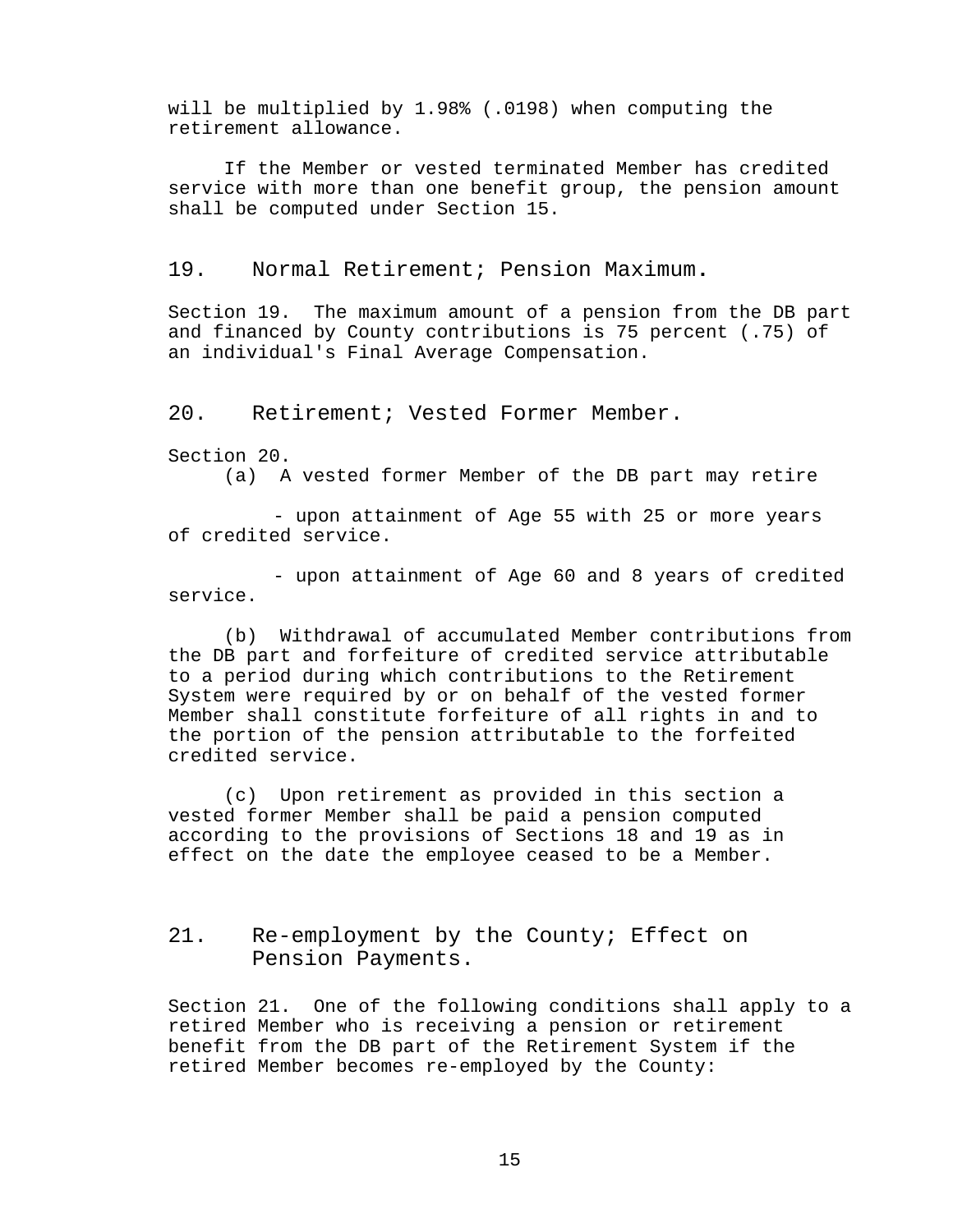will be multiplied by 1.98% (.0198) when computing the retirement allowance.

If the Member or vested terminated Member has credited service with more than one benefit group, the pension amount shall be computed under Section 15.

## 19. Normal Retirement; Pension Maximum.

Section 19. The maximum amount of a pension from the DB part and financed by County contributions is 75 percent (.75) of an individual's Final Average Compensation.

## 20. Retirement; Vested Former Member.

Section 20.

(a) A vested former Member of the DB part may retire

- upon attainment of Age 55 with 25 or more years of credited service.

- upon attainment of Age 60 and 8 years of credited service.

(b) Withdrawal of accumulated Member contributions from the DB part and forfeiture of credited service attributable to a period during which contributions to the Retirement System were required by or on behalf of the vested former Member shall constitute forfeiture of all rights in and to the portion of the pension attributable to the forfeited credited service.

(c) Upon retirement as provided in this section a vested former Member shall be paid a pension computed according to the provisions of Sections 18 and 19 as in effect on the date the employee ceased to be a Member.

## 21. Re-employment by the County; Effect on Pension Payments.

Section 21. One of the following conditions shall apply to a retired Member who is receiving a pension or retirement benefit from the DB part of the Retirement System if the retired Member becomes re-employed by the County: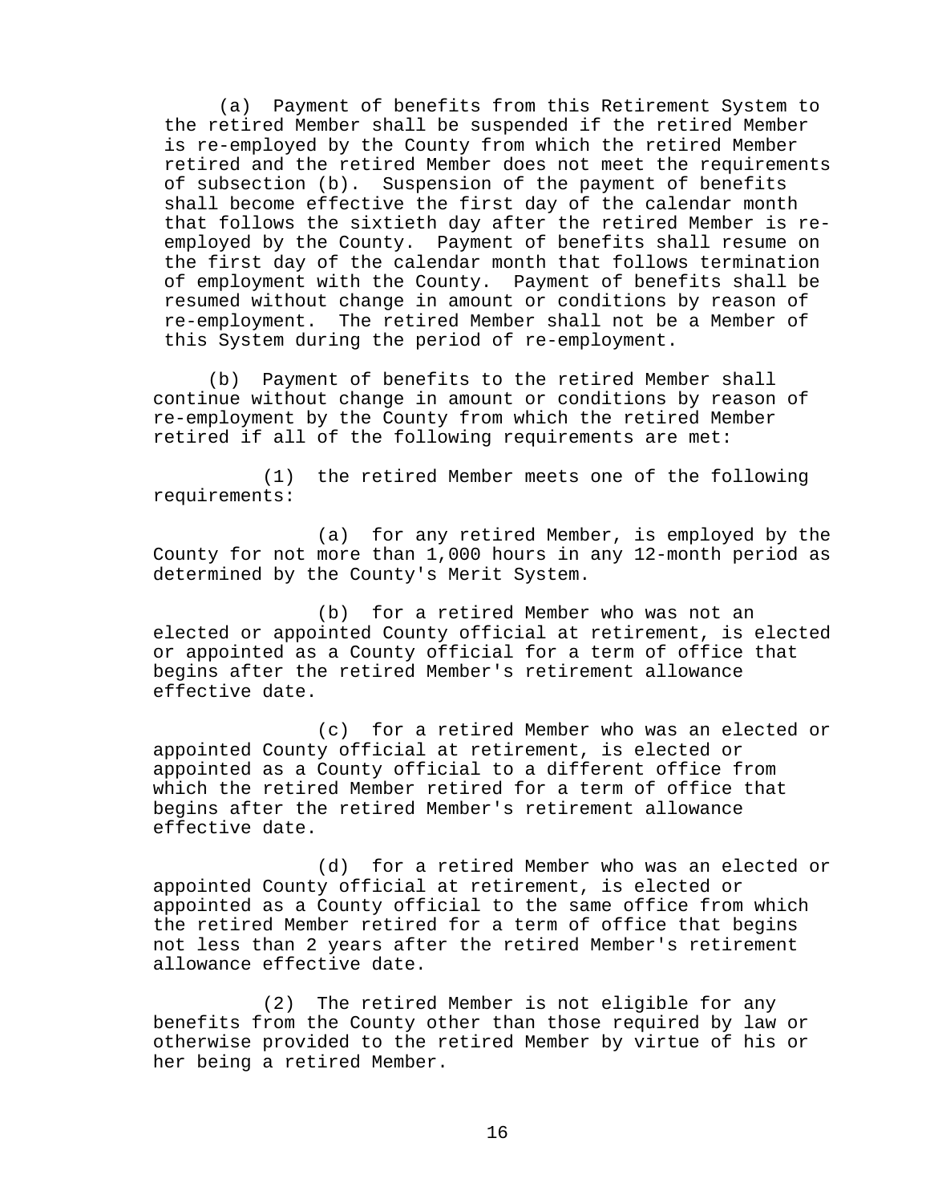(a) Payment of benefits from this Retirement System to the retired Member shall be suspended if the retired Member is re-employed by the County from which the retired Member retired and the retired Member does not meet the requirements of subsection (b). Suspension of the payment of benefits shall become effective the first day of the calendar month that follows the sixtieth day after the retired Member is re-employed by the County. Payment of benefits shall resume on the first day of the calendar month that follows termination of employment with the County. Payment of benefits shall be resumed without change in amount or conditions by reason of re-employment. The retired Member shall not be a Member of this System during the period of re-employment.

(b) Payment of benefits to the retired Member shall continue without change in amount or conditions by reason of re-employment by the County from which the retired Member retired if all of the following requirements are met:

(1) the retired Member meets one of the following requirements:

(a) for any retired Member, is employed by the County for not more than 1,000 hours in any 12-month period as determined by the County's Merit System.

(b) for a retired Member who was not an elected or appointed County official at retirement, is elected or appointed as a County official for a term of office that begins after the retired Member's retirement allowance effective date.

(c) for a retired Member who was an elected or appointed County official at retirement, is elected or appointed as a County official to a different office from which the retired Member retired for a term of office that begins after the retired Member's retirement allowance effective date.

(d) for a retired Member who was an elected or appointed County official at retirement, is elected or appointed as a County official to the same office from which the retired Member retired for a term of office that begins not less than 2 years after the retired Member's retirement allowance effective date.

(2) The retired Member is not eligible for any benefits from the County other than those required by law or otherwise provided to the retired Member by virtue of his or her being a retired Member.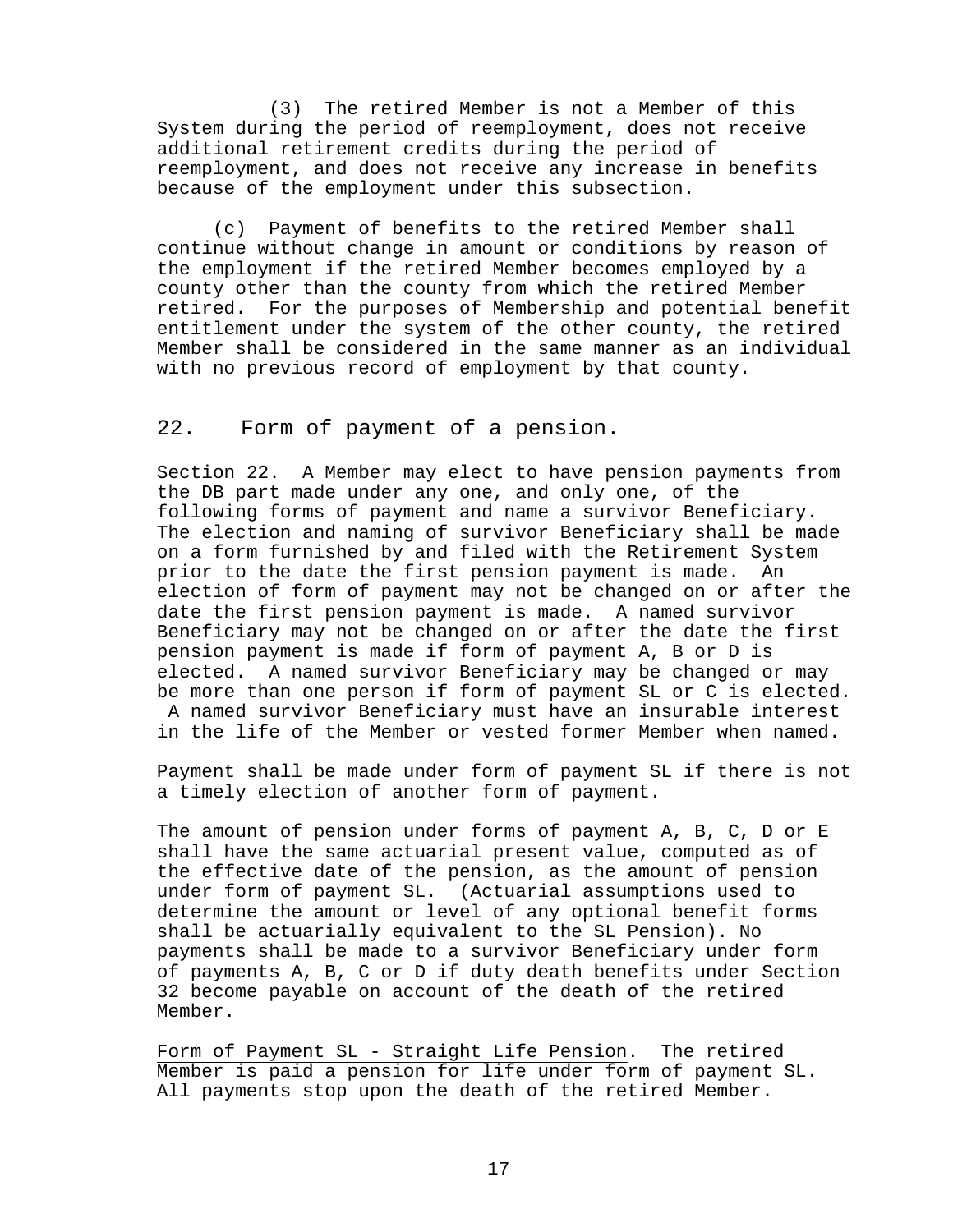(3) The retired Member is not a Member of this System during the period of reemployment, does not receive additional retirement credits during the period of reemployment, and does not receive any increase in benefits because of the employment under this subsection.

(c) Payment of benefits to the retired Member shall continue without change in amount or conditions by reason of the employment if the retired Member becomes employed by a county other than the county from which the retired Member retired. For the purposes of Membership and potential benefit entitlement under the system of the other county, the retired Member shall be considered in the same manner as an individual with no previous record of employment by that county.

## 22. Form of payment of a pension.

Section 22. A Member may elect to have pension payments from the DB part made under any one, and only one, of the following forms of payment and name a survivor Beneficiary. The election and naming of survivor Beneficiary shall be made on a form furnished by and filed with the Retirement System prior to the date the first pension payment is made. An election of form of payment may not be changed on or after the date the first pension payment is made. A named survivor Beneficiary may not be changed on or after the date the first pension payment is made if form of payment A, B or D is elected. A named survivor Beneficiary may be changed or may be more than one person if form of payment SL or C is elected. A named survivor Beneficiary must have an insurable interest in the life of the Member or vested former Member when named.

Payment shall be made under form of payment SL if there is not a timely election of another form of payment.

The amount of pension under forms of payment A, B, C, D or E shall have the same actuarial present value, computed as of the effective date of the pension, as the amount of pension under form of payment SL. (Actuarial assumptions used to determine the amount or level of any optional benefit forms shall be actuarially equivalent to the SL Pension). No payments shall be made to a survivor Beneficiary under form of payments A, B, C or D if duty death benefits under Section 32 become payable on account of the death of the retired Member.

<u>Form of Payment SL - Straight Life Pension</u>. The retired Member is paid a pension for life under form of payment SL. All payments stop upon the death of the retired Member.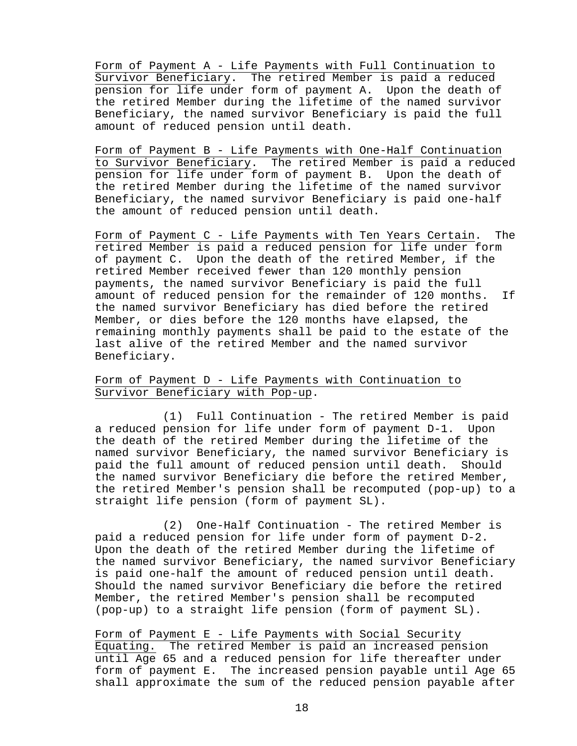<u>Form of Payment A - Life Payments with Full Continuation to Survivor Beneficiary</u>. The retired Member is paid a reduced pension for life under form of payment A. Upon the death of the retired Member during the lifetime of the named survivor Beneficiary, the named survivor Beneficiary is paid the full amount of reduced pension until death.

<u>Form of Payment B - Life Payments with One-Half Continuation to Survivor Beneficiary</u>. The retired Member is paid a reduced pension for life under form of payment B. Upon the death of the retired Member during the lifetime of the named survivor Beneficiary, the named survivor Beneficiary is paid one-half the amount of reduced pension until death.

<u>Form of Payment C - Life Payments with Ten Years Certain</u>. The retired Member is paid a reduced pension for life under form of payment C. Upon the death of the retired Member, if the retired Member received fewer than 120 monthly pension payments, the named survivor Beneficiary is paid the full amount of reduced pension for the remainder of 120 months. If the named survivor Beneficiary has died before the retired Member, or dies before the 120 months have elapsed, the remaining monthly payments shall be paid to the estate of the last alive of the retired Member and the named survivor Beneficiary.

<u>Form of Payment D - Life Payments with Continuation to Survivor Beneficiary with Pop-up</u>.

(1) Full Continuation - The retired Member is paid a reduced pension for life under form of payment D-1. Upon the death of the retired Member during the lifetime of the named survivor Beneficiary, the named survivor Beneficiary is paid the full amount of reduced pension until death. Should the named survivor Beneficiary die before the retired Member, the retired Member's pension shall be recomputed (pop-up) to a straight life pension (form of payment SL).

(2) One-Half Continuation - The retired Member is paid a reduced pension for life under form of payment D-2. Upon the death of the retired Member during the lifetime of the named survivor Beneficiary, the named survivor Beneficiary is paid one-half the amount of reduced pension until death. Should the named survivor Beneficiary die before the retired Member, the retired Member's pension shall be recomputed (pop-up) to a straight life pension (form of payment SL).

<u>Form of Payment E - Life Payments with Social Security Equating.</u> The retired Member is paid an increased pension until Age 65 and a reduced pension for life thereafter under form of payment E. The increased pension payable until Age 65 shall approximate the sum of the reduced pension payable after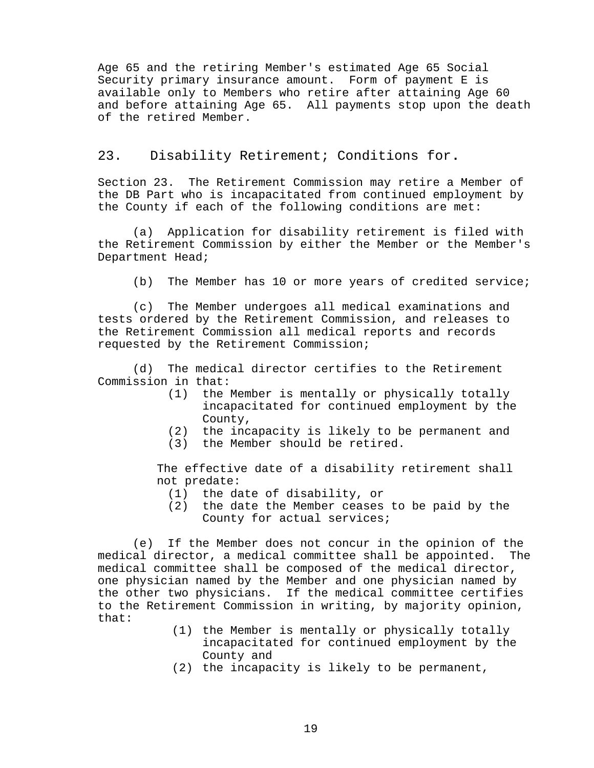Age 65 and the retiring Member's estimated Age 65 Social Security primary insurance amount. Form of payment E is available only to Members who retire after attaining Age 60 and before attaining Age 65. All payments stop upon the death of the retired Member.

## 23. Disability Retirement; Conditions for.

Section 23. The Retirement Commission may retire a Member of the DB Part who is incapacitated from continued employment by the County if each of the following conditions are met:

(a) Application for disability retirement is filed with the Retirement Commission by either the Member or the Member's Department Head;

(b) The Member has 10 or more years of credited service;

(c) The Member undergoes all medical examinations and tests ordered by the Retirement Commission, and releases to the Retirement Commission all medical reports and records requested by the Retirement Commission;

(d) The medical director certifies to the Retirement Commission in that:

- (1) the Member is mentally or physically totally incapacitated for continued employment by the County,
- (2) the incapacity is likely to be permanent and
- (3) the Member should be retired.

The effective date of a disability retirement shall not predate:

- (1) the date of disability, or
- (2) the date the Member ceases to be paid by the County for actual services;

(e) If the Member does not concur in the opinion of the medical director, a medical committee shall be appointed. The medical committee shall be composed of the medical director, one physician named by the Member and one physician named by the other two physicians. If the medical committee certifies to the Retirement Commission in writing, by majority opinion, that:

- (1) the Member is mentally or physically totally incapacitated for continued employment by the County and
- (2) the incapacity is likely to be permanent,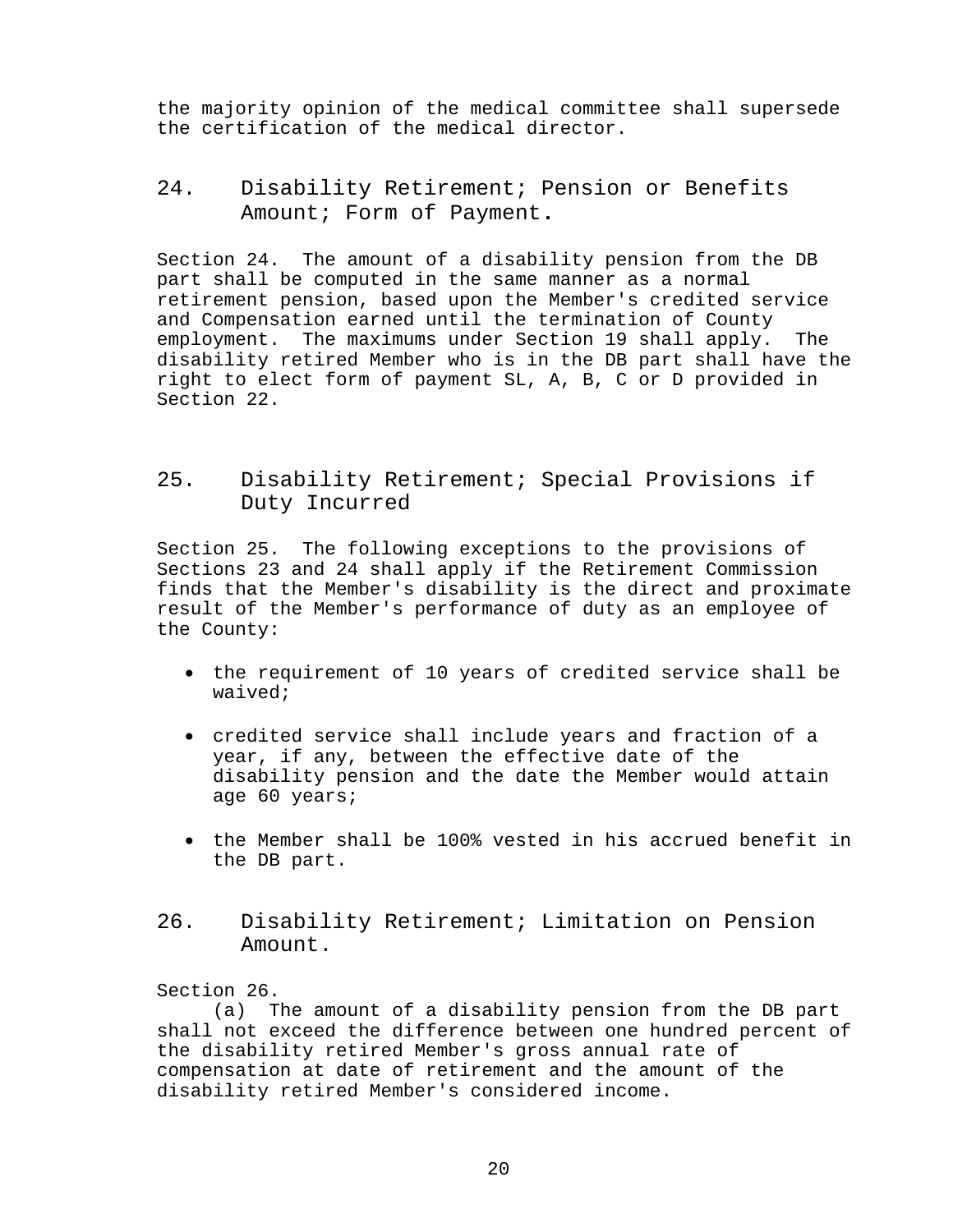the majority opinion of the medical committee shall supersede the certification of the medical director.

## 24. Disability Retirement; Pension or Benefits Amount; Form of Payment.

Section 24. The amount of a disability pension from the DB part shall be computed in the same manner as a normal retirement pension, based upon the Member's credited service and Compensation earned until the termination of County employment. The maximums under Section 19 shall apply. The disability retired Member who is in the DB part shall have the right to elect form of payment SL, A, B, C or D provided in Section 22.

## 25. Disability Retirement; Special Provisions if Duty Incurred

Section 25. The following exceptions to the provisions of Sections 23 and 24 shall apply if the Retirement Commission finds that the Member's disability is the direct and proximate result of the Member's performance of duty as an employee of the County:

- the requirement of 10 years of credited service shall be waived;
- credited service shall include years and fraction of a year, if any, between the effective date of the disability pension and the date the Member would attain age 60 years;
- the Member shall be 100% vested in his accrued benefit in the DB part.

## 26. Disability Retirement; Limitation on Pension Amount.

Section 26.

(a) The amount of a disability pension from the DB part shall not exceed the difference between one hundred percent of the disability retired Member's gross annual rate of compensation at date of retirement and the amount of the disability retired Member's considered income.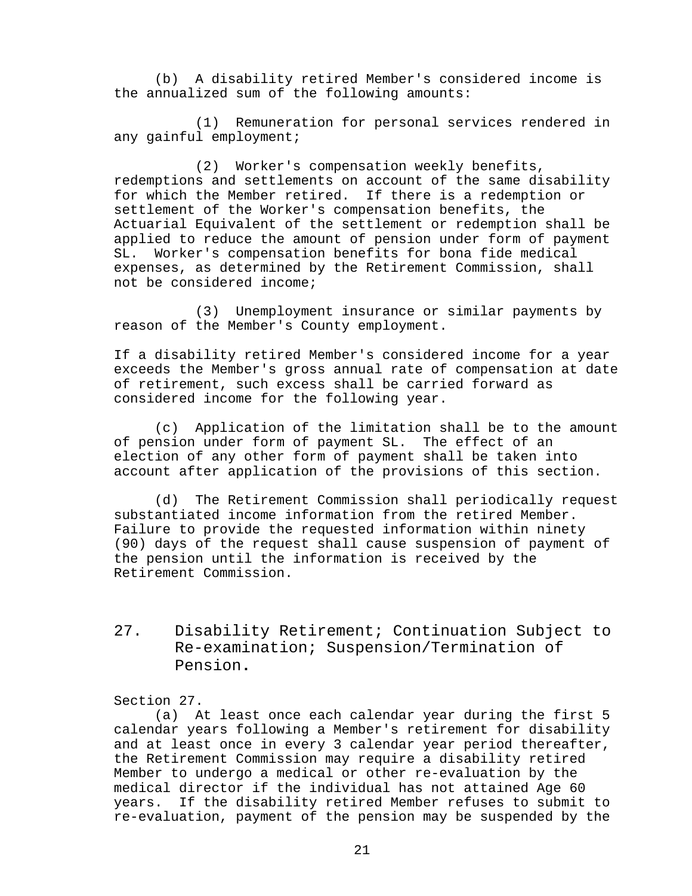(b) A disability retired Member's considered income is the annualized sum of the following amounts:

(1) Remuneration for personal services rendered in any gainful employment;

(2) Worker's compensation weekly benefits, redemptions and settlements on account of the same disability for which the Member retired. If there is a redemption or settlement of the Worker's compensation benefits, the Actuarial Equivalent of the settlement or redemption shall be applied to reduce the amount of pension under form of payment SL. Worker's compensation benefits for bona fide medical expenses, as determined by the Retirement Commission, shall not be considered income;

(3) Unemployment insurance or similar payments by reason of the Member's County employment.

If a disability retired Member's considered income for a year exceeds the Member's gross annual rate of compensation at date of retirement, such excess shall be carried forward as considered income for the following year.

(c) Application of the limitation shall be to the amount of pension under form of payment SL. The effect of an election of any other form of payment shall be taken into account after application of the provisions of this section.

(d) The Retirement Commission shall periodically request substantiated income information from the retired Member. Failure to provide the requested information within ninety (90) days of the request shall cause suspension of payment of the pension until the information is received by the Retirement Commission.

## 27. Disability Retirement; Continuation Subject to Re-examination; Suspension/Termination of Pension.

Section 27.

(a) At least once each calendar year during the first 5 calendar years following a Member's retirement for disability and at least once in every 3 calendar year period thereafter, the Retirement Commission may require a disability retired Member to undergo a medical or other re-evaluation by the medical director if the individual has not attained Age 60 years. If the disability retired Member refuses to submit to re-evaluation, payment of the pension may be suspended by the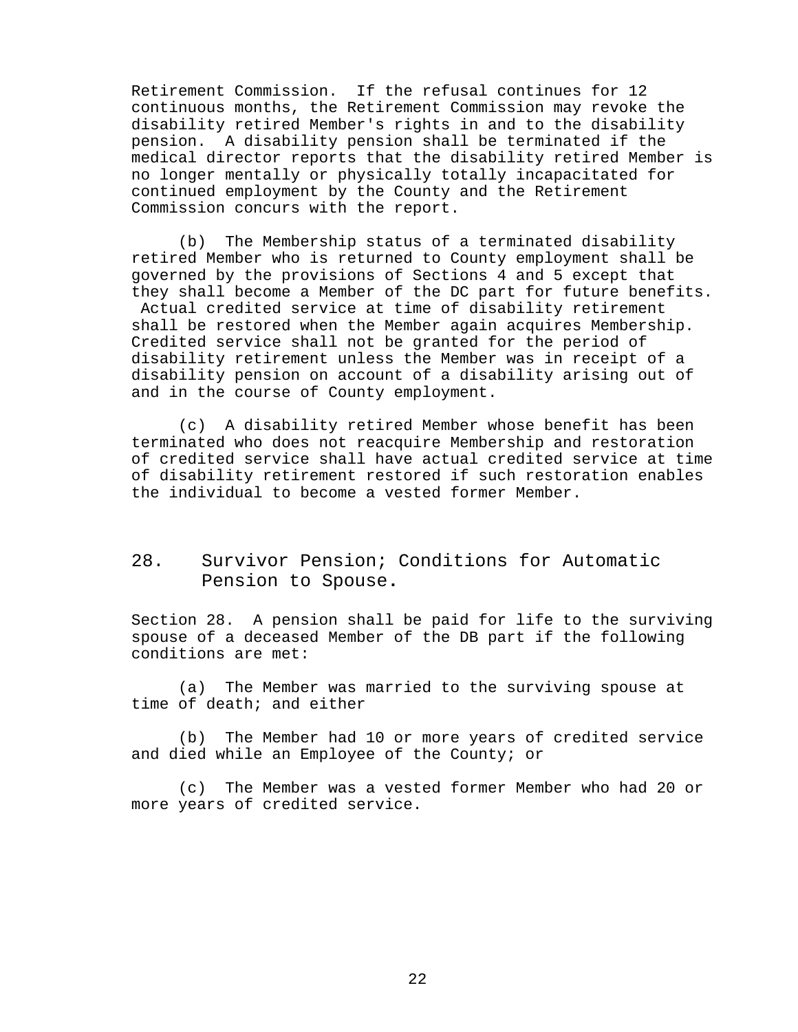Retirement Commission. If the refusal continues for 12 continuous months, the Retirement Commission may revoke the disability retired Member's rights in and to the disability pension. A disability pension shall be terminated if the medical director reports that the disability retired Member is no longer mentally or physically totally incapacitated for continued employment by the County and the Retirement Commission concurs with the report.

(b) The Membership status of a terminated disability retired Member who is returned to County employment shall be governed by the provisions of Sections 4 and 5 except that they shall become a Member of the DC part for future benefits. Actual credited service at time of disability retirement shall be restored when the Member again acquires Membership. Credited service shall not be granted for the period of disability retirement unless the Member was in receipt of a disability pension on account of a disability arising out of and in the course of County employment.

(c) A disability retired Member whose benefit has been terminated who does not reacquire Membership and restoration of credited service shall have actual credited service at time of disability retirement restored if such restoration enables the individual to become a vested former Member.

## 28. Survivor Pension; Conditions for Automatic Pension to Spouse.

Section 28. A pension shall be paid for life to the surviving spouse of a deceased Member of the DB part if the following conditions are met:

(a) The Member was married to the surviving spouse at time of death; and either

(b) The Member had 10 or more years of credited service and died while an Employee of the County; or

(c) The Member was a vested former Member who had 20 or more years of credited service.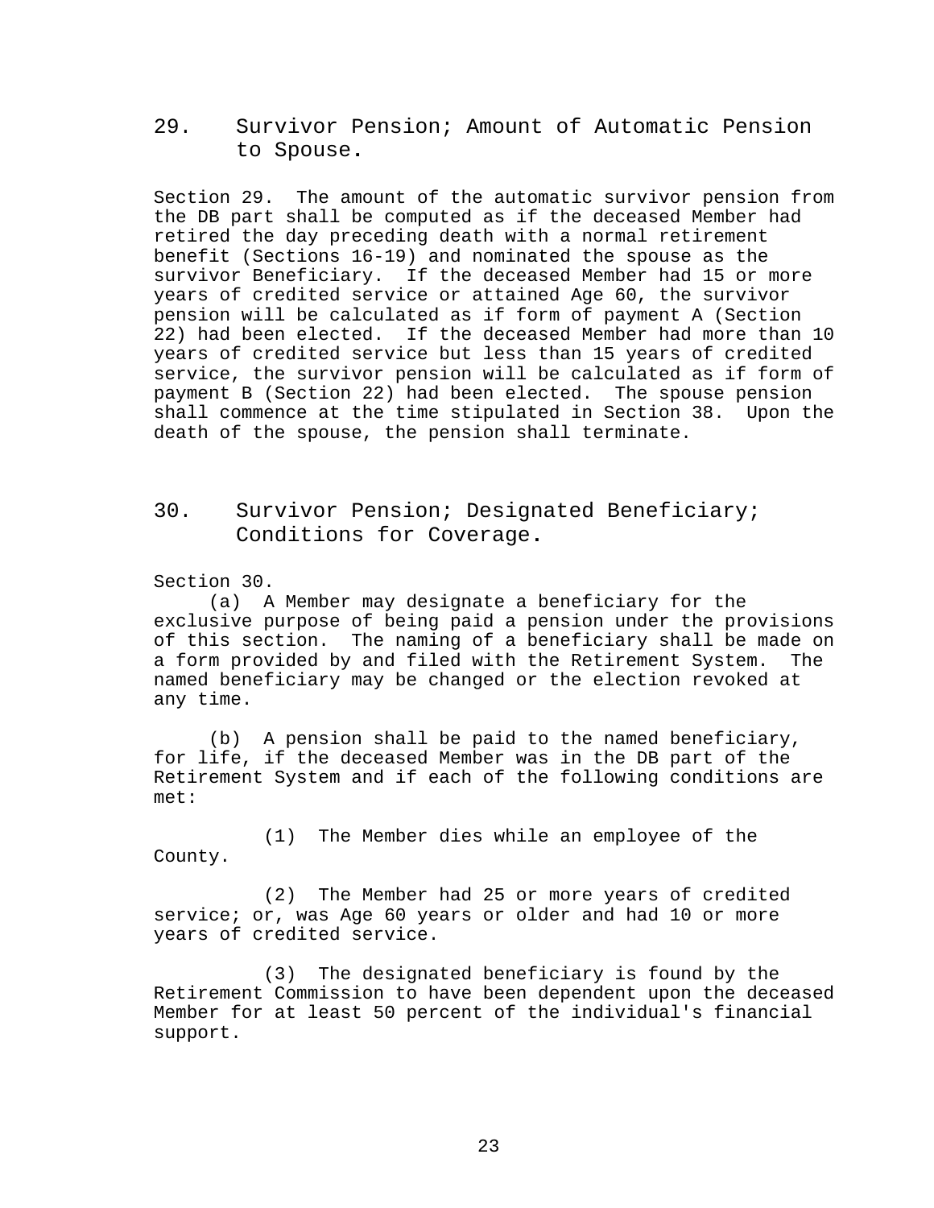## 29. Survivor Pension; Amount of Automatic Pension to Spouse.

Section 29. The amount of the automatic survivor pension from the DB part shall be computed as if the deceased Member had retired the day preceding death with a normal retirement benefit (Sections 16-19) and nominated the spouse as the survivor Beneficiary. If the deceased Member had 15 or more years of credited service or attained Age 60, the survivor pension will be calculated as if form of payment A (Section 22) had been elected. If the deceased Member had more than 10 years of credited service but less than 15 years of credited service, the survivor pension will be calculated as if form of payment B (Section 22) had been elected. The spouse pension shall commence at the time stipulated in Section 38. Upon the death of the spouse, the pension shall terminate.

## 30. Survivor Pension; Designated Beneficiary; Conditions for Coverage.

Section 30.

(a) A Member may designate a beneficiary for the exclusive purpose of being paid a pension under the provisions of this section. The naming of a beneficiary shall be made on a form provided by and filed with the Retirement System. The named beneficiary may be changed or the election revoked at any time.

(b) A pension shall be paid to the named beneficiary, for life, if the deceased Member was in the DB part of the Retirement System and if each of the following conditions are met:

(1) The Member dies while an employee of the County.

(2) The Member had 25 or more years of credited service; or, was Age 60 years or older and had 10 or more years of credited service.

(3) The designated beneficiary is found by the Retirement Commission to have been dependent upon the deceased Member for at least 50 percent of the individual's financial support.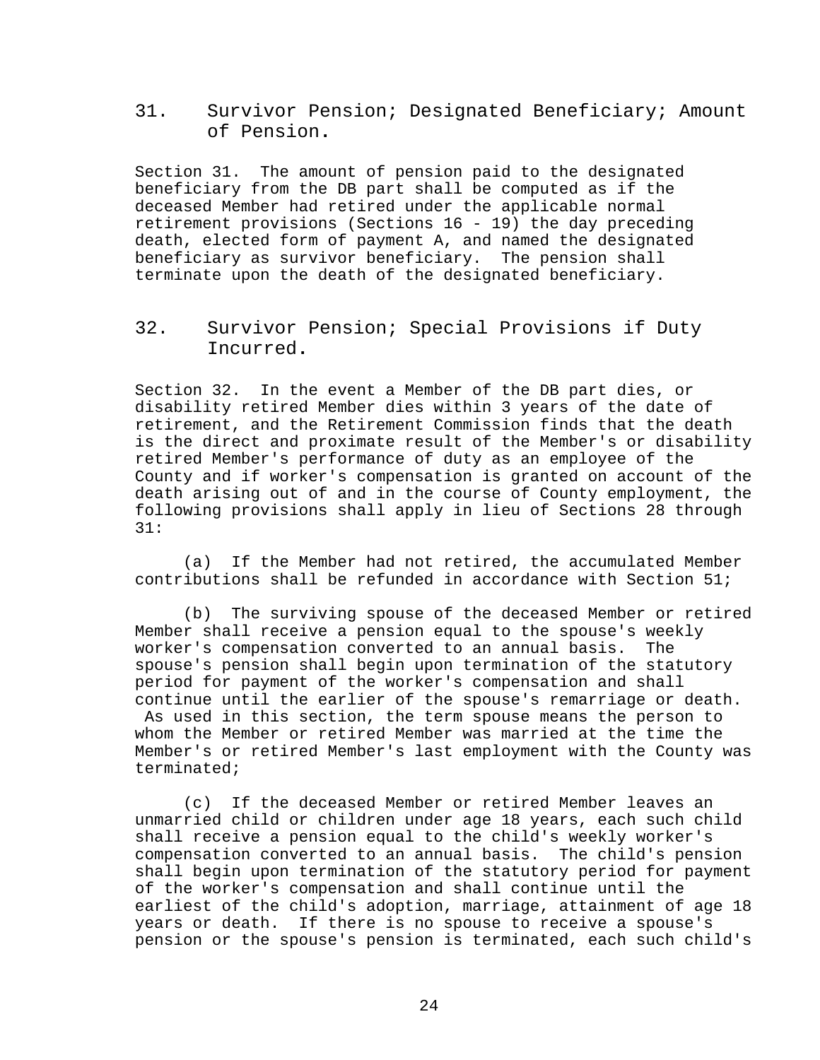## 31. Survivor Pension; Designated Beneficiary; Amount of Pension.

Section 31. The amount of pension paid to the designated beneficiary from the DB part shall be computed as if the deceased Member had retired under the applicable normal retirement provisions (Sections 16 - 19) the day preceding death, elected form of payment A, and named the designated beneficiary as survivor beneficiary. The pension shall terminate upon the death of the designated beneficiary.

## 32. Survivor Pension; Special Provisions if Duty Incurred.

Section 32. In the event a Member of the DB part dies, or disability retired Member dies within 3 years of the date of retirement, and the Retirement Commission finds that the death is the direct and proximate result of the Member's or disability retired Member's performance of duty as an employee of the County and if worker's compensation is granted on account of the death arising out of and in the course of County employment, the following provisions shall apply in lieu of Sections 28 through 31:

(a) If the Member had not retired, the accumulated Member contributions shall be refunded in accordance with Section 51;

(b) The surviving spouse of the deceased Member or retired Member shall receive a pension equal to the spouse's weekly worker's compensation converted to an annual basis. The spouse's pension shall begin upon termination of the statutory period for payment of the worker's compensation and shall continue until the earlier of the spouse's remarriage or death. As used in this section, the term spouse means the person to whom the Member or retired Member was married at the time the Member's or retired Member's last employment with the County was terminated;

(c) If the deceased Member or retired Member leaves an unmarried child or children under age 18 years, each such child shall receive a pension equal to the child's weekly worker's compensation converted to an annual basis. The child's pension shall begin upon termination of the statutory period for payment of the worker's compensation and shall continue until the earliest of the child's adoption, marriage, attainment of age 18 years or death. If there is no spouse to receive a spouse's pension or the spouse's pension is terminated, each such child's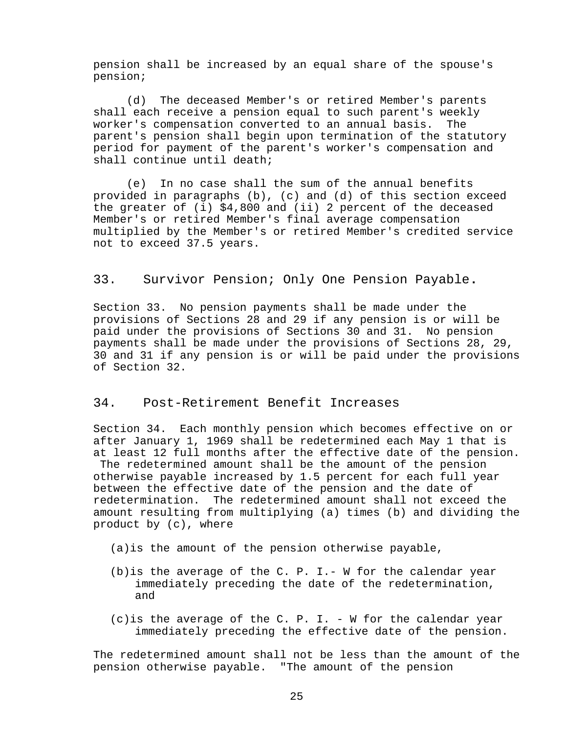pension shall be increased by an equal share of the spouse's pension;

(d) The deceased Member's or retired Member's parents shall each receive a pension equal to such parent's weekly worker's compensation converted to an annual basis. The parent's pension shall begin upon termination of the statutory period for payment of the parent's worker's compensation and shall continue until death;

(e) In no case shall the sum of the annual benefits provided in paragraphs (b), (c) and (d) of this section exceed the greater of (i) $4,800 and (ii) 2 percent of the deceased Member's or retired Member's final average compensation multiplied by the Member's or retired Member's credited service not to exceed 37.5 years.

## 33. Survivor Pension; Only One Pension Payable.

Section 33. No pension payments shall be made under the provisions of Sections 28 and 29 if any pension is or will be paid under the provisions of Sections 30 and 31. No pension payments shall be made under the provisions of Sections 28, 29, 30 and 31 if any pension is or will be paid under the provisions of Section 32.

## 34. Post-Retirement Benefit Increases

Section 34. Each monthly pension which becomes effective on or after January 1, 1969 shall be redetermined each May 1 that is at least 12 full months after the effective date of the pension. The redetermined amount shall be the amount of the pension otherwise payable increased by 1.5 percent for each full year between the effective date of the pension and the date of redetermination. The redetermined amount shall not exceed the amount resulting from multiplying (a) times (b) and dividing the product by (c), where

(a) is the amount of the pension otherwise payable,

(b) is the average of the C. P. I.- W for the calendar year immediately preceding the date of the redetermination, and

(c) is the average of the C. P. I. - W for the calendar year immediately preceding the effective date of the pension.

The redetermined amount shall not be less than the amount of the pension otherwise payable. "The amount of the pension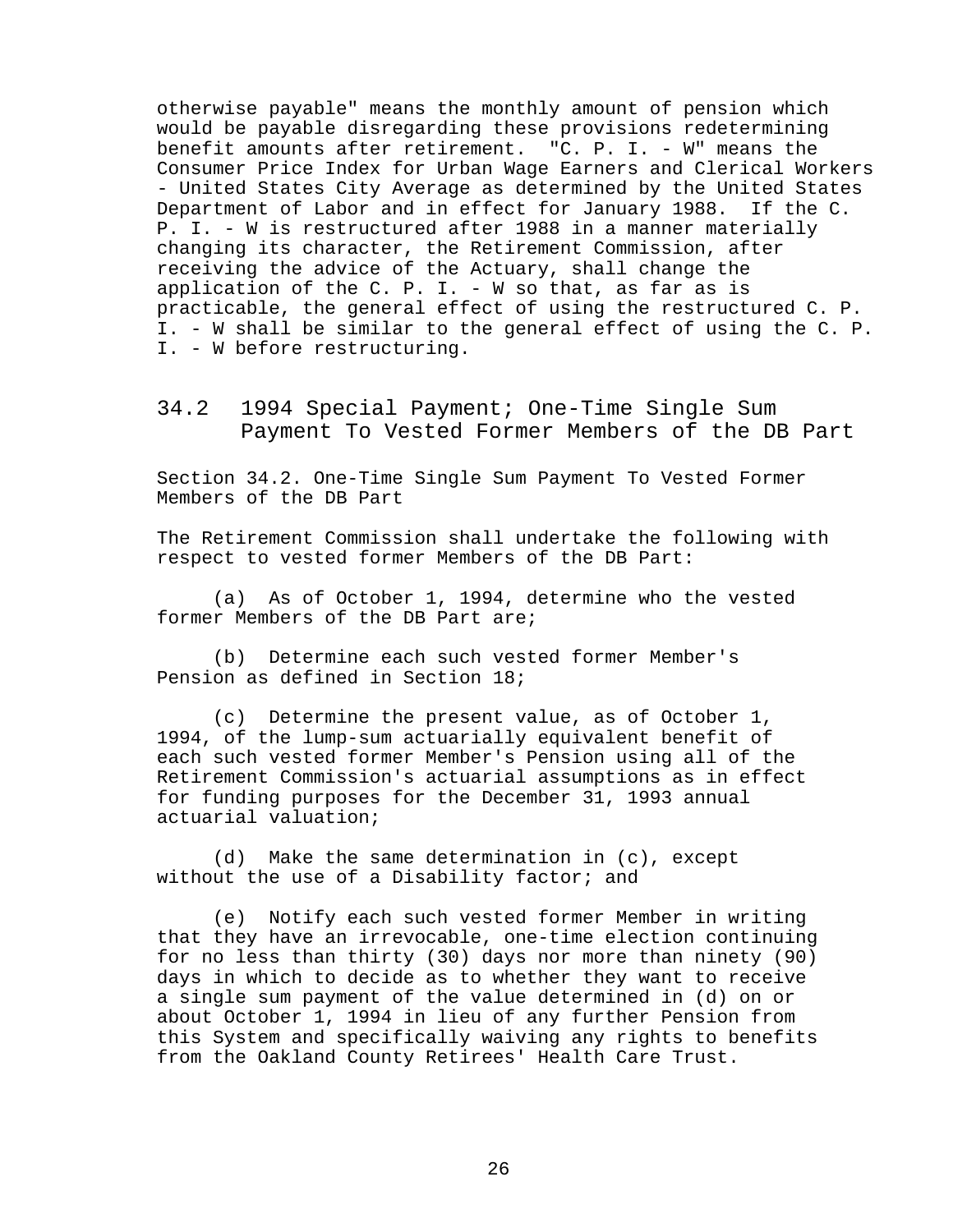otherwise payable" means the monthly amount of pension which would be payable disregarding these provisions redetermining benefit amounts after retirement. "C. P. I. - W" means the Consumer Price Index for Urban Wage Earners and Clerical Workers - United States City Average as determined by the United States Department of Labor and in effect for January 1988. If the C. P. I. - W is restructured after 1988 in a manner materially changing its character, the Retirement Commission, after receiving the advice of the Actuary, shall change the application of the C. P. I. - W so that, as far as is practicable, the general effect of using the restructured C. P. I. - W shall be similar to the general effect of using the C. P. I. - W before restructuring.

## 34.2 1994 Special Payment; One-Time Single Sum Payment To Vested Former Members of the DB Part

Section 34.2. One-Time Single Sum Payment To Vested Former Members of the DB Part

The Retirement Commission shall undertake the following with respect to vested former Members of the DB Part:

(a) As of October 1, 1994, determine who the vested former Members of the DB Part are;

(b) Determine each such vested former Member's Pension as defined in Section 18;

(c) Determine the present value, as of October 1, 1994, of the lump-sum actuarially equivalent benefit of each such vested former Member's Pension using all of the Retirement Commission's actuarial assumptions as in effect for funding purposes for the December 31, 1993 annual actuarial valuation;

(d) Make the same determination in (c), except without the use of a Disability factor; and

(e) Notify each such vested former Member in writing that they have an irrevocable, one-time election continuing for no less than thirty (30) days nor more than ninety (90) days in which to decide as to whether they want to receive a single sum payment of the value determined in (d) on or about October 1, 1994 in lieu of any further Pension from this System and specifically waiving any rights to benefits from the Oakland County Retirees' Health Care Trust.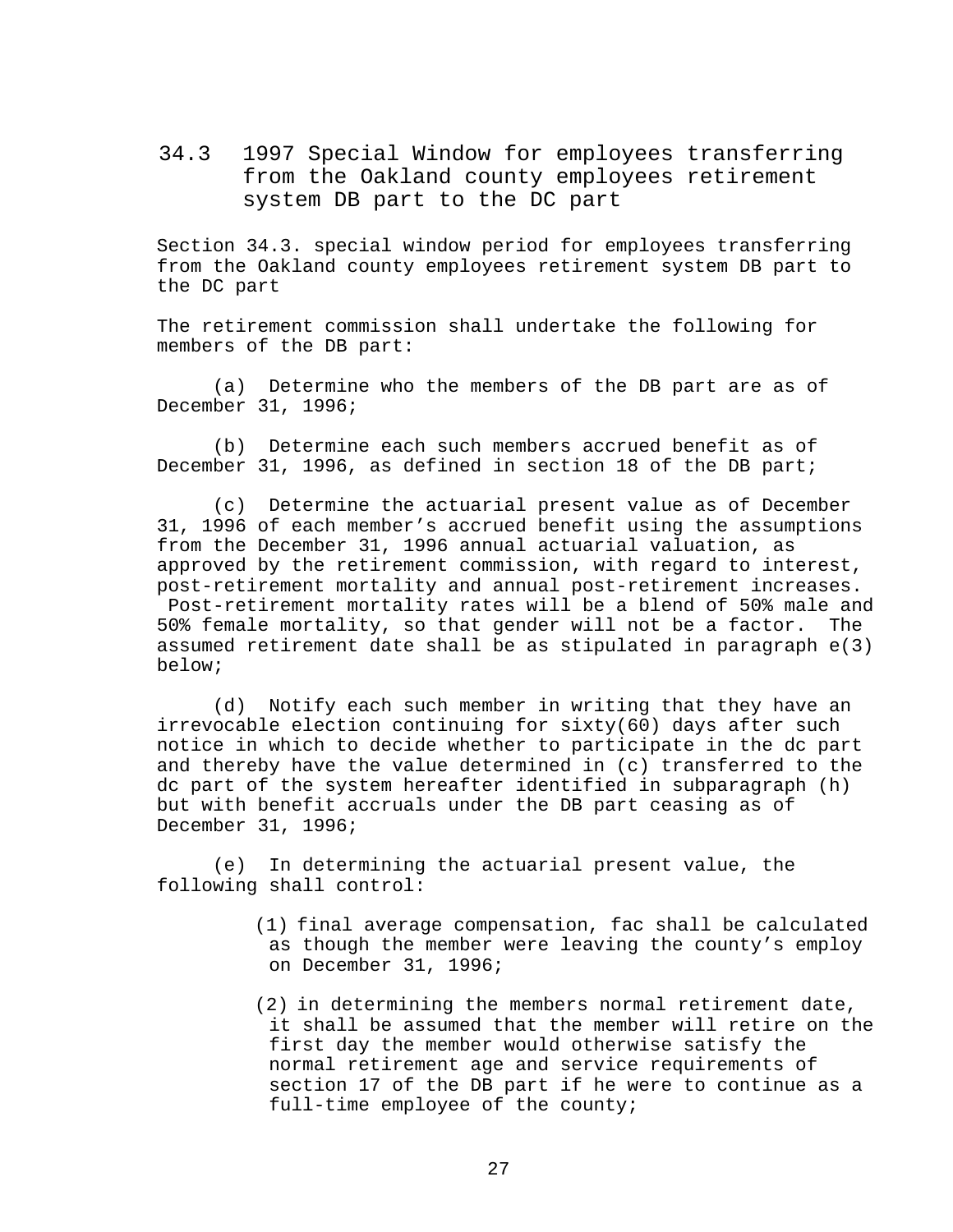## 34.3 1997 Special Window for employees transferring from the Oakland county employees retirement system DB part to the DC part

Section 34.3. special window period for employees transferring from the Oakland county employees retirement system DB part to the DC part

The retirement commission shall undertake the following for members of the DB part:

(a) Determine who the members of the DB part are as of December 31, 1996;

(b) Determine each such members accrued benefit as of December 31, 1996, as defined in section 18 of the DB part;

(c) Determine the actuarial present value as of December 31, 1996 of each member's accrued benefit using the assumptions from the December 31, 1996 annual actuarial valuation, as approved by the retirement commission, with regard to interest, post-retirement mortality and annual post-retirement increases. Post-retirement mortality rates will be a blend of 50% male and 50% female mortality, so that gender will not be a factor. The assumed retirement date shall be as stipulated in paragraph e(3) below;

(d) Notify each such member in writing that they have an irrevocable election continuing for sixty(60) days after such notice in which to decide whether to participate in the dc part and thereby have the value determined in (c) transferred to the dc part of the system hereafter identified in subparagraph (h) but with benefit accruals under the DB part ceasing as of December 31, 1996;

(e) In determining the actuarial present value, the following shall control:

(1) final average compensation, fac shall be calculated as though the member were leaving the county's employ on December 31, 1996;

(2) in determining the members normal retirement date, it shall be assumed that the member will retire on the first day the member would otherwise satisfy the normal retirement age and service requirements of section 17 of the DB part if he were to continue as a full-time employee of the county;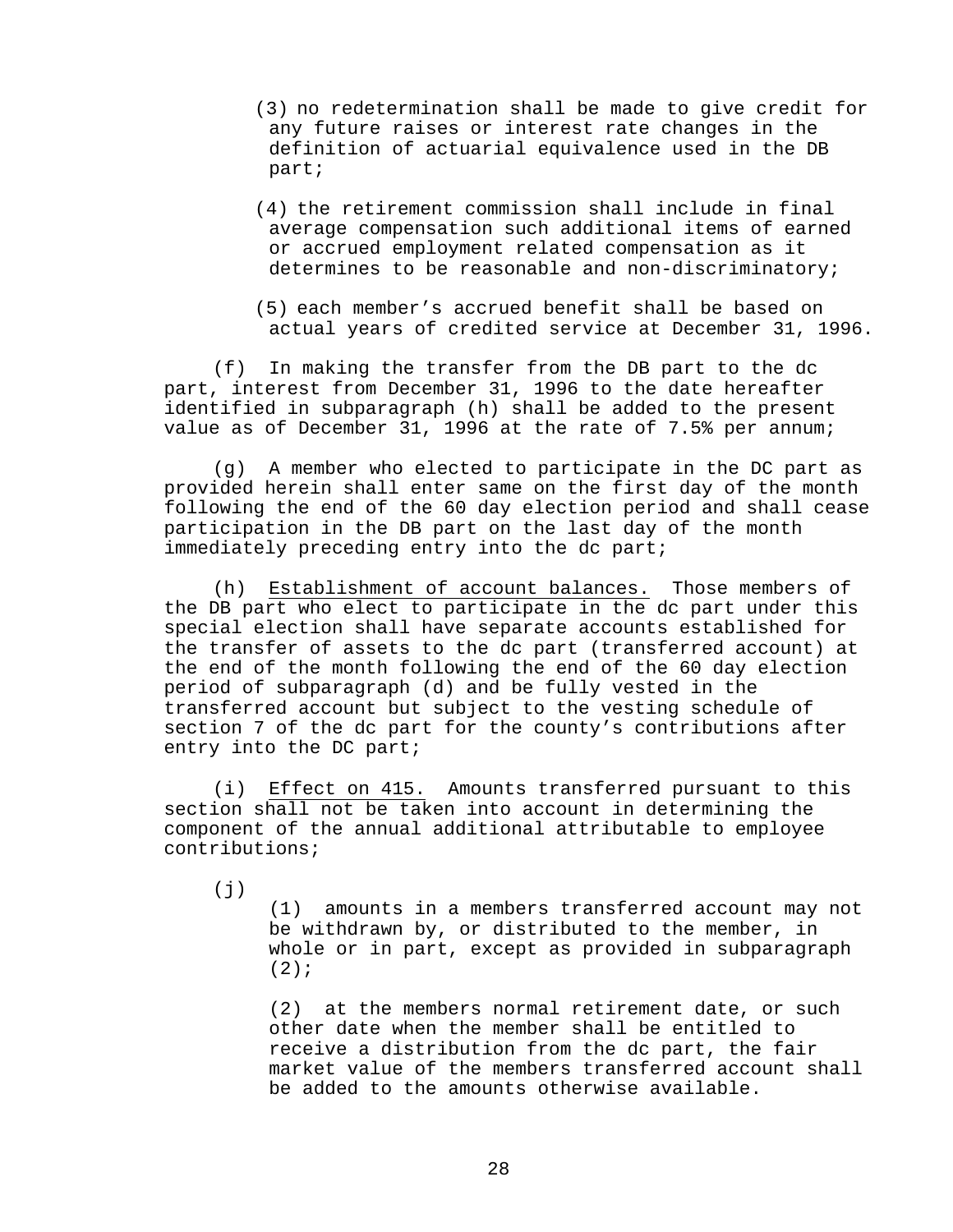(3) no redetermination shall be made to give credit for any future raises or interest rate changes in the definition of actuarial equivalence used in the DB part;

(4) the retirement commission shall include in final average compensation such additional items of earned or accrued employment related compensation as it determines to be reasonable and non-discriminatory;

(5) each member's accrued benefit shall be based on actual years of credited service at December 31, 1996.

(f) In making the transfer from the DB part to the dc part, interest from December 31, 1996 to the date hereafter identified in subparagraph (h) shall be added to the present value as of December 31, 1996 at the rate of 7.5% per annum;

(g) A member who elected to participate in the DC part as provided herein shall enter same on the first day of the month following the end of the 60 day election period and shall cease participation in the DB part on the last day of the month immediately preceding entry into the dc part;

(h) <u>Establishment of account balances.</u> Those members of the DB part who elect to participate in the dc part under this special election shall have separate accounts established for the transfer of assets to the dc part (transferred account) at the end of the month following the end of the 60 day election period of subparagraph (d) and be fully vested in the transferred account but subject to the vesting schedule of section 7 of the dc part for the county's contributions after entry into the DC part;

(i) <u>Effect on 415.</u> Amounts transferred pursuant to this section shall not be taken into account in determining the component of the annual additional attributable to employee contributions;

(j)

(1) amounts in a members transferred account may not be withdrawn by, or distributed to the member, in whole or in part, except as provided in subparagraph (2);

(2) at the members normal retirement date, or such other date when the member shall be entitled to receive a distribution from the dc part, the fair market value of the members transferred account shall be added to the amounts otherwise available.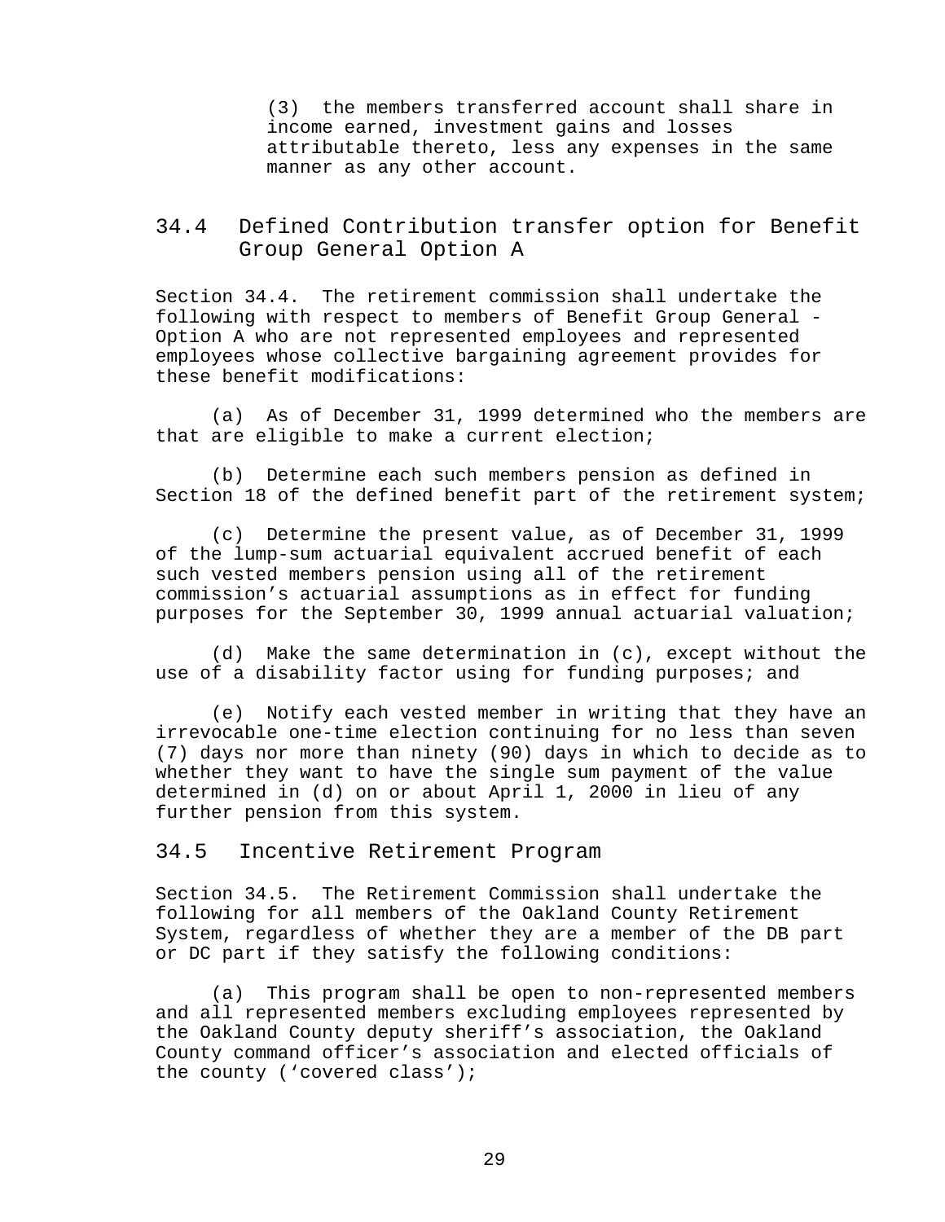(3) the members transferred account shall share in income earned, investment gains and losses attributable thereto, less any expenses in the same manner as any other account.

## 34.4 Defined Contribution transfer option for Benefit Group General Option A

Section 34.4. The retirement commission shall undertake the following with respect to members of Benefit Group General - Option A who are not represented employees and represented employees whose collective bargaining agreement provides for these benefit modifications:

(a) As of December 31, 1999 determined who the members are that are eligible to make a current election;

(b) Determine each such members pension as defined in Section 18 of the defined benefit part of the retirement system;

(c) Determine the present value, as of December 31, 1999 of the lump-sum actuarial equivalent accrued benefit of each such vested members pension using all of the retirement commission's actuarial assumptions as in effect for funding purposes for the September 30, 1999 annual actuarial valuation;

(d) Make the same determination in (c), except without the use of a disability factor using for funding purposes; and

(e) Notify each vested member in writing that they have an irrevocable one-time election continuing for no less than seven (7) days nor more than ninety (90) days in which to decide as to whether they want to have the single sum payment of the value determined in (d) on or about April 1, 2000 in lieu of any further pension from this system.

## 34.5 Incentive Retirement Program

Section 34.5. The Retirement Commission shall undertake the following for all members of the Oakland County Retirement System, regardless of whether they are a member of the DB part or DC part if they satisfy the following conditions:

(a) This program shall be open to non-represented members and all represented members excluding employees represented by the Oakland County deputy sheriff's association, the Oakland County command officer's association and elected officials of the county ('covered class');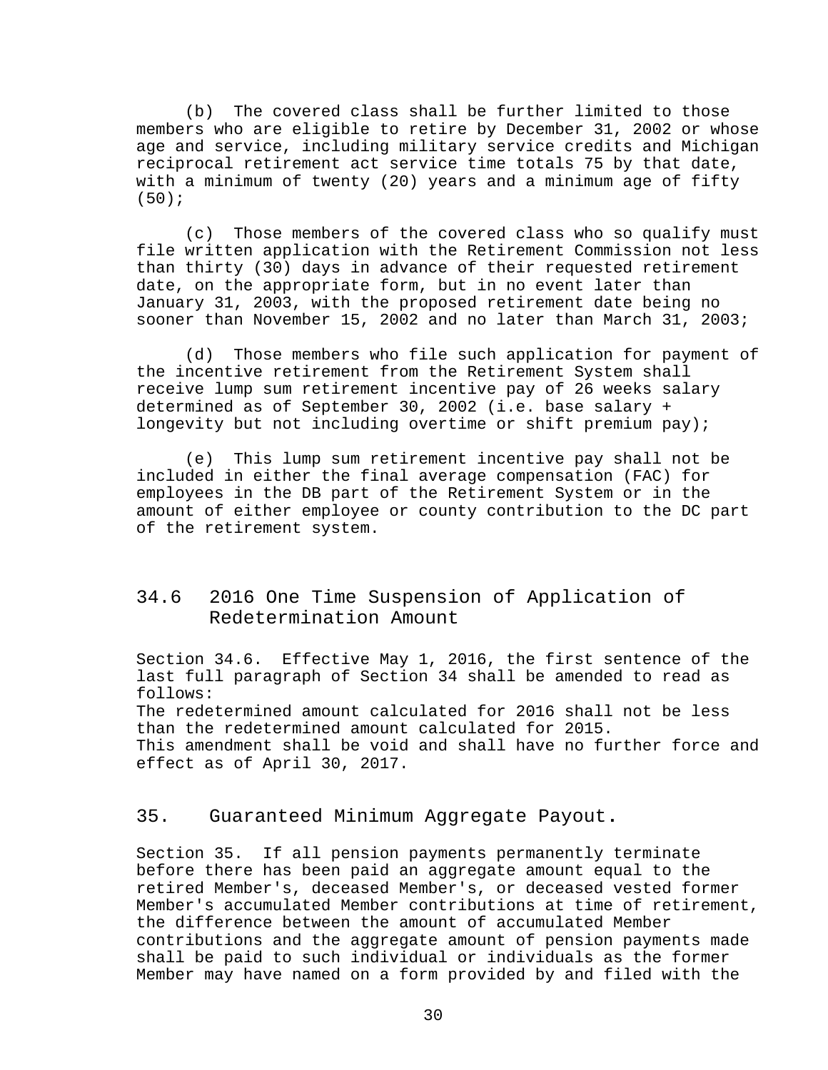(b) The covered class shall be further limited to those members who are eligible to retire by December 31, 2002 or whose age and service, including military service credits and Michigan reciprocal retirement act service time totals 75 by that date, with a minimum of twenty (20) years and a minimum age of fifty (50);

(c) Those members of the covered class who so qualify must file written application with the Retirement Commission not less than thirty (30) days in advance of their requested retirement date, on the appropriate form, but in no event later than January 31, 2003, with the proposed retirement date being no sooner than November 15, 2002 and no later than March 31, 2003;

(d) Those members who file such application for payment of the incentive retirement from the Retirement System shall receive lump sum retirement incentive pay of 26 weeks salary determined as of September 30, 2002 (i.e. base salary + longevity but not including overtime or shift premium pay);

(e) This lump sum retirement incentive pay shall not be included in either the final average compensation (FAC) for employees in the DB part of the Retirement System or in the amount of either employee or county contribution to the DC part of the retirement system.

## 34.6 2016 One Time Suspension of Application of Redetermination Amount

Section 34.6. Effective May 1, 2016, the first sentence of the last full paragraph of Section 34 shall be amended to read as follows:
The redetermined amount calculated for 2016 shall not be less than the redetermined amount calculated for 2015.
This amendment shall be void and shall have no further force and effect as of April 30, 2017.

## 35. Guaranteed Minimum Aggregate Payout.

Section 35. If all pension payments permanently terminate before there has been paid an aggregate amount equal to the retired Member's, deceased Member's, or deceased vested former Member's accumulated Member contributions at time of retirement, the difference between the amount of accumulated Member contributions and the aggregate amount of pension payments made shall be paid to such individual or individuals as the former Member may have named on a form provided by and filed with the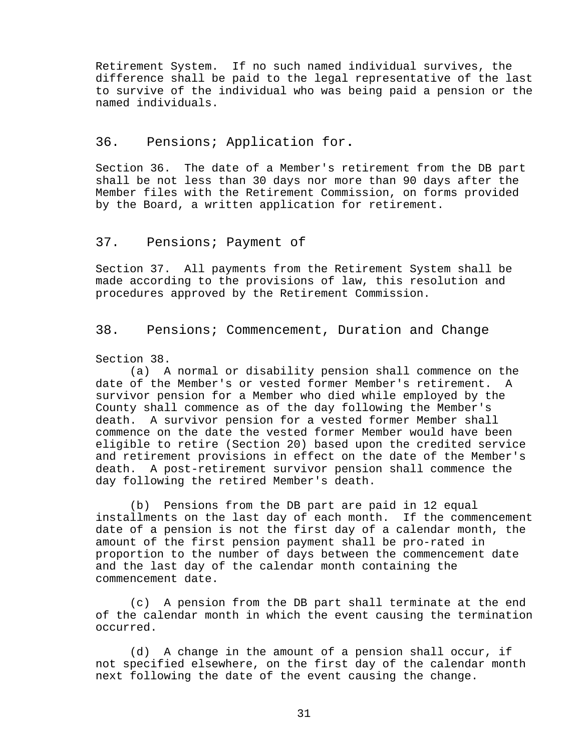Retirement System. If no such named individual survives, the difference shall be paid to the legal representative of the last to survive of the individual who was being paid a pension or the named individuals.

## 36. Pensions; Application for.

Section 36. The date of a Member's retirement from the DB part shall be not less than 30 days nor more than 90 days after the Member files with the Retirement Commission, on forms provided by the Board, a written application for retirement.

## 37. Pensions; Payment of

Section 37. All payments from the Retirement System shall be made according to the provisions of law, this resolution and procedures approved by the Retirement Commission.

## 38. Pensions; Commencement, Duration and Change

Section 38.

(a) A normal or disability pension shall commence on the date of the Member's or vested former Member's retirement. A survivor pension for a Member who died while employed by the County shall commence as of the day following the Member's death. A survivor pension for a vested former Member shall commence on the date the vested former Member would have been eligible to retire (Section 20) based upon the credited service and retirement provisions in effect on the date of the Member's death. A post-retirement survivor pension shall commence the day following the retired Member's death.

(b) Pensions from the DB part are paid in 12 equal installments on the last day of each month. If the commencement date of a pension is not the first day of a calendar month, the amount of the first pension payment shall be pro-rated in proportion to the number of days between the commencement date and the last day of the calendar month containing the commencement date.

(c) A pension from the DB part shall terminate at the end of the calendar month in which the event causing the termination occurred.

(d) A change in the amount of a pension shall occur, if not specified elsewhere, on the first day of the calendar month next following the date of the event causing the change.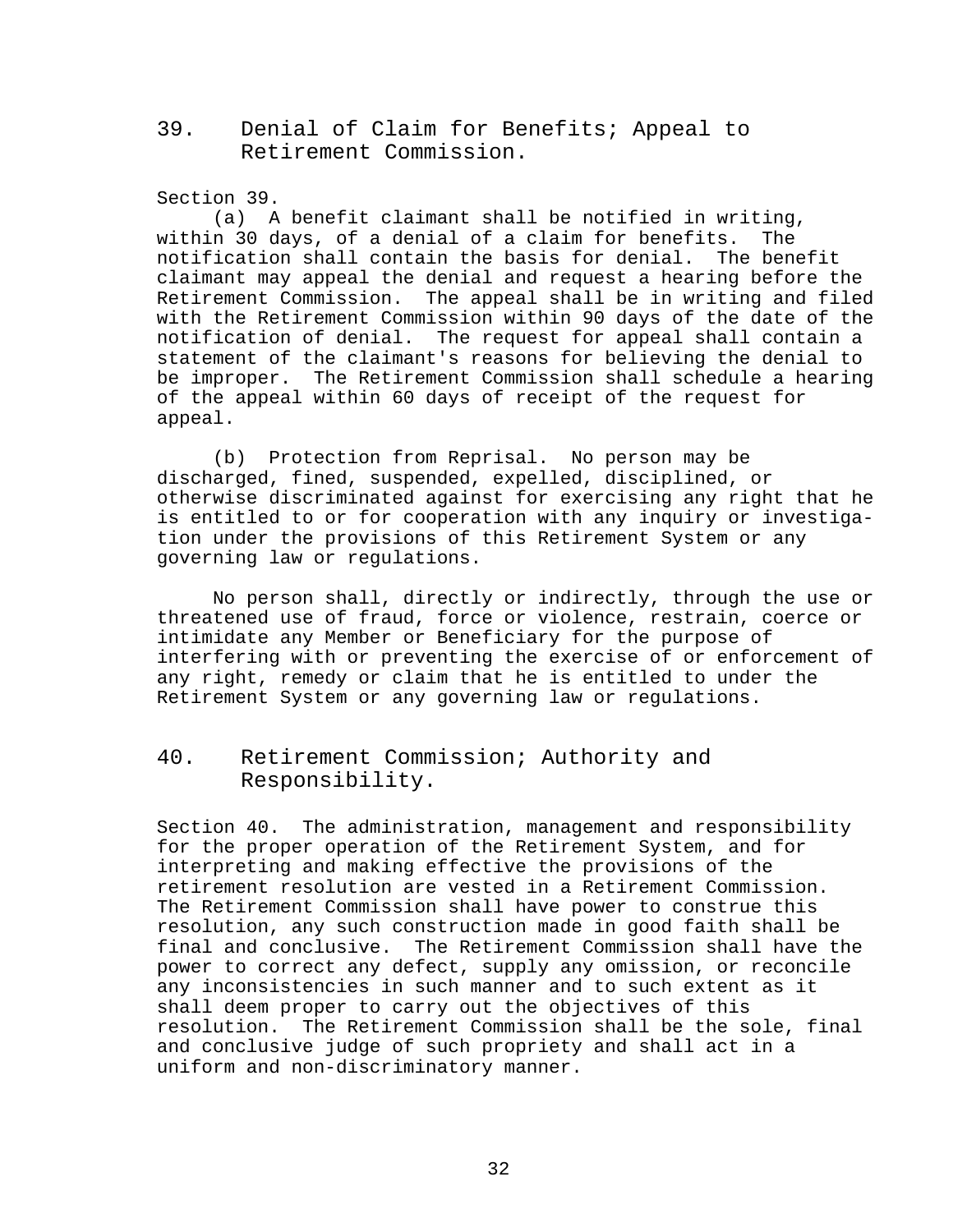## 39. Denial of Claim for Benefits; Appeal to Retirement Commission.

Section 39.

(a) A benefit claimant shall be notified in writing, within 30 days, of a denial of a claim for benefits. The notification shall contain the basis for denial. The benefit claimant may appeal the denial and request a hearing before the Retirement Commission. The appeal shall be in writing and filed with the Retirement Commission within 90 days of the date of the notification of denial. The request for appeal shall contain a statement of the claimant's reasons for believing the denial to be improper. The Retirement Commission shall schedule a hearing of the appeal within 60 days of receipt of the request for appeal.

(b) Protection from Reprisal. No person may be discharged, fined, suspended, expelled, disciplined, or otherwise discriminated against for exercising any right that he is entitled to or for cooperation with any inquiry or investigation under the provisions of this Retirement System or any governing law or regulations.

No person shall, directly or indirectly, through the use or threatened use of fraud, force or violence, restrain, coerce or intimidate any Member or Beneficiary for the purpose of interfering with or preventing the exercise of or enforcement of any right, remedy or claim that he is entitled to under the Retirement System or any governing law or regulations.

## 40. Retirement Commission; Authority and Responsibility.

Section 40. The administration, management and responsibility for the proper operation of the Retirement System, and for interpreting and making effective the provisions of the retirement resolution are vested in a Retirement Commission. The Retirement Commission shall have power to construe this resolution, any such construction made in good faith shall be final and conclusive. The Retirement Commission shall have the power to correct any defect, supply any omission, or reconcile any inconsistencies in such manner and to such extent as it shall deem proper to carry out the objectives of this resolution. The Retirement Commission shall be the sole, final and conclusive judge of such propriety and shall act in a uniform and non-discriminatory manner.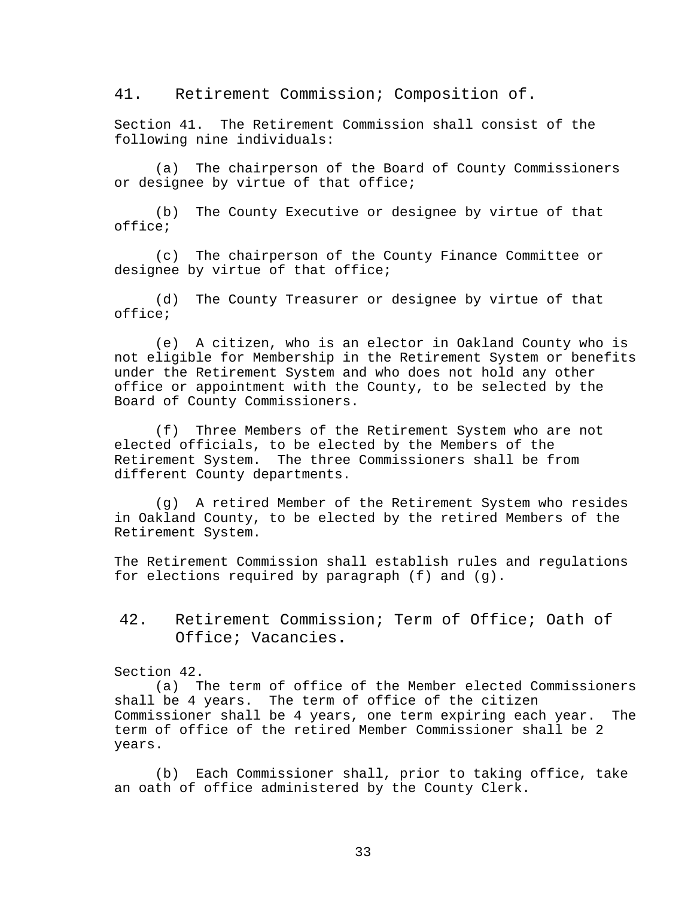## 41. Retirement Commission; Composition of.

Section 41. The Retirement Commission shall consist of the following nine individuals:

(a) The chairperson of the Board of County Commissioners or designee by virtue of that office;

(b) The County Executive or designee by virtue of that office;

(c) The chairperson of the County Finance Committee or designee by virtue of that office;

(d) The County Treasurer or designee by virtue of that office;

(e) A citizen, who is an elector in Oakland County who is not eligible for Membership in the Retirement System or benefits under the Retirement System and who does not hold any other office or appointment with the County, to be selected by the Board of County Commissioners.

(f) Three Members of the Retirement System who are not elected officials, to be elected by the Members of the Retirement System. The three Commissioners shall be from different County departments.

(g) A retired Member of the Retirement System who resides in Oakland County, to be elected by the retired Members of the Retirement System.

The Retirement Commission shall establish rules and regulations for elections required by paragraph (f) and (g).

## 42. Retirement Commission; Term of Office; Oath of Office; Vacancies.

Section 42.

(a) The term of office of the Member elected Commissioners shall be 4 years. The term of office of the citizen Commissioner shall be 4 years, one term expiring each year. The term of office of the retired Member Commissioner shall be 2 years.

(b) Each Commissioner shall, prior to taking office, take an oath of office administered by the County Clerk.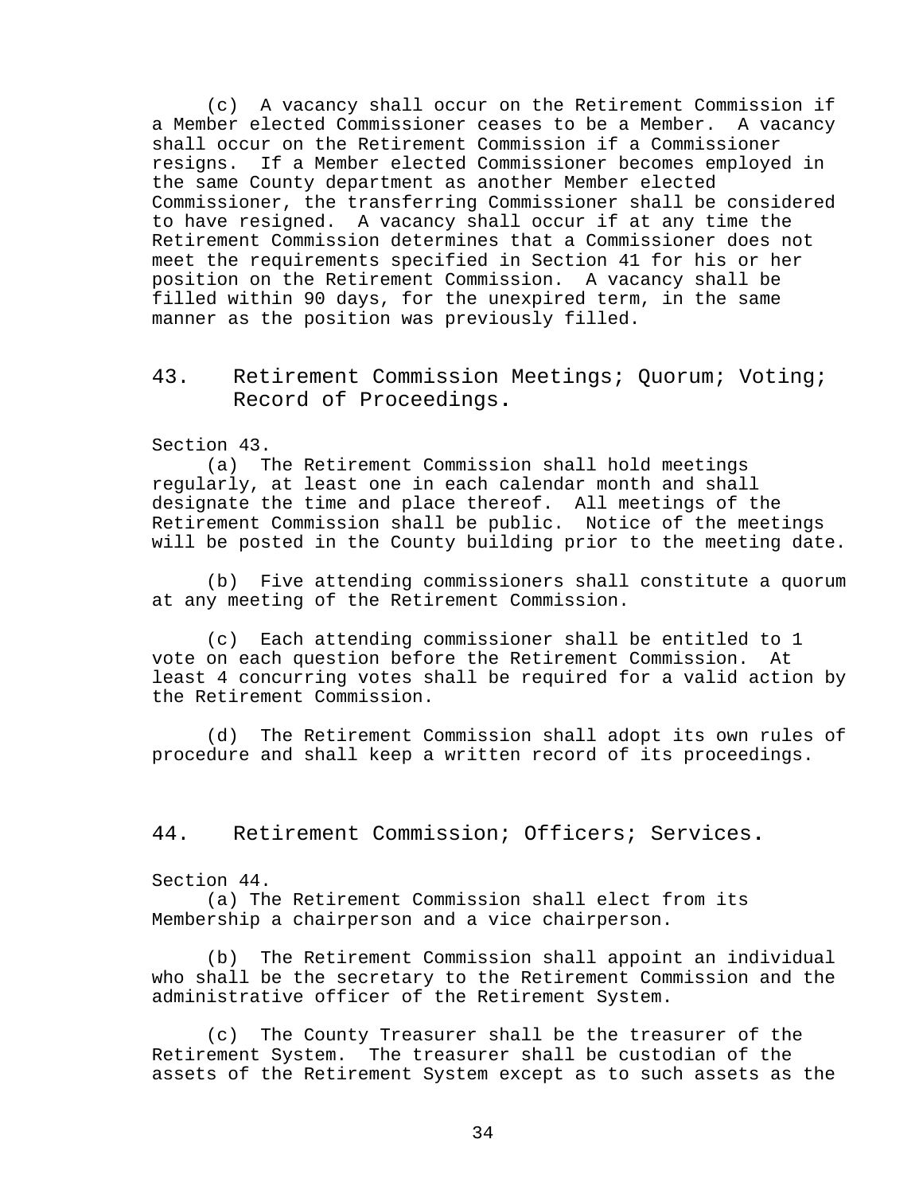(c) A vacancy shall occur on the Retirement Commission if a Member elected Commissioner ceases to be a Member. A vacancy shall occur on the Retirement Commission if a Commissioner resigns. If a Member elected Commissioner becomes employed in the same County department as another Member elected Commissioner, the transferring Commissioner shall be considered to have resigned. A vacancy shall occur if at any time the Retirement Commission determines that a Commissioner does not meet the requirements specified in Section 41 for his or her position on the Retirement Commission. A vacancy shall be filled within 90 days, for the unexpired term, in the same manner as the position was previously filled.

## 43. Retirement Commission Meetings; Quorum; Voting; Record of Proceedings.

Section 43.

(a) The Retirement Commission shall hold meetings regularly, at least one in each calendar month and shall designate the time and place thereof. All meetings of the Retirement Commission shall be public. Notice of the meetings will be posted in the County building prior to the meeting date.

(b) Five attending commissioners shall constitute a quorum at any meeting of the Retirement Commission.

(c) Each attending commissioner shall be entitled to 1 vote on each question before the Retirement Commission. At least 4 concurring votes shall be required for a valid action by the Retirement Commission.

(d) The Retirement Commission shall adopt its own rules of procedure and shall keep a written record of its proceedings.

## 44. Retirement Commission; Officers; Services.

Section 44.

(a) The Retirement Commission shall elect from its Membership a chairperson and a vice chairperson.

(b) The Retirement Commission shall appoint an individual who shall be the secretary to the Retirement Commission and the administrative officer of the Retirement System.

(c) The County Treasurer shall be the treasurer of the Retirement System. The treasurer shall be custodian of the assets of the Retirement System except as to such assets as the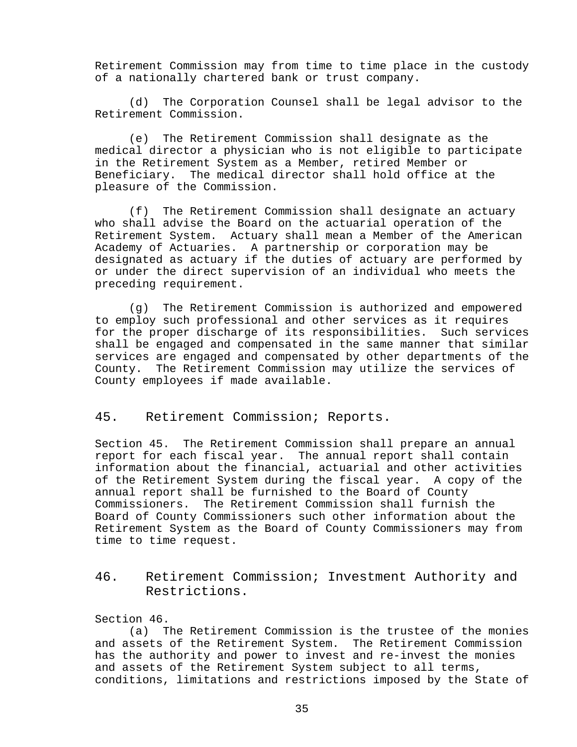Retirement Commission may from time to time place in the custody of a nationally chartered bank or trust company.

(d) The Corporation Counsel shall be legal advisor to the Retirement Commission.

(e) The Retirement Commission shall designate as the medical director a physician who is not eligible to participate in the Retirement System as a Member, retired Member or Beneficiary. The medical director shall hold office at the pleasure of the Commission.

(f) The Retirement Commission shall designate an actuary who shall advise the Board on the actuarial operation of the Retirement System. Actuary shall mean a Member of the American Academy of Actuaries. A partnership or corporation may be designated as actuary if the duties of actuary are performed by or under the direct supervision of an individual who meets the preceding requirement.

(g) The Retirement Commission is authorized and empowered to employ such professional and other services as it requires for the proper discharge of its responsibilities. Such services shall be engaged and compensated in the same manner that similar services are engaged and compensated by other departments of the County. The Retirement Commission may utilize the services of County employees if made available.

## 45. Retirement Commission; Reports.

Section 45. The Retirement Commission shall prepare an annual report for each fiscal year. The annual report shall contain information about the financial, actuarial and other activities of the Retirement System during the fiscal year. A copy of the annual report shall be furnished to the Board of County Commissioners. The Retirement Commission shall furnish the Board of County Commissioners such other information about the Retirement System as the Board of County Commissioners may from time to time request.

## 46. Retirement Commission; Investment Authority and Restrictions.

Section 46.

(a) The Retirement Commission is the trustee of the monies and assets of the Retirement System. The Retirement Commission has the authority and power to invest and re-invest the monies and assets of the Retirement System subject to all terms, conditions, limitations and restrictions imposed by the State of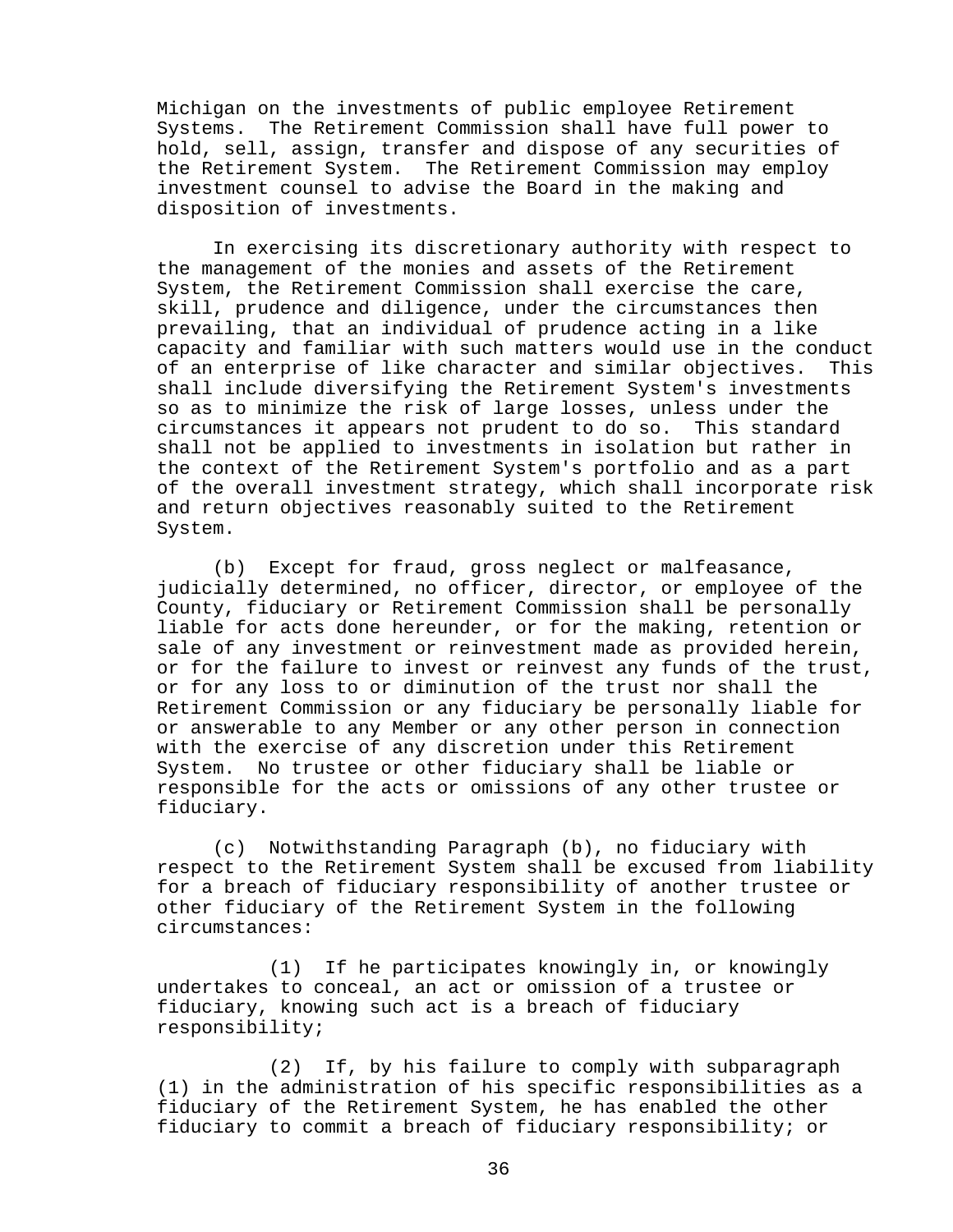Michigan on the investments of public employee Retirement Systems. The Retirement Commission shall have full power to hold, sell, assign, transfer and dispose of any securities of the Retirement System. The Retirement Commission may employ investment counsel to advise the Board in the making and disposition of investments.

In exercising its discretionary authority with respect to the management of the monies and assets of the Retirement System, the Retirement Commission shall exercise the care, skill, prudence and diligence, under the circumstances then prevailing, that an individual of prudence acting in a like capacity and familiar with such matters would use in the conduct of an enterprise of like character and similar objectives. This shall include diversifying the Retirement System's investments so as to minimize the risk of large losses, unless under the circumstances it appears not prudent to do so. This standard shall not be applied to investments in isolation but rather in the context of the Retirement System's portfolio and as a part of the overall investment strategy, which shall incorporate risk and return objectives reasonably suited to the Retirement System.

(b) Except for fraud, gross neglect or malfeasance, judicially determined, no officer, director, or employee of the County, fiduciary or Retirement Commission shall be personally liable for acts done hereunder, or for the making, retention or sale of any investment or reinvestment made as provided herein, or for the failure to invest or reinvest any funds of the trust, or for any loss to or diminution of the trust nor shall the Retirement Commission or any fiduciary be personally liable for or answerable to any Member or any other person in connection with the exercise of any discretion under this Retirement System. No trustee or other fiduciary shall be liable or responsible for the acts or omissions of any other trustee or fiduciary.

(c) Notwithstanding Paragraph (b), no fiduciary with respect to the Retirement System shall be excused from liability for a breach of fiduciary responsibility of another trustee or other fiduciary of the Retirement System in the following circumstances:

(1) If he participates knowingly in, or knowingly undertakes to conceal, an act or omission of a trustee or fiduciary, knowing such act is a breach of fiduciary responsibility;

(2) If, by his failure to comply with subparagraph (1) in the administration of his specific responsibilities as a fiduciary of the Retirement System, he has enabled the other fiduciary to commit a breach of fiduciary responsibility; or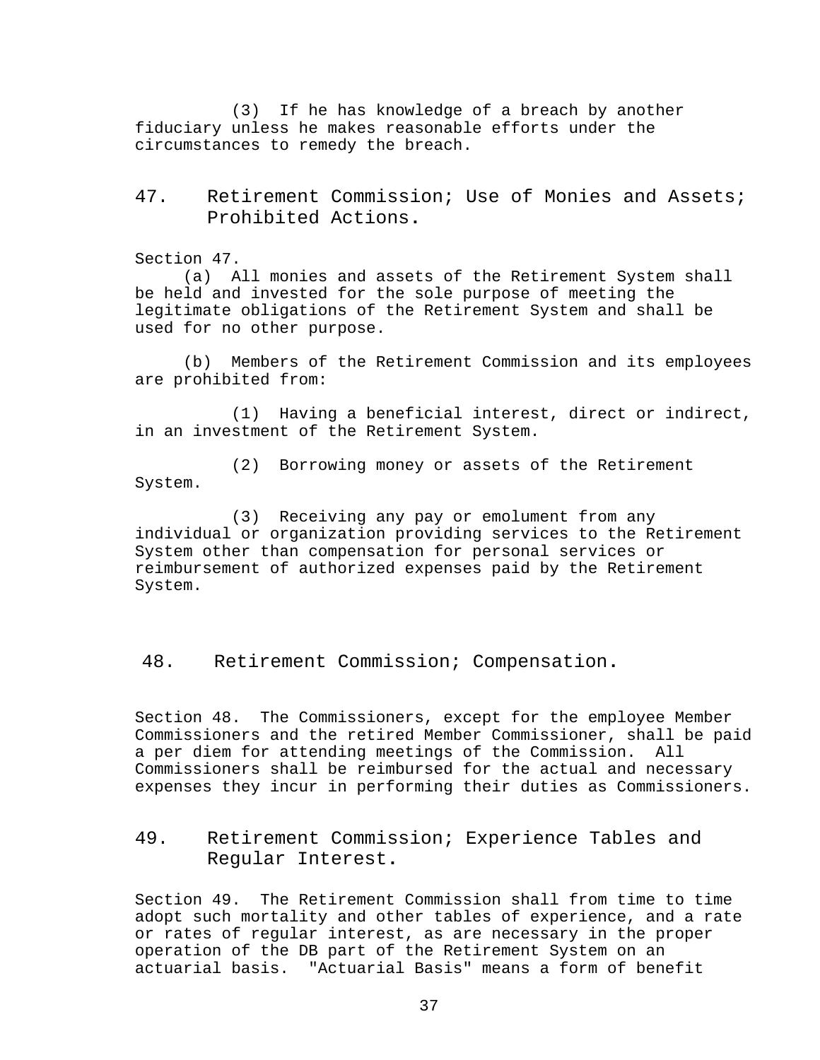(3) If he has knowledge of a breach by another fiduciary unless he makes reasonable efforts under the circumstances to remedy the breach.

## 47. Retirement Commission; Use of Monies and Assets; Prohibited Actions.

Section 47.

(a) All monies and assets of the Retirement System shall be held and invested for the sole purpose of meeting the legitimate obligations of the Retirement System and shall be used for no other purpose.

(b) Members of the Retirement Commission and its employees are prohibited from:

(1) Having a beneficial interest, direct or indirect, in an investment of the Retirement System.

(2) Borrowing money or assets of the Retirement System.

(3) Receiving any pay or emolument from any individual or organization providing services to the Retirement System other than compensation for personal services or reimbursement of authorized expenses paid by the Retirement System.

## 48. Retirement Commission; Compensation.

Section 48. The Commissioners, except for the employee Member Commissioners and the retired Member Commissioner, shall be paid a per diem for attending meetings of the Commission. All Commissioners shall be reimbursed for the actual and necessary expenses they incur in performing their duties as Commissioners.

## 49. Retirement Commission; Experience Tables and Regular Interest.

Section 49. The Retirement Commission shall from time to time adopt such mortality and other tables of experience, and a rate or rates of regular interest, as are necessary in the proper operation of the DB part of the Retirement System on an actuarial basis. "Actuarial Basis" means a form of benefit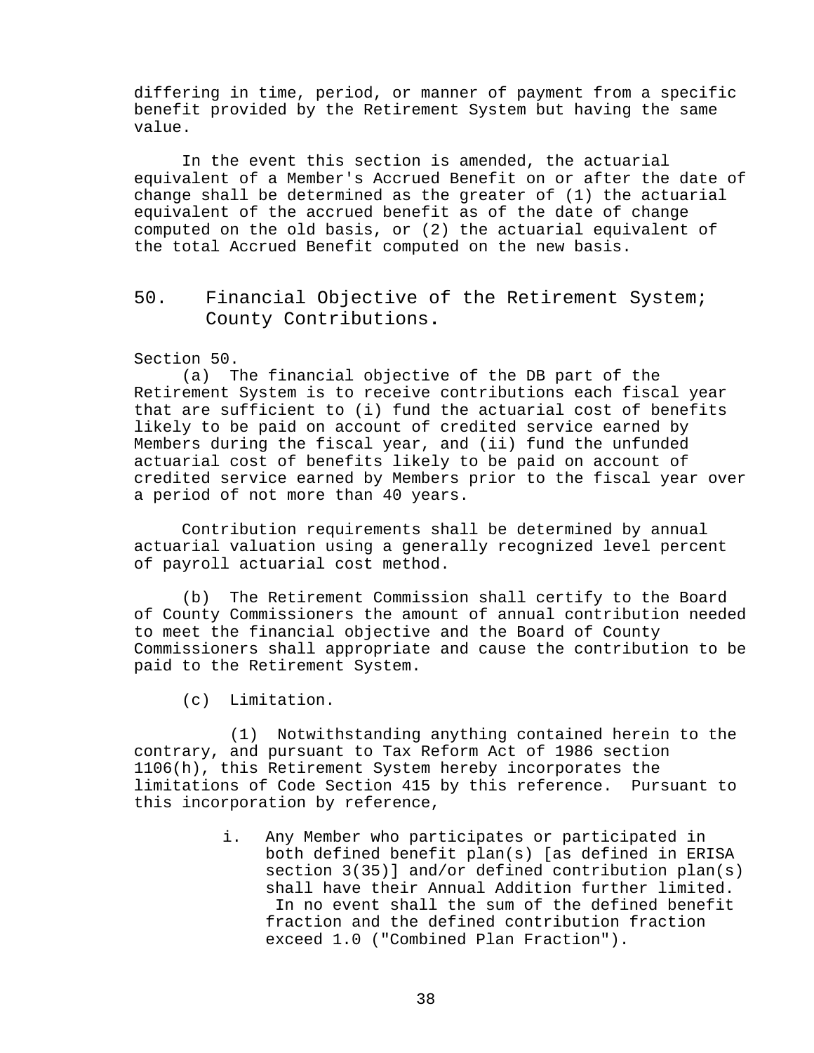differing in time, period, or manner of payment from a specific benefit provided by the Retirement System but having the same value.

In the event this section is amended, the actuarial equivalent of a Member's Accrued Benefit on or after the date of change shall be determined as the greater of (1) the actuarial equivalent of the accrued benefit as of the date of change computed on the old basis, or (2) the actuarial equivalent of the total Accrued Benefit computed on the new basis.

## 50. Financial Objective of the Retirement System; County Contributions.

Section 50.

(a) The financial objective of the DB part of the Retirement System is to receive contributions each fiscal year that are sufficient to (i) fund the actuarial cost of benefits likely to be paid on account of credited service earned by Members during the fiscal year, and (ii) fund the unfunded actuarial cost of benefits likely to be paid on account of credited service earned by Members prior to the fiscal year over a period of not more than 40 years.

Contribution requirements shall be determined by annual actuarial valuation using a generally recognized level percent of payroll actuarial cost method.

(b) The Retirement Commission shall certify to the Board of County Commissioners the amount of annual contribution needed to meet the financial objective and the Board of County Commissioners shall appropriate and cause the contribution to be paid to the Retirement System.

(c) Limitation.

(1) Notwithstanding anything contained herein to the contrary, and pursuant to Tax Reform Act of 1986 section 1106(h), this Retirement System hereby incorporates the limitations of Code Section 415 by this reference. Pursuant to this incorporation by reference,

i. Any Member who participates or participated in both defined benefit plan(s) [as defined in ERISA section 3(35)] and/or defined contribution plan(s) shall have their Annual Addition further limited. In no event shall the sum of the defined benefit fraction and the defined contribution fraction exceed 1.0 ("Combined Plan Fraction").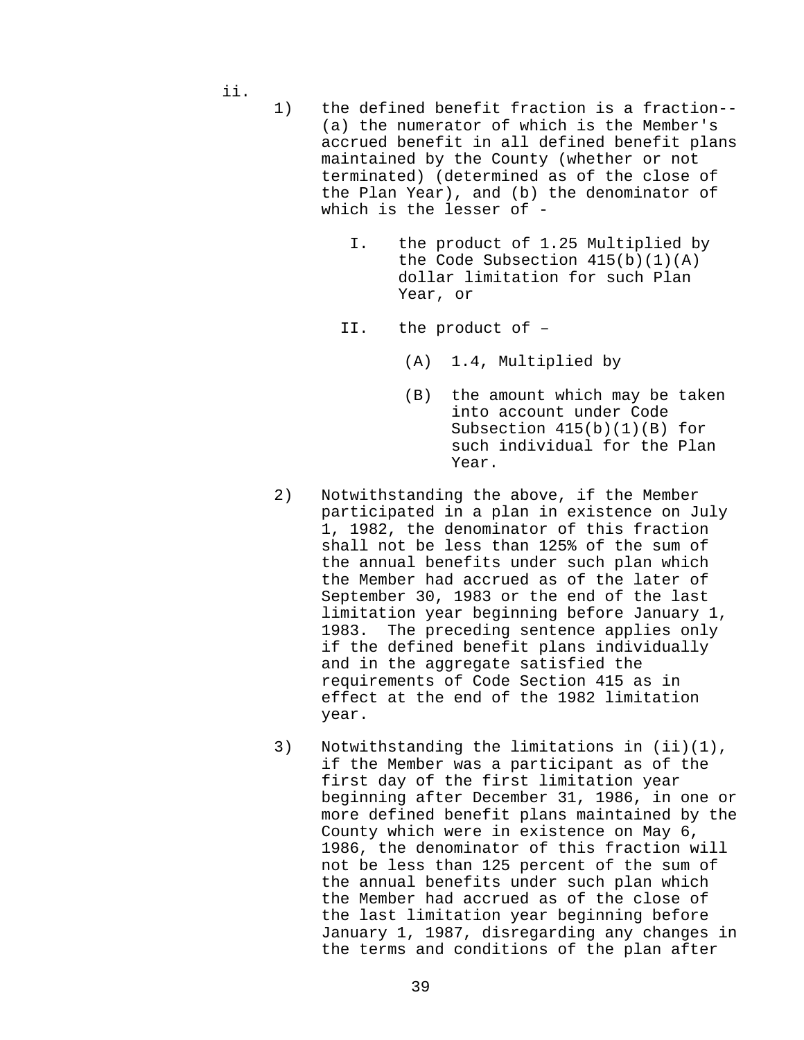ii.

1) the defined benefit fraction is a fraction-- (a) the numerator of which is the Member's accrued benefit in all defined benefit plans maintained by the County (whether or not terminated) (determined as of the close of the Plan Year), and (b) the denominator of which is the lesser of -

   I. the product of 1.25 Multiplied by the Code Subsection 415(b)(1)(A) dollar limitation for such Plan Year, or

   II. the product of –

      (A) 1.4, Multiplied by

      (B) the amount which may be taken into account under Code Subsection 415(b)(1)(B) for such individual for the Plan Year.

2) Notwithstanding the above, if the Member participated in a plan in existence on July 1, 1982, the denominator of this fraction shall not be less than 125% of the sum of the annual benefits under such plan which the Member had accrued as of the later of September 30, 1983 or the end of the last limitation year beginning before January 1, 1983. The preceding sentence applies only if the defined benefit plans individually and in the aggregate satisfied the requirements of Code Section 415 as in effect at the end of the 1982 limitation year.

3) Notwithstanding the limitations in (ii)(1), if the Member was a participant as of the first day of the first limitation year beginning after December 31, 1986, in one or more defined benefit plans maintained by the County which were in existence on May 6, 1986, the denominator of this fraction will not be less than 125 percent of the sum of the annual benefits under such plan which the Member had accrued as of the close of the last limitation year beginning before January 1, 1987, disregarding any changes in the terms and conditions of the plan after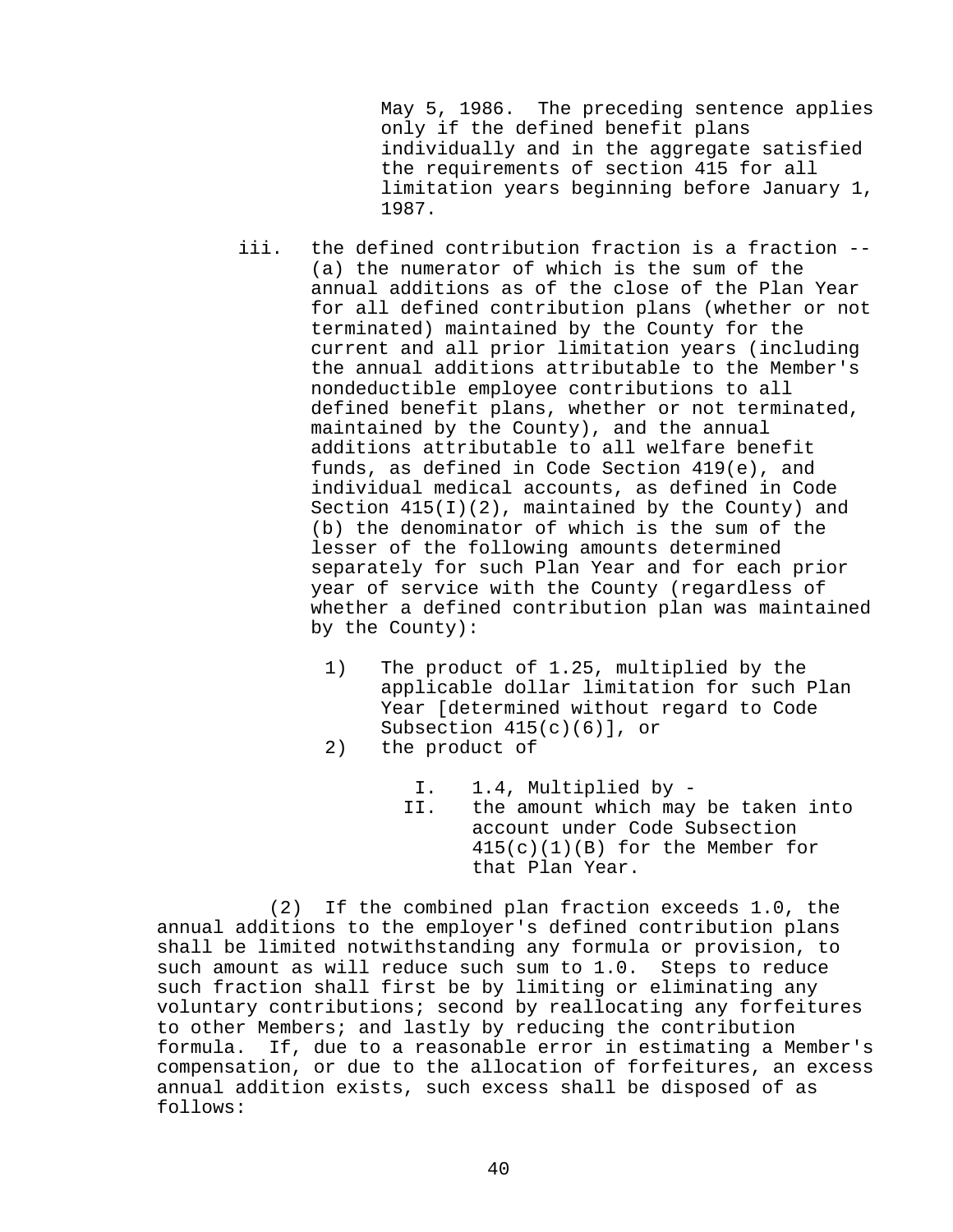May 5, 1986. The preceding sentence applies only if the defined benefit plans individually and in the aggregate satisfied the requirements of section 415 for all limitation years beginning before January 1, 1987.

iii. the defined contribution fraction is a fraction -- (a) the numerator of which is the sum of the annual additions as of the close of the Plan Year for all defined contribution plans (whether or not terminated) maintained by the County for the current and all prior limitation years (including the annual additions attributable to the Member's nondeductible employee contributions to all defined benefit plans, whether or not terminated, maintained by the County), and the annual additions attributable to all welfare benefit funds, as defined in Code Section 419(e), and individual medical accounts, as defined in Code Section 415(I)(2), maintained by the County) and (b) the denominator of which is the sum of the lesser of the following amounts determined separately for such Plan Year and for each prior year of service with the County (regardless of whether a defined contribution plan was maintained by the County):

1) The product of 1.25, multiplied by the applicable dollar limitation for such Plan Year [determined without regard to Code Subsection 415(c)(6)], or
2) the product of

   I. 1.4, Multiplied by -
   II. the amount which may be taken into account under Code Subsection 415(c)(1)(B) for the Member for that Plan Year.

(2) If the combined plan fraction exceeds 1.0, the annual additions to the employer's defined contribution plans shall be limited notwithstanding any formula or provision, to such amount as will reduce such sum to 1.0. Steps to reduce such fraction shall first be by limiting or eliminating any voluntary contributions; second by reallocating any forfeitures to other Members; and lastly by reducing the contribution formula. If, due to a reasonable error in estimating a Member's compensation, or due to the allocation of forfeitures, an excess annual addition exists, such excess shall be disposed of as follows: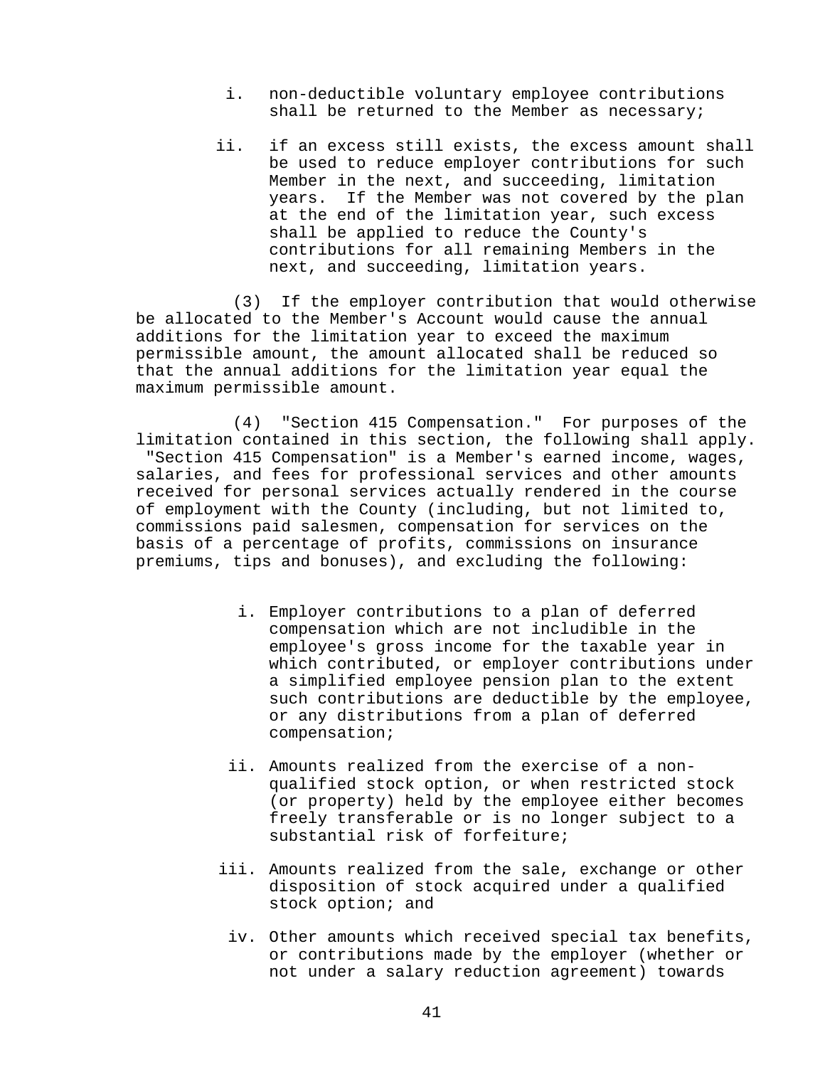i. non-deductible voluntary employee contributions shall be returned to the Member as necessary;

ii. if an excess still exists, the excess amount shall be used to reduce employer contributions for such Member in the next, and succeeding, limitation years. If the Member was not covered by the plan at the end of the limitation year, such excess shall be applied to reduce the County's contributions for all remaining Members in the next, and succeeding, limitation years.

(3) If the employer contribution that would otherwise be allocated to the Member's Account would cause the annual additions for the limitation year to exceed the maximum permissible amount, the amount allocated shall be reduced so that the annual additions for the limitation year equal the maximum permissible amount.

(4) "Section 415 Compensation." For purposes of the limitation contained in this section, the following shall apply. "Section 415 Compensation" is a Member's earned income, wages, salaries, and fees for professional services and other amounts received for personal services actually rendered in the course of employment with the County (including, but not limited to, commissions paid salesmen, compensation for services on the basis of a percentage of profits, commissions on insurance premiums, tips and bonuses), and excluding the following:

i. Employer contributions to a plan of deferred compensation which are not includible in the employee's gross income for the taxable year in which contributed, or employer contributions under a simplified employee pension plan to the extent such contributions are deductible by the employee, or any distributions from a plan of deferred compensation;

ii. Amounts realized from the exercise of a non-qualified stock option, or when restricted stock (or property) held by the employee either becomes freely transferable or is no longer subject to a substantial risk of forfeiture;

iii. Amounts realized from the sale, exchange or other disposition of stock acquired under a qualified stock option; and

iv. Other amounts which received special tax benefits, or contributions made by the employer (whether or not under a salary reduction agreement) towards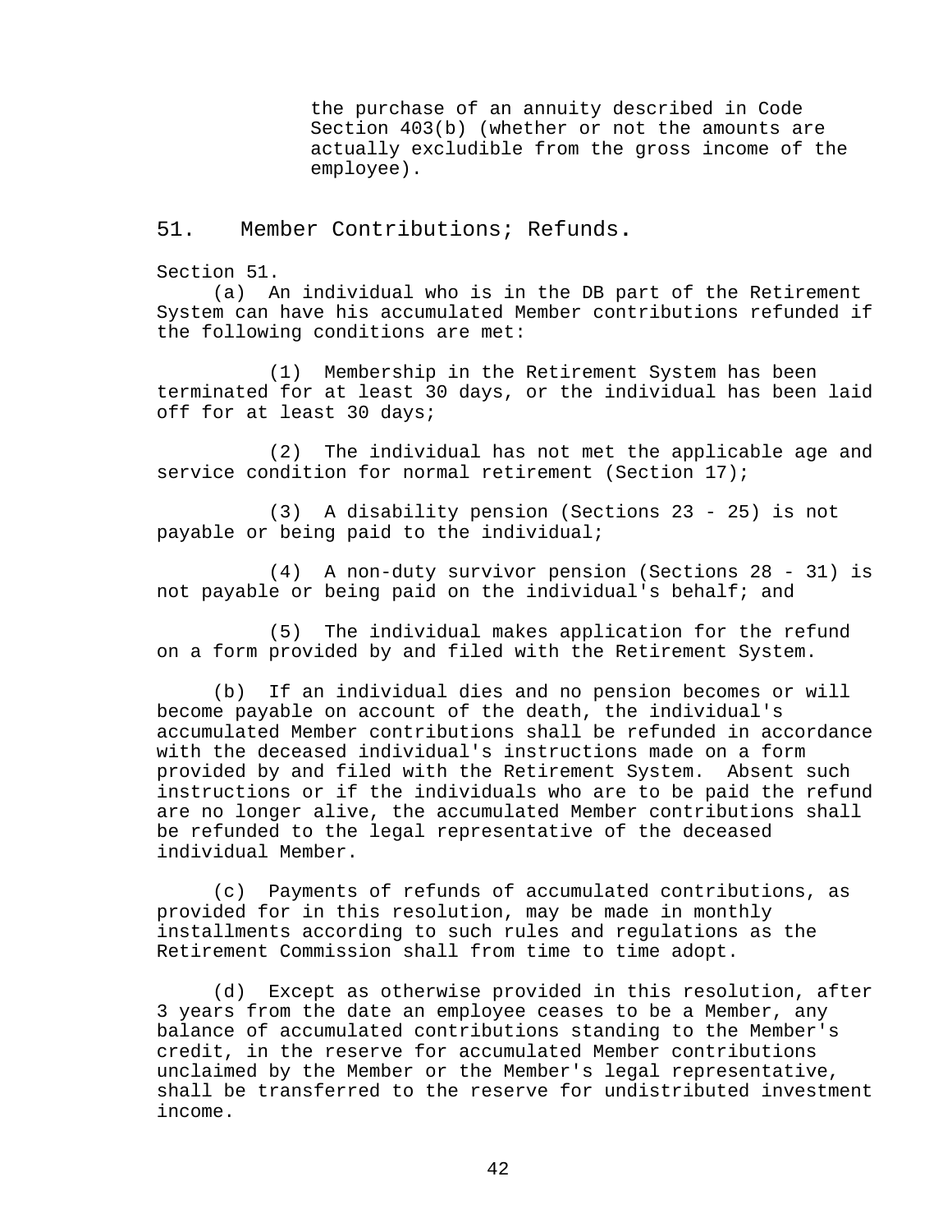the purchase of an annuity described in Code Section 403(b) (whether or not the amounts are actually excludible from the gross income of the employee).

## 51. Member Contributions; Refunds.

Section 51.

(a) An individual who is in the DB part of the Retirement System can have his accumulated Member contributions refunded if the following conditions are met:

(1) Membership in the Retirement System has been terminated for at least 30 days, or the individual has been laid off for at least 30 days;

(2) The individual has not met the applicable age and service condition for normal retirement (Section 17);

(3) A disability pension (Sections 23 - 25) is not payable or being paid to the individual;

(4) A non-duty survivor pension (Sections 28 - 31) is not payable or being paid on the individual's behalf; and

(5) The individual makes application for the refund on a form provided by and filed with the Retirement System.

(b) If an individual dies and no pension becomes or will become payable on account of the death, the individual's accumulated Member contributions shall be refunded in accordance with the deceased individual's instructions made on a form provided by and filed with the Retirement System. Absent such instructions or if the individuals who are to be paid the refund are no longer alive, the accumulated Member contributions shall be refunded to the legal representative of the deceased individual Member.

(c) Payments of refunds of accumulated contributions, as provided for in this resolution, may be made in monthly installments according to such rules and regulations as the Retirement Commission shall from time to time adopt.

(d) Except as otherwise provided in this resolution, after 3 years from the date an employee ceases to be a Member, any balance of accumulated contributions standing to the Member's credit, in the reserve for accumulated Member contributions unclaimed by the Member or the Member's legal representative, shall be transferred to the reserve for undistributed investment income.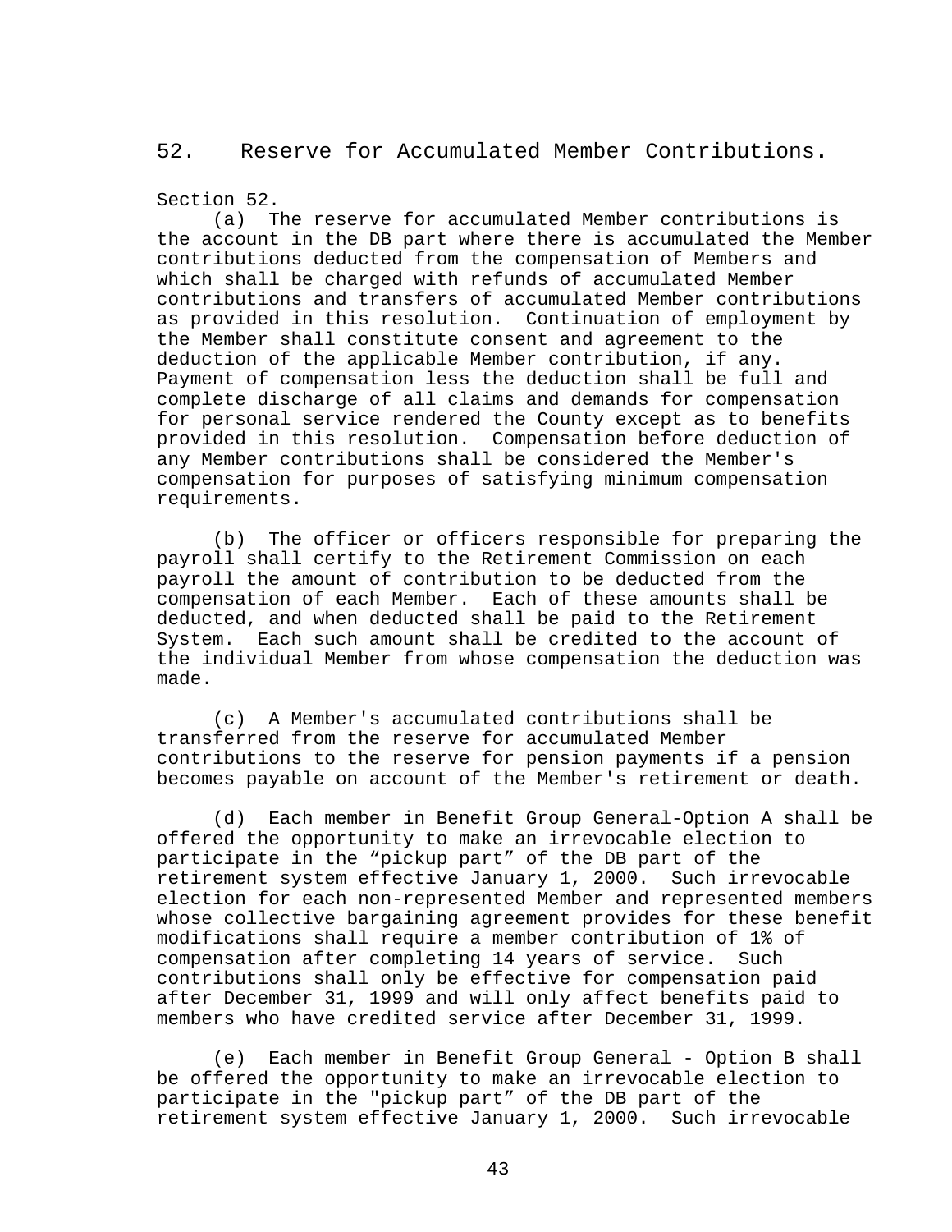## 52. Reserve for Accumulated Member Contributions.

Section 52.

(a) The reserve for accumulated Member contributions is the account in the DB part where there is accumulated the Member contributions deducted from the compensation of Members and which shall be charged with refunds of accumulated Member contributions and transfers of accumulated Member contributions as provided in this resolution. Continuation of employment by the Member shall constitute consent and agreement to the deduction of the applicable Member contribution, if any. Payment of compensation less the deduction shall be full and complete discharge of all claims and demands for compensation for personal service rendered the County except as to benefits provided in this resolution. Compensation before deduction of any Member contributions shall be considered the Member's compensation for purposes of satisfying minimum compensation requirements.

(b) The officer or officers responsible for preparing the payroll shall certify to the Retirement Commission on each payroll the amount of contribution to be deducted from the compensation of each Member. Each of these amounts shall be deducted, and when deducted shall be paid to the Retirement System. Each such amount shall be credited to the account of the individual Member from whose compensation the deduction was made.

(c) A Member's accumulated contributions shall be transferred from the reserve for accumulated Member contributions to the reserve for pension payments if a pension becomes payable on account of the Member's retirement or death.

(d) Each member in Benefit Group General-Option A shall be offered the opportunity to make an irrevocable election to participate in the “pickup part” of the DB part of the retirement system effective January 1, 2000. Such irrevocable election for each non-represented Member and represented members whose collective bargaining agreement provides for these benefit modifications shall require a member contribution of 1% of compensation after completing 14 years of service. Such contributions shall only be effective for compensation paid after December 31, 1999 and will only affect benefits paid to members who have credited service after December 31, 1999.

(e) Each member in Benefit Group General - Option B shall be offered the opportunity to make an irrevocable election to participate in the "pickup part” of the DB part of the retirement system effective January 1, 2000. Such irrevocable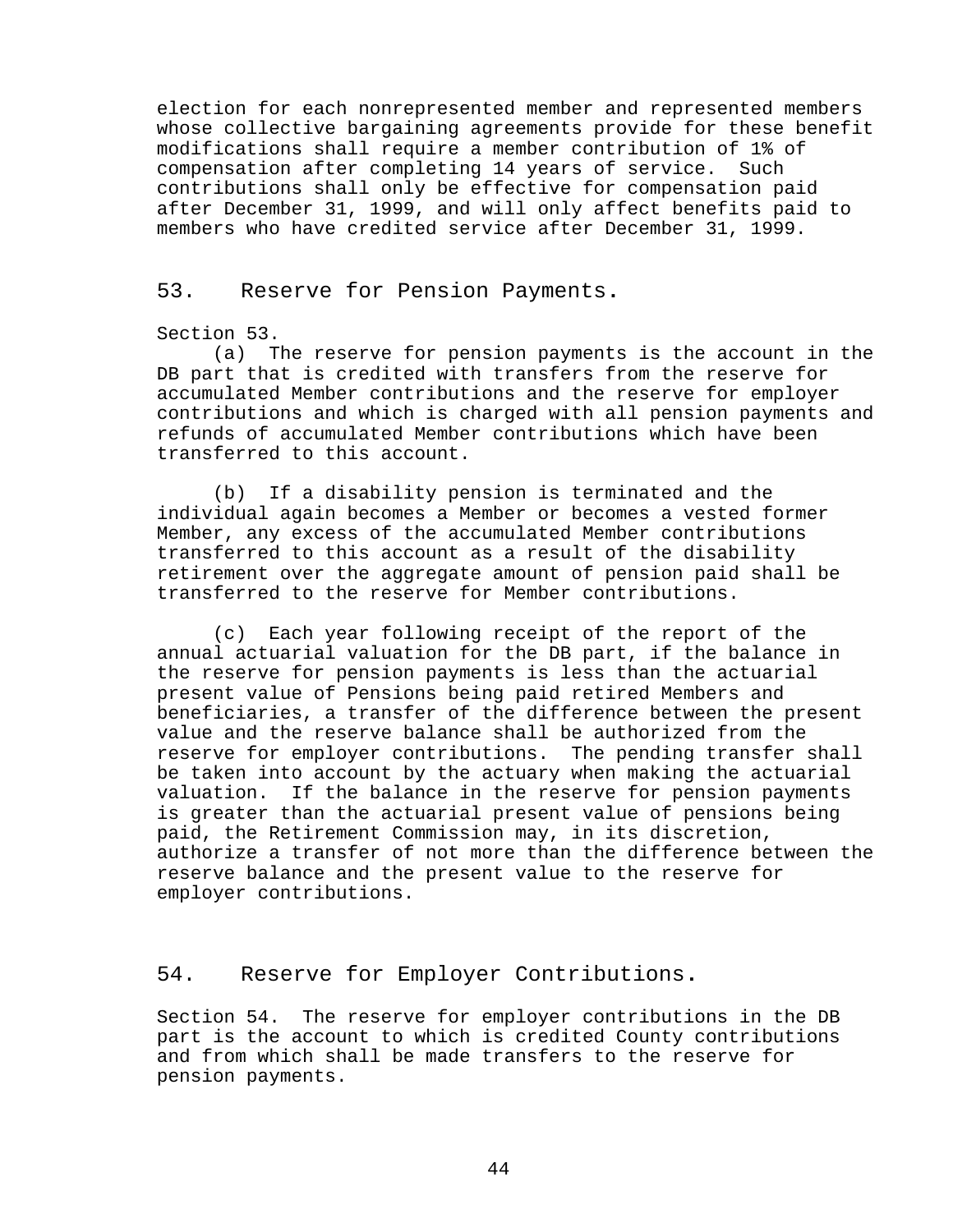election for each nonrepresented member and represented members whose collective bargaining agreements provide for these benefit modifications shall require a member contribution of 1% of compensation after completing 14 years of service. Such contributions shall only be effective for compensation paid after December 31, 1999, and will only affect benefits paid to members who have credited service after December 31, 1999.

## 53. Reserve for Pension Payments.

Section 53.

(a) The reserve for pension payments is the account in the DB part that is credited with transfers from the reserve for accumulated Member contributions and the reserve for employer contributions and which is charged with all pension payments and refunds of accumulated Member contributions which have been transferred to this account.

(b) If a disability pension is terminated and the individual again becomes a Member or becomes a vested former Member, any excess of the accumulated Member contributions transferred to this account as a result of the disability retirement over the aggregate amount of pension paid shall be transferred to the reserve for Member contributions.

(c) Each year following receipt of the report of the annual actuarial valuation for the DB part, if the balance in the reserve for pension payments is less than the actuarial present value of Pensions being paid retired Members and beneficiaries, a transfer of the difference between the present value and the reserve balance shall be authorized from the reserve for employer contributions. The pending transfer shall be taken into account by the actuary when making the actuarial valuation. If the balance in the reserve for pension payments is greater than the actuarial present value of pensions being paid, the Retirement Commission may, in its discretion, authorize a transfer of not more than the difference between the reserve balance and the present value to the reserve for employer contributions.

## 54. Reserve for Employer Contributions.

Section 54. The reserve for employer contributions in the DB part is the account to which is credited County contributions and from which shall be made transfers to the reserve for pension payments.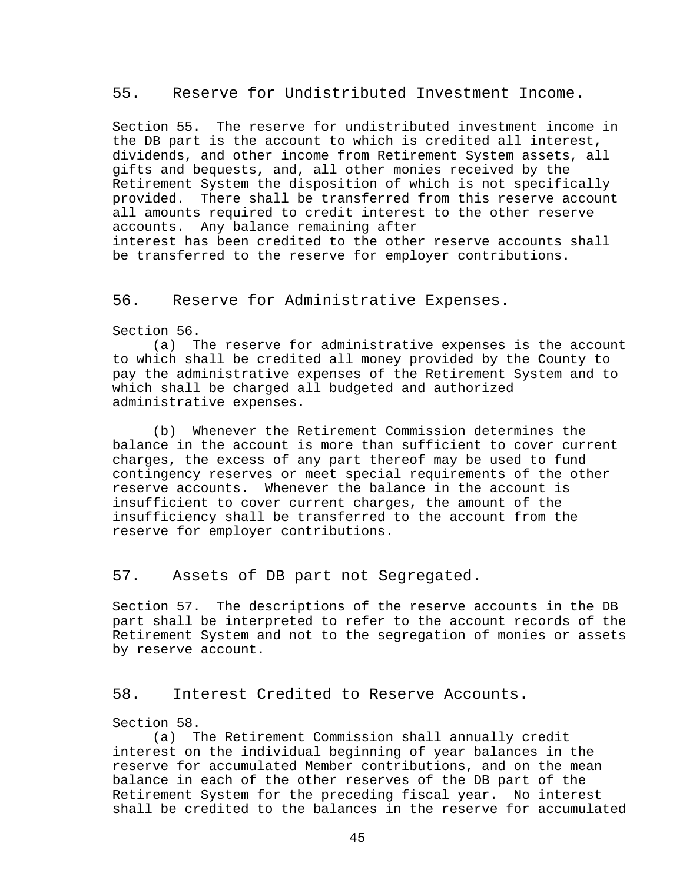## 55. Reserve for Undistributed Investment Income.

Section 55. The reserve for undistributed investment income in the DB part is the account to which is credited all interest, dividends, and other income from Retirement System assets, all gifts and bequests, and, all other monies received by the Retirement System the disposition of which is not specifically provided. There shall be transferred from this reserve account all amounts required to credit interest to the other reserve accounts. Any balance remaining after interest has been credited to the other reserve accounts shall be transferred to the reserve for employer contributions.

## 56. Reserve for Administrative Expenses.

Section 56.

(a) The reserve for administrative expenses is the account to which shall be credited all money provided by the County to pay the administrative expenses of the Retirement System and to which shall be charged all budgeted and authorized administrative expenses.

(b) Whenever the Retirement Commission determines the balance in the account is more than sufficient to cover current charges, the excess of any part thereof may be used to fund contingency reserves or meet special requirements of the other reserve accounts. Whenever the balance in the account is insufficient to cover current charges, the amount of the insufficiency shall be transferred to the account from the reserve for employer contributions.

## 57. Assets of DB part not Segregated.

Section 57. The descriptions of the reserve accounts in the DB part shall be interpreted to refer to the account records of the Retirement System and not to the segregation of monies or assets by reserve account.

## 58. Interest Credited to Reserve Accounts.

Section 58.

(a) The Retirement Commission shall annually credit interest on the individual beginning of year balances in the reserve for accumulated Member contributions, and on the mean balance in each of the other reserves of the DB part of the Retirement System for the preceding fiscal year. No interest shall be credited to the balances in the reserve for accumulated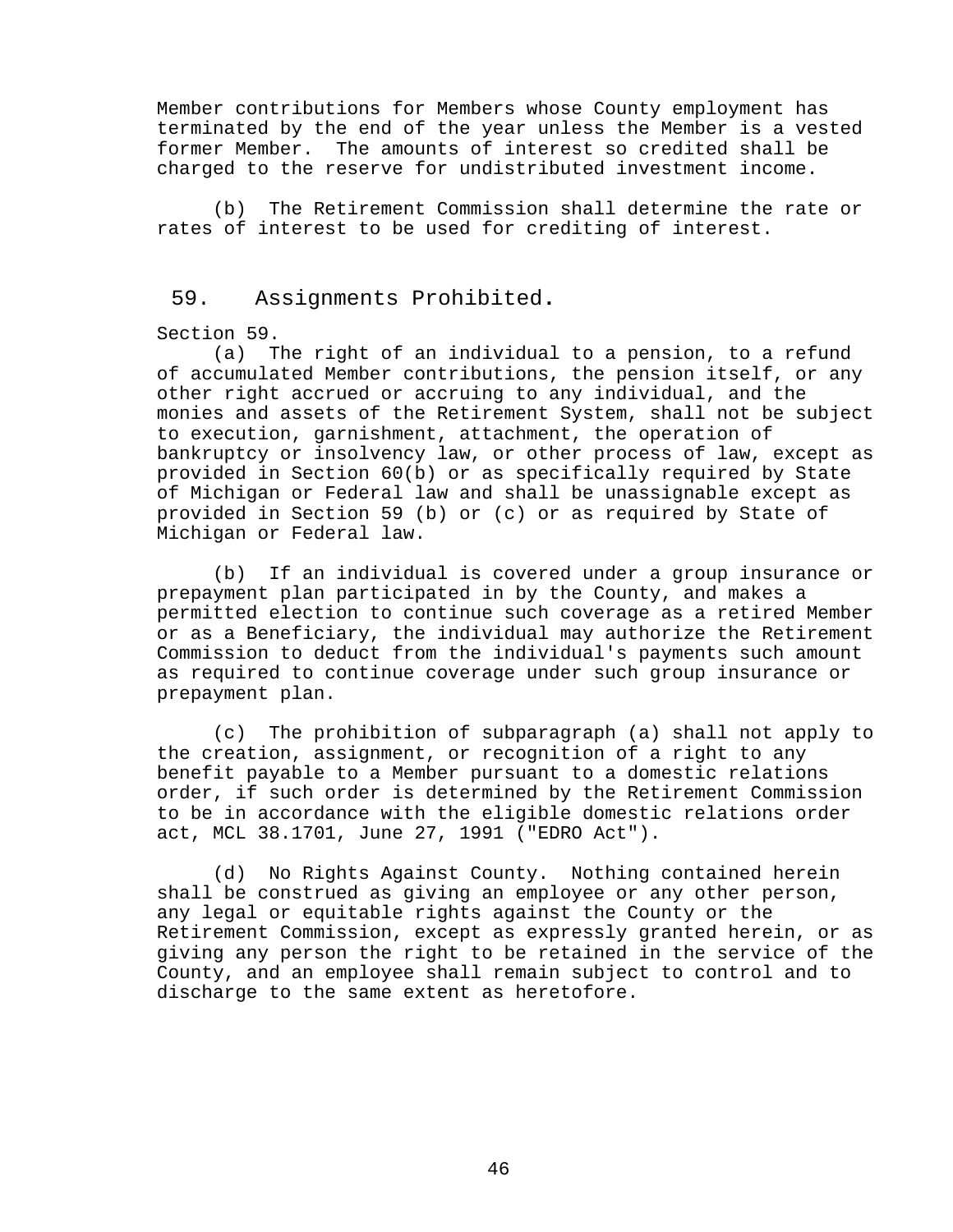Member contributions for Members whose County employment has terminated by the end of the year unless the Member is a vested former Member. The amounts of interest so credited shall be charged to the reserve for undistributed investment income.

(b) The Retirement Commission shall determine the rate or rates of interest to be used for crediting of interest.

## 59. Assignments Prohibited.

Section 59.

(a) The right of an individual to a pension, to a refund of accumulated Member contributions, the pension itself, or any other right accrued or accruing to any individual, and the monies and assets of the Retirement System, shall not be subject to execution, garnishment, attachment, the operation of bankruptcy or insolvency law, or other process of law, except as provided in Section 60(b) or as specifically required by State of Michigan or Federal law and shall be unassignable except as provided in Section 59 (b) or (c) or as required by State of Michigan or Federal law.

(b) If an individual is covered under a group insurance or prepayment plan participated in by the County, and makes a permitted election to continue such coverage as a retired Member or as a Beneficiary, the individual may authorize the Retirement Commission to deduct from the individual's payments such amount as required to continue coverage under such group insurance or prepayment plan.

(c) The prohibition of subparagraph (a) shall not apply to the creation, assignment, or recognition of a right to any benefit payable to a Member pursuant to a domestic relations order, if such order is determined by the Retirement Commission to be in accordance with the eligible domestic relations order act, MCL 38.1701, June 27, 1991 ("EDRO Act").

(d) No Rights Against County. Nothing contained herein shall be construed as giving an employee or any other person, any legal or equitable rights against the County or the Retirement Commission, except as expressly granted herein, or as giving any person the right to be retained in the service of the County, and an employee shall remain subject to control and to discharge to the same extent as heretofore.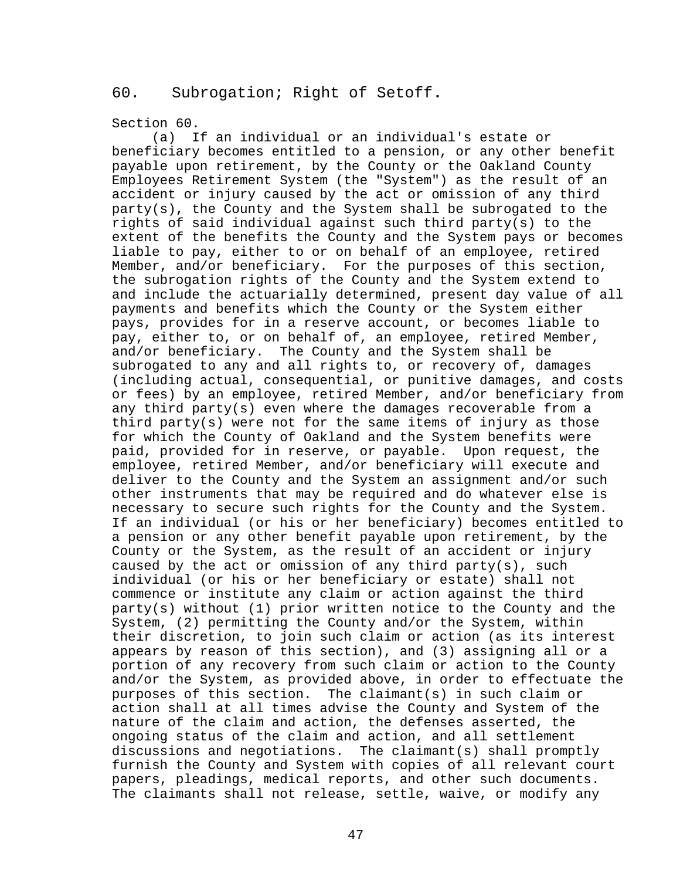## 60. Subrogation; Right of Setoff.

Section 60.

(a) If an individual or an individual's estate or beneficiary becomes entitled to a pension, or any other benefit payable upon retirement, by the County or the Oakland County Employees Retirement System (the "System") as the result of an accident or injury caused by the act or omission of any third party(s), the County and the System shall be subrogated to the rights of said individual against such third party(s) to the extent of the benefits the County and the System pays or becomes liable to pay, either to or on behalf of an employee, retired Member, and/or beneficiary. For the purposes of this section, the subrogation rights of the County and the System extend to and include the actuarially determined, present day value of all payments and benefits which the County or the System either pays, provides for in a reserve account, or becomes liable to pay, either to, or on behalf of, an employee, retired Member, and/or beneficiary. The County and the System shall be subrogated to any and all rights to, or recovery of, damages (including actual, consequential, or punitive damages, and costs or fees) by an employee, retired Member, and/or beneficiary from any third party(s) even where the damages recoverable from a third party(s) were not for the same items of injury as those for which the County of Oakland and the System benefits were paid, provided for in reserve, or payable. Upon request, the employee, retired Member, and/or beneficiary will execute and deliver to the County and the System an assignment and/or such other instruments that may be required and do whatever else is necessary to secure such rights for the County and the System. If an individual (or his or her beneficiary) becomes entitled to a pension or any other benefit payable upon retirement, by the County or the System, as the result of an accident or injury caused by the act or omission of any third party(s), such individual (or his or her beneficiary or estate) shall not commence or institute any claim or action against the third party(s) without (1) prior written notice to the County and the System, (2) permitting the County and/or the System, within their discretion, to join such claim or action (as its interest appears by reason of this section), and (3) assigning all or a portion of any recovery from such claim or action to the County and/or the System, as provided above, in order to effectuate the purposes of this section. The claimant(s) in such claim or action shall at all times advise the County and System of the nature of the claim and action, the defenses asserted, the ongoing status of the claim and action, and all settlement discussions and negotiations. The claimant(s) shall promptly furnish the County and System with copies of all relevant court papers, pleadings, medical reports, and other such documents. The claimants shall not release, settle, waive, or modify any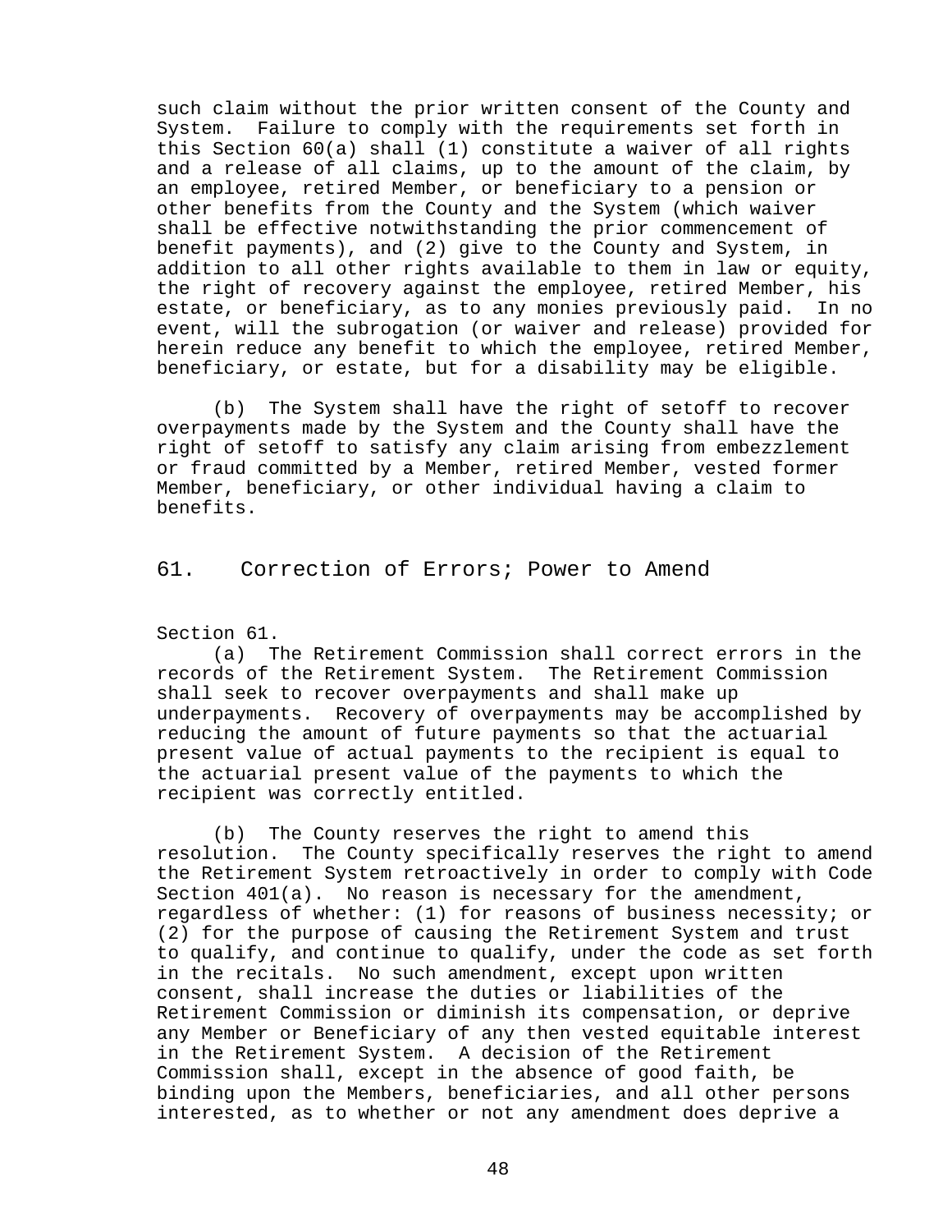such claim without the prior written consent of the County and System. Failure to comply with the requirements set forth in this Section 60(a) shall (1) constitute a waiver of all rights and a release of all claims, up to the amount of the claim, by an employee, retired Member, or beneficiary to a pension or other benefits from the County and the System (which waiver shall be effective notwithstanding the prior commencement of benefit payments), and (2) give to the County and System, in addition to all other rights available to them in law or equity, the right of recovery against the employee, retired Member, his estate, or beneficiary, as to any monies previously paid. In no event, will the subrogation (or waiver and release) provided for herein reduce any benefit to which the employee, retired Member, beneficiary, or estate, but for a disability may be eligible.

(b) The System shall have the right of setoff to recover overpayments made by the System and the County shall have the right of setoff to satisfy any claim arising from embezzlement or fraud committed by a Member, retired Member, vested former Member, beneficiary, or other individual having a claim to benefits.

## 61. Correction of Errors; Power to Amend

Section 61.

(a) The Retirement Commission shall correct errors in the records of the Retirement System. The Retirement Commission shall seek to recover overpayments and shall make up underpayments. Recovery of overpayments may be accomplished by reducing the amount of future payments so that the actuarial present value of actual payments to the recipient is equal to the actuarial present value of the payments to which the recipient was correctly entitled.

(b) The County reserves the right to amend this resolution. The County specifically reserves the right to amend the Retirement System retroactively in order to comply with Code Section 401(a). No reason is necessary for the amendment, regardless of whether: (1) for reasons of business necessity; or (2) for the purpose of causing the Retirement System and trust to qualify, and continue to qualify, under the code as set forth in the recitals. No such amendment, except upon written consent, shall increase the duties or liabilities of the Retirement Commission or diminish its compensation, or deprive any Member or Beneficiary of any then vested equitable interest in the Retirement System. A decision of the Retirement Commission shall, except in the absence of good faith, be binding upon the Members, beneficiaries, and all other persons interested, as to whether or not any amendment does deprive a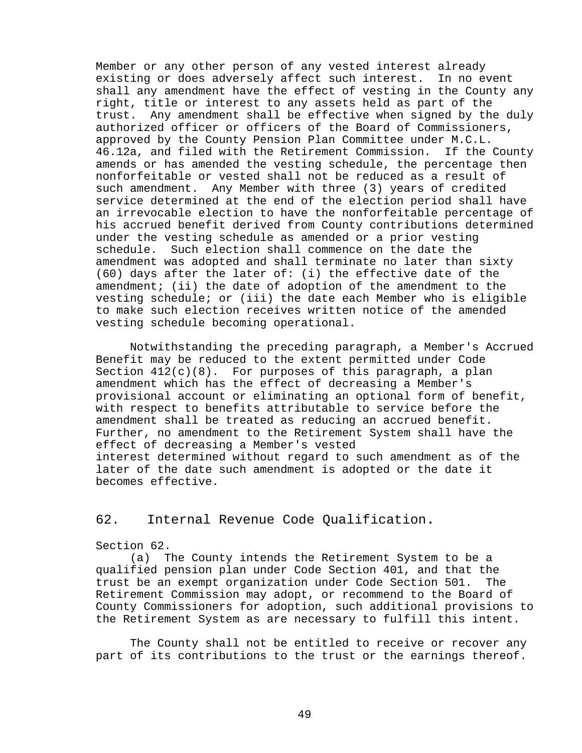Member or any other person of any vested interest already existing or does adversely affect such interest. In no event shall any amendment have the effect of vesting in the County any right, title or interest to any assets held as part of the trust. Any amendment shall be effective when signed by the duly authorized officer or officers of the Board of Commissioners, approved by the County Pension Plan Committee under M.C.L. 46.12a, and filed with the Retirement Commission. If the County amends or has amended the vesting schedule, the percentage then nonforfeitable or vested shall not be reduced as a result of such amendment. Any Member with three (3) years of credited service determined at the end of the election period shall have an irrevocable election to have the nonforfeitable percentage of his accrued benefit derived from County contributions determined under the vesting schedule as amended or a prior vesting schedule. Such election shall commence on the date the amendment was adopted and shall terminate no later than sixty (60) days after the later of: (i) the effective date of the amendment; (ii) the date of adoption of the amendment to the vesting schedule; or (iii) the date each Member who is eligible to make such election receives written notice of the amended vesting schedule becoming operational.

Notwithstanding the preceding paragraph, a Member's Accrued Benefit may be reduced to the extent permitted under Code Section 412(c)(8). For purposes of this paragraph, a plan amendment which has the effect of decreasing a Member's provisional account or eliminating an optional form of benefit, with respect to benefits attributable to service before the amendment shall be treated as reducing an accrued benefit. Further, no amendment to the Retirement System shall have the effect of decreasing a Member's vested interest determined without regard to such amendment as of the later of the date such amendment is adopted or the date it becomes effective.

## 62. Internal Revenue Code Qualification.

Section 62.

(a) The County intends the Retirement System to be a qualified pension plan under Code Section 401, and that the trust be an exempt organization under Code Section 501. The Retirement Commission may adopt, or recommend to the Board of County Commissioners for adoption, such additional provisions to the Retirement System as are necessary to fulfill this intent.

The County shall not be entitled to receive or recover any part of its contributions to the trust or the earnings thereof.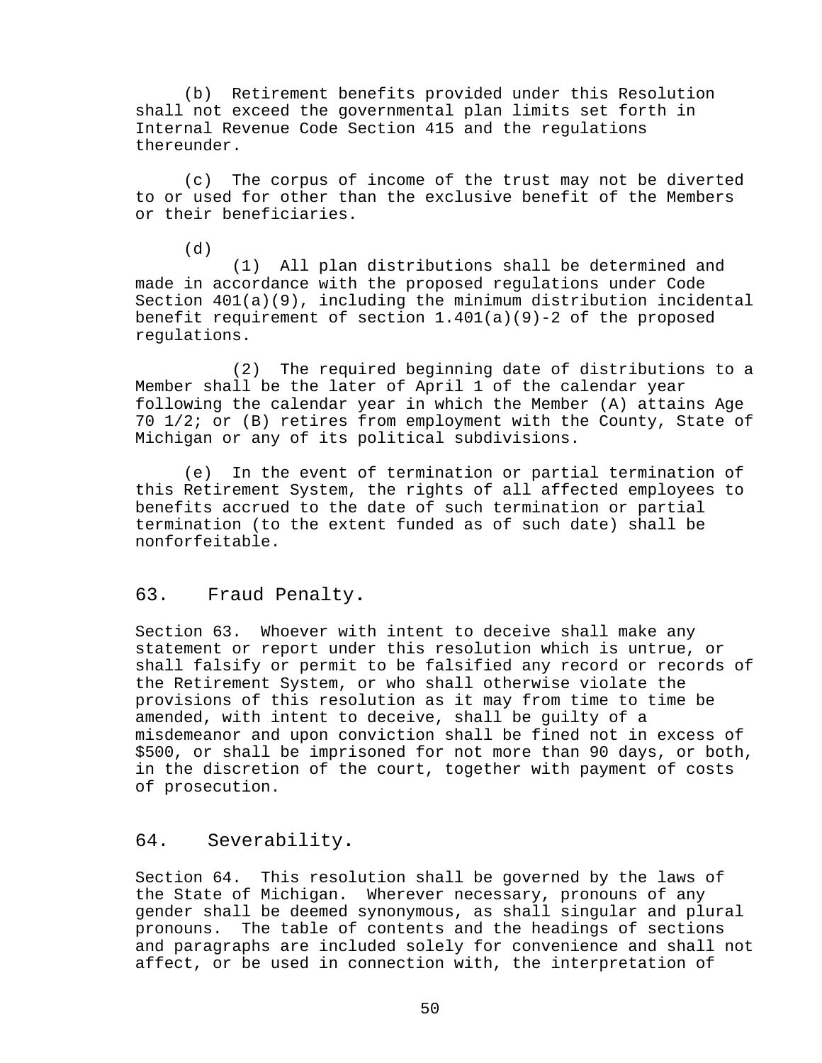(b) Retirement benefits provided under this Resolution shall not exceed the governmental plan limits set forth in Internal Revenue Code Section 415 and the regulations thereunder.

(c) The corpus of income of the trust may not be diverted to or used for other than the exclusive benefit of the Members or their beneficiaries.

(d)

(1) All plan distributions shall be determined and made in accordance with the proposed regulations under Code Section 401(a)(9), including the minimum distribution incidental benefit requirement of section 1.401(a)(9)-2 of the proposed regulations.

(2) The required beginning date of distributions to a Member shall be the later of April 1 of the calendar year following the calendar year in which the Member (A) attains Age 70 1/2; or (B) retires from employment with the County, State of Michigan or any of its political subdivisions.

(e) In the event of termination or partial termination of this Retirement System, the rights of all affected employees to benefits accrued to the date of such termination or partial termination (to the extent funded as of such date) shall be nonforfeitable.

## 63. Fraud Penalty.

Section 63. Whoever with intent to deceive shall make any statement or report under this resolution which is untrue, or shall falsify or permit to be falsified any record or records of the Retirement System, or who shall otherwise violate the provisions of this resolution as it may from time to time be amended, with intent to deceive, shall be guilty of a misdemeanor and upon conviction shall be fined not in excess of $500, or shall be imprisoned for not more than 90 days, or both, in the discretion of the court, together with payment of costs of prosecution.

## 64. Severability.

Section 64. This resolution shall be governed by the laws of the State of Michigan. Wherever necessary, pronouns of any gender shall be deemed synonymous, as shall singular and plural pronouns. The table of contents and the headings of sections and paragraphs are included solely for convenience and shall not affect, or be used in connection with, the interpretation of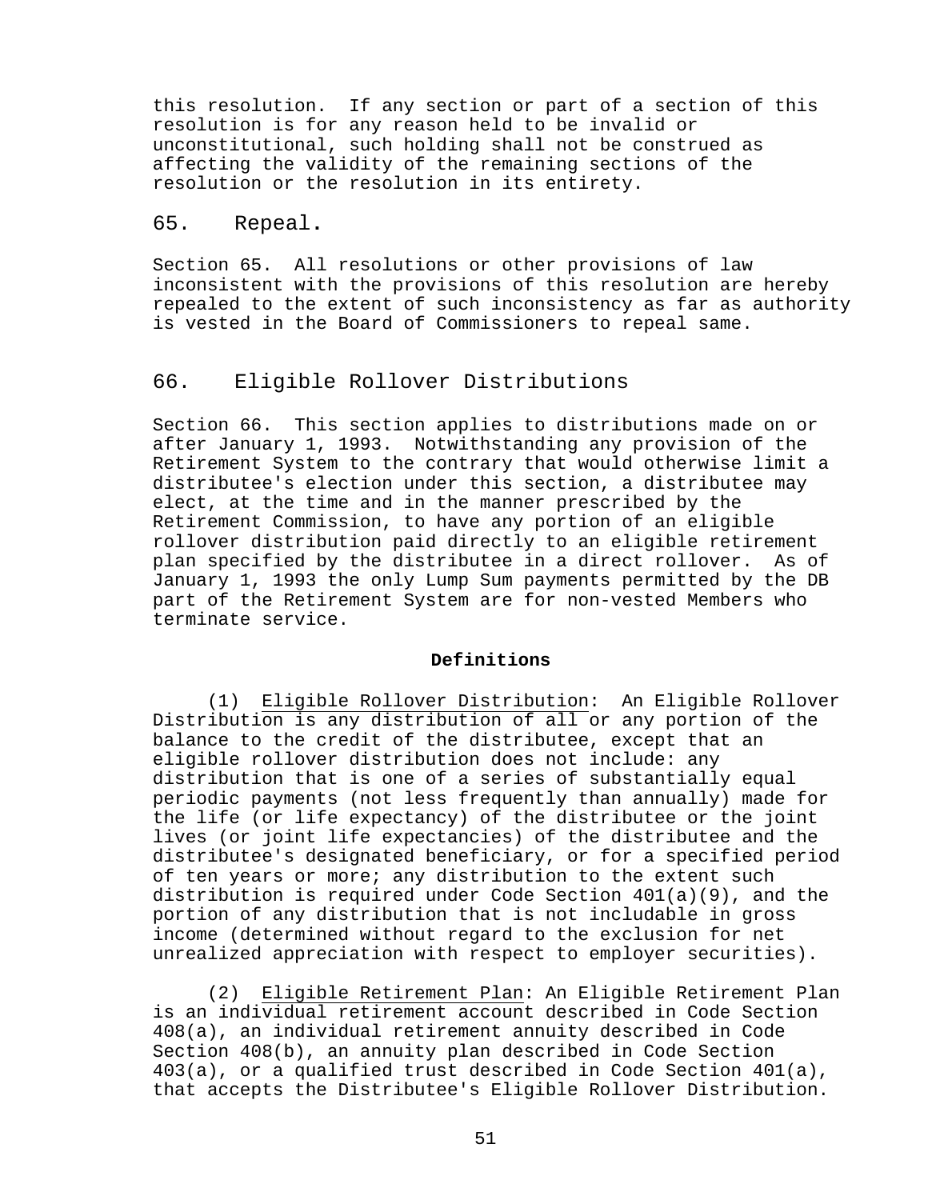this resolution. If any section or part of a section of this resolution is for any reason held to be invalid or unconstitutional, such holding shall not be construed as affecting the validity of the remaining sections of the resolution or the resolution in its entirety.

## 65. Repeal.

Section 65. All resolutions or other provisions of law inconsistent with the provisions of this resolution are hereby repealed to the extent of such inconsistency as far as authority is vested in the Board of Commissioners to repeal same.

## 66. Eligible Rollover Distributions

Section 66. This section applies to distributions made on or after January 1, 1993. Notwithstanding any provision of the Retirement System to the contrary that would otherwise limit a distributee's election under this section, a distributee may elect, at the time and in the manner prescribed by the Retirement Commission, to have any portion of an eligible rollover distribution paid directly to an eligible retirement plan specified by the distributee in a direct rollover. As of January 1, 1993 the only Lump Sum payments permitted by the DB part of the Retirement System are for non-vested Members who terminate service.

**Definitions**

(1) Eligible Rollover Distribution: An Eligible Rollover Distribution is any distribution of all or any portion of the balance to the credit of the distributee, except that an eligible rollover distribution does not include: any distribution that is one of a series of substantially equal periodic payments (not less frequently than annually) made for the life (or life expectancy) of the distributee or the joint lives (or joint life expectancies) of the distributee and the distributee's designated beneficiary, or for a specified period of ten years or more; any distribution to the extent such distribution is required under Code Section 401(a)(9), and the portion of any distribution that is not includable in gross income (determined without regard to the exclusion for net unrealized appreciation with respect to employer securities).

(2) Eligible Retirement Plan: An Eligible Retirement Plan is an individual retirement account described in Code Section 408(a), an individual retirement annuity described in Code Section 408(b), an annuity plan described in Code Section 403(a), or a qualified trust described in Code Section 401(a), that accepts the Distributee's Eligible Rollover Distribution.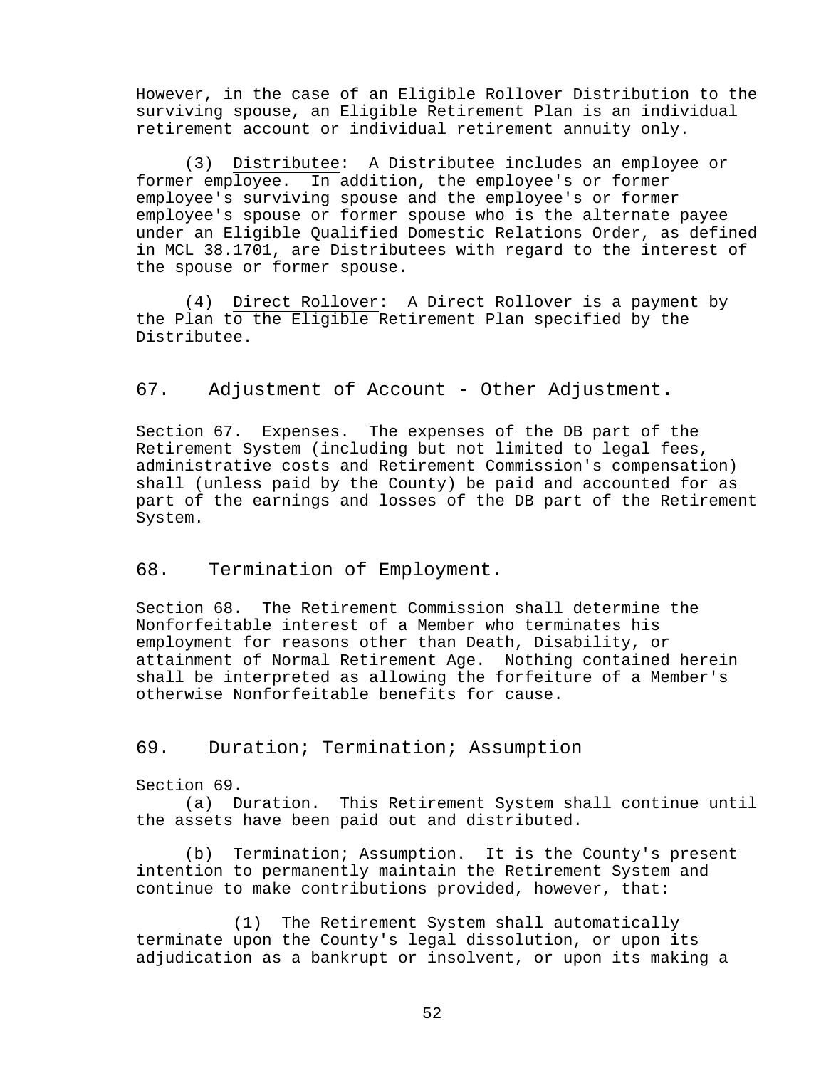However, in the case of an Eligible Rollover Distribution to the surviving spouse, an Eligible Retirement Plan is an individual retirement account or individual retirement annuity only.

(3) Distributee: A Distributee includes an employee or former employee. In addition, the employee's or former employee's surviving spouse and the employee's or former employee's spouse or former spouse who is the alternate payee under an Eligible Qualified Domestic Relations Order, as defined in MCL 38.1701, are Distributees with regard to the interest of the spouse or former spouse.

(4) Direct Rollover: A Direct Rollover is a payment by the Plan to the Eligible Retirement Plan specified by the Distributee.

## 67. Adjustment of Account - Other Adjustment.

Section 67. Expenses. The expenses of the DB part of the Retirement System (including but not limited to legal fees, administrative costs and Retirement Commission's compensation) shall (unless paid by the County) be paid and accounted for as part of the earnings and losses of the DB part of the Retirement System.

## 68. Termination of Employment.

Section 68. The Retirement Commission shall determine the Nonforfeitable interest of a Member who terminates his employment for reasons other than Death, Disability, or attainment of Normal Retirement Age. Nothing contained herein shall be interpreted as allowing the forfeiture of a Member's otherwise Nonforfeitable benefits for cause.

## 69. Duration; Termination; Assumption

Section 69.

(a) Duration. This Retirement System shall continue until the assets have been paid out and distributed.

(b) Termination; Assumption. It is the County's present intention to permanently maintain the Retirement System and continue to make contributions provided, however, that:

(1) The Retirement System shall automatically terminate upon the County's legal dissolution, or upon its adjudication as a bankrupt or insolvent, or upon its making a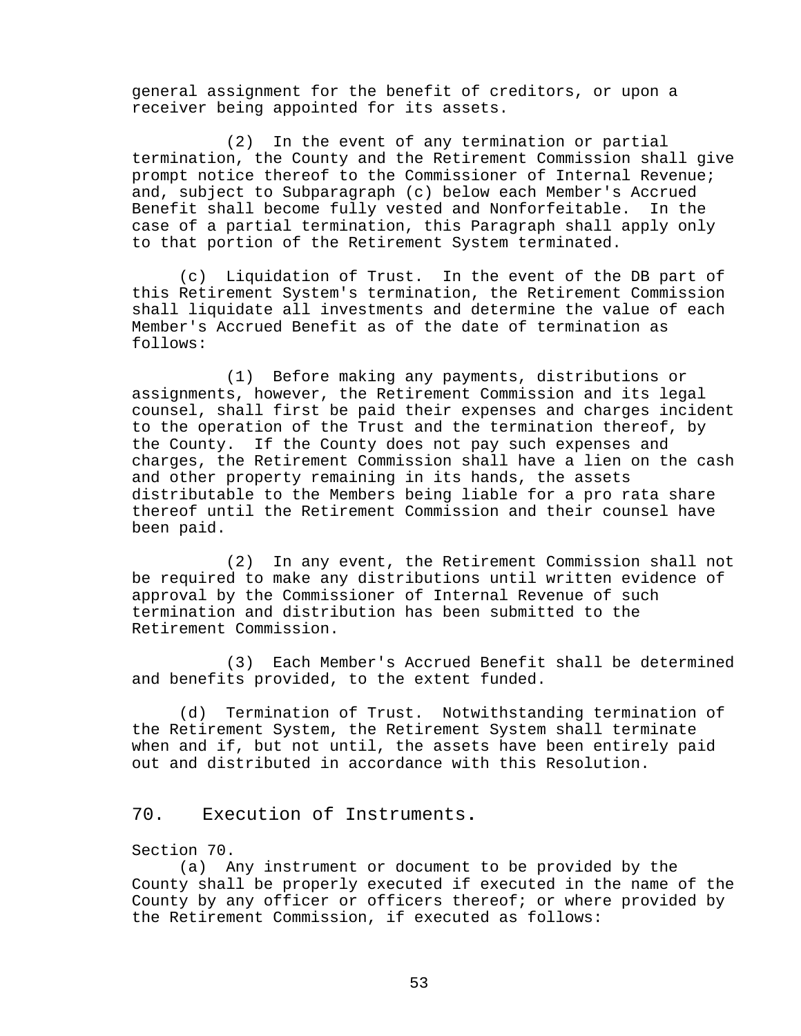general assignment for the benefit of creditors, or upon a receiver being appointed for its assets.

(2) In the event of any termination or partial termination, the County and the Retirement Commission shall give prompt notice thereof to the Commissioner of Internal Revenue; and, subject to Subparagraph (c) below each Member's Accrued Benefit shall become fully vested and Nonforfeitable. In the case of a partial termination, this Paragraph shall apply only to that portion of the Retirement System terminated.

(c) Liquidation of Trust. In the event of the DB part of this Retirement System's termination, the Retirement Commission shall liquidate all investments and determine the value of each Member's Accrued Benefit as of the date of termination as follows:

(1) Before making any payments, distributions or assignments, however, the Retirement Commission and its legal counsel, shall first be paid their expenses and charges incident to the operation of the Trust and the termination thereof, by the County. If the County does not pay such expenses and charges, the Retirement Commission shall have a lien on the cash and other property remaining in its hands, the assets distributable to the Members being liable for a pro rata share thereof until the Retirement Commission and their counsel have been paid.

(2) In any event, the Retirement Commission shall not be required to make any distributions until written evidence of approval by the Commissioner of Internal Revenue of such termination and distribution has been submitted to the Retirement Commission.

(3) Each Member's Accrued Benefit shall be determined and benefits provided, to the extent funded.

(d) Termination of Trust. Notwithstanding termination of the Retirement System, the Retirement System shall terminate when and if, but not until, the assets have been entirely paid out and distributed in accordance with this Resolution.

## 70. Execution of Instruments.

Section 70.

(a) Any instrument or document to be provided by the County shall be properly executed if executed in the name of the County by any officer or officers thereof; or where provided by the Retirement Commission, if executed as follows: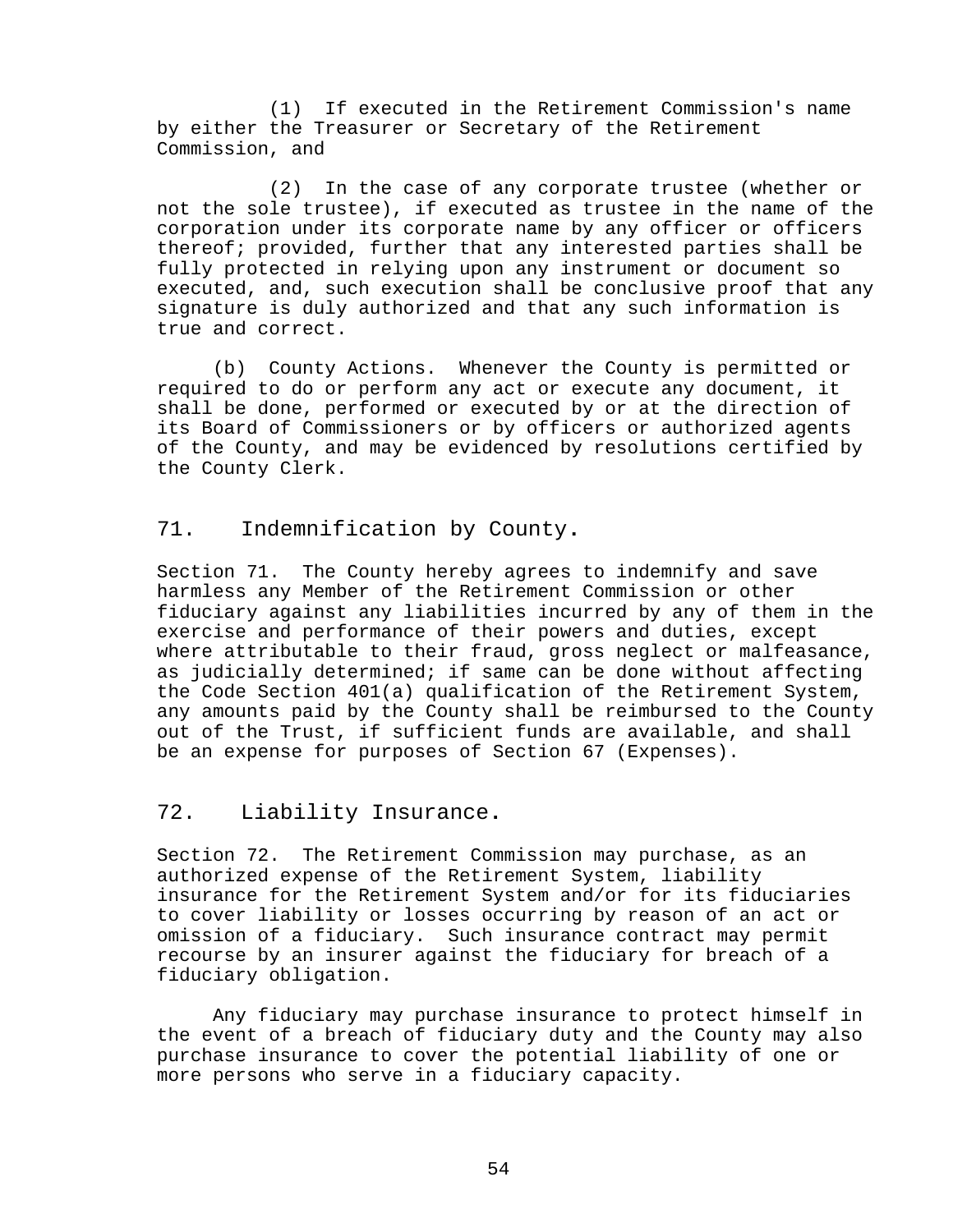(1) If executed in the Retirement Commission's name by either the Treasurer or Secretary of the Retirement Commission, and

(2) In the case of any corporate trustee (whether or not the sole trustee), if executed as trustee in the name of the corporation under its corporate name by any officer or officers thereof; provided, further that any interested parties shall be fully protected in relying upon any instrument or document so executed, and, such execution shall be conclusive proof that any signature is duly authorized and that any such information is true and correct.

(b) County Actions. Whenever the County is permitted or required to do or perform any act or execute any document, it shall be done, performed or executed by or at the direction of its Board of Commissioners or by officers or authorized agents of the County, and may be evidenced by resolutions certified by the County Clerk.

## 71. Indemnification by County.

Section 71. The County hereby agrees to indemnify and save harmless any Member of the Retirement Commission or other fiduciary against any liabilities incurred by any of them in the exercise and performance of their powers and duties, except where attributable to their fraud, gross neglect or malfeasance, as judicially determined; if same can be done without affecting the Code Section 401(a) qualification of the Retirement System, any amounts paid by the County shall be reimbursed to the County out of the Trust, if sufficient funds are available, and shall be an expense for purposes of Section 67 (Expenses).

## 72. Liability Insurance.

Section 72. The Retirement Commission may purchase, as an authorized expense of the Retirement System, liability insurance for the Retirement System and/or for its fiduciaries to cover liability or losses occurring by reason of an act or omission of a fiduciary. Such insurance contract may permit recourse by an insurer against the fiduciary for breach of a fiduciary obligation.

Any fiduciary may purchase insurance to protect himself in the event of a breach of fiduciary duty and the County may also purchase insurance to cover the potential liability of one or more persons who serve in a fiduciary capacity.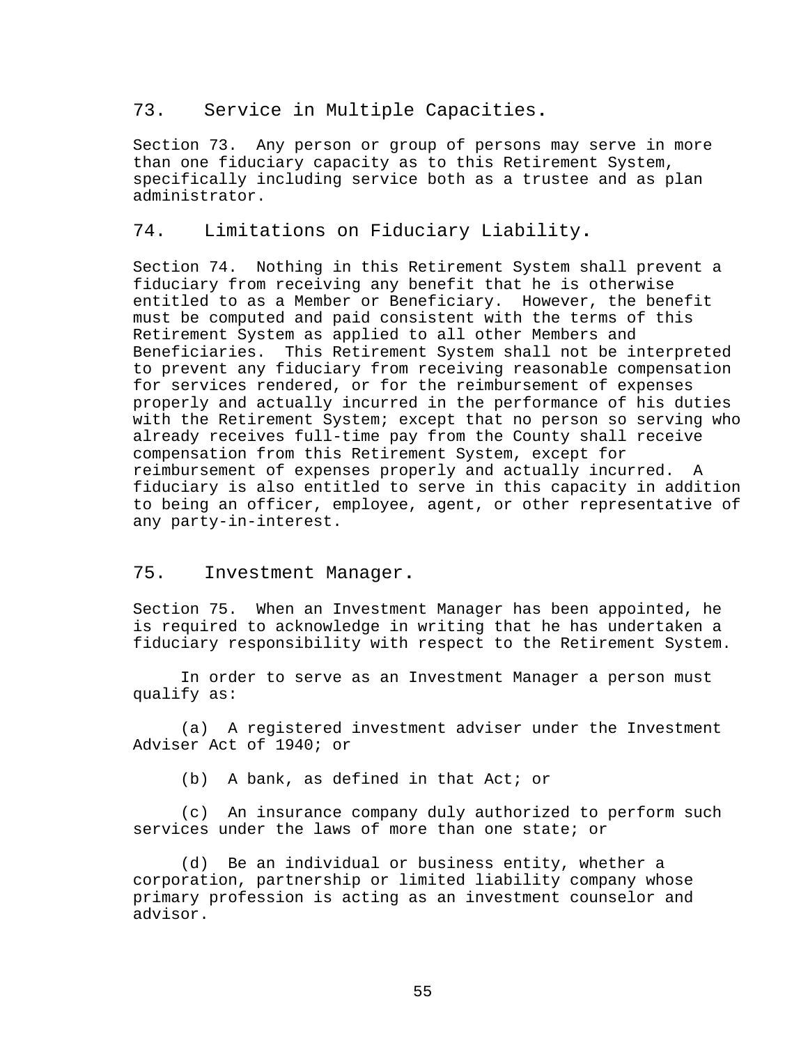## 73. Service in Multiple Capacities.

Section 73. Any person or group of persons may serve in more than one fiduciary capacity as to this Retirement System, specifically including service both as a trustee and as plan administrator.

## 74. Limitations on Fiduciary Liability.

Section 74. Nothing in this Retirement System shall prevent a fiduciary from receiving any benefit that he is otherwise entitled to as a Member or Beneficiary. However, the benefit must be computed and paid consistent with the terms of this Retirement System as applied to all other Members and Beneficiaries. This Retirement System shall not be interpreted to prevent any fiduciary from receiving reasonable compensation for services rendered, or for the reimbursement of expenses properly and actually incurred in the performance of his duties with the Retirement System; except that no person so serving who already receives full-time pay from the County shall receive compensation from this Retirement System, except for reimbursement of expenses properly and actually incurred. A fiduciary is also entitled to serve in this capacity in addition to being an officer, employee, agent, or other representative of any party-in-interest.

## 75. Investment Manager.

Section 75. When an Investment Manager has been appointed, he is required to acknowledge in writing that he has undertaken a fiduciary responsibility with respect to the Retirement System.

In order to serve as an Investment Manager a person must qualify as:

(a) A registered investment adviser under the Investment Adviser Act of 1940; or

(b) A bank, as defined in that Act; or

(c) An insurance company duly authorized to perform such services under the laws of more than one state; or

(d) Be an individual or business entity, whether a corporation, partnership or limited liability company whose primary profession is acting as an investment counselor and advisor.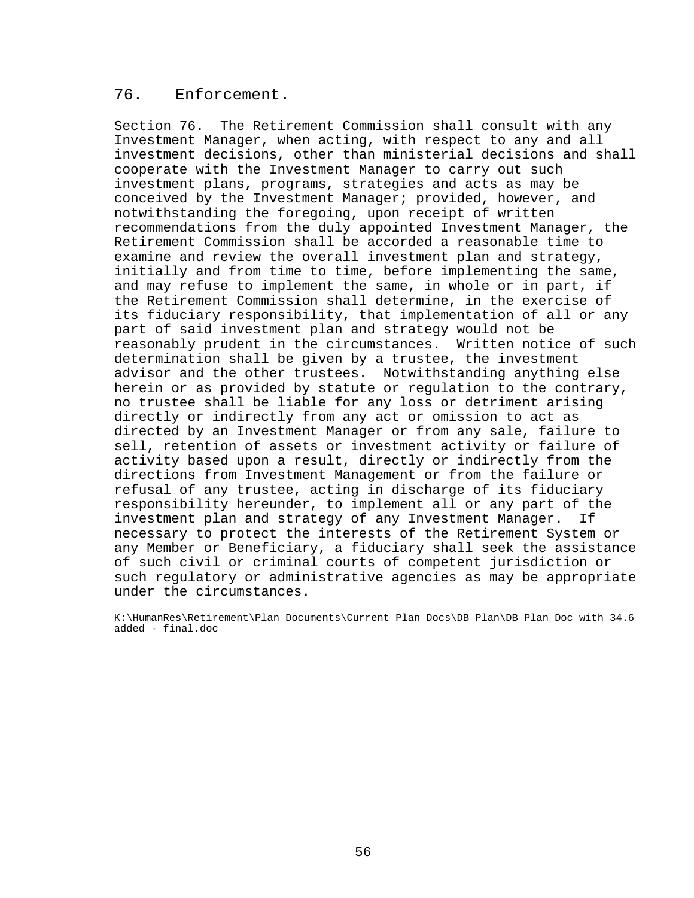## 76. Enforcement.

Section 76. The Retirement Commission shall consult with any Investment Manager, when acting, with respect to any and all investment decisions, other than ministerial decisions and shall cooperate with the Investment Manager to carry out such investment plans, programs, strategies and acts as may be conceived by the Investment Manager; provided, however, and notwithstanding the foregoing, upon receipt of written recommendations from the duly appointed Investment Manager, the Retirement Commission shall be accorded a reasonable time to examine and review the overall investment plan and strategy, initially and from time to time, before implementing the same, and may refuse to implement the same, in whole or in part, if the Retirement Commission shall determine, in the exercise of its fiduciary responsibility, that implementation of all or any part of said investment plan and strategy would not be reasonably prudent in the circumstances. Written notice of such determination shall be given by a trustee, the investment advisor and the other trustees. Notwithstanding anything else herein or as provided by statute or regulation to the contrary, no trustee shall be liable for any loss or detriment arising directly or indirectly from any act or omission to act as directed by an Investment Manager or from any sale, failure to sell, retention of assets or investment activity or failure of activity based upon a result, directly or indirectly from the directions from Investment Management or from the failure or refusal of any trustee, acting in discharge of its fiduciary responsibility hereunder, to implement all or any part of the investment plan and strategy of any Investment Manager. If necessary to protect the interests of the Retirement System or any Member or Beneficiary, a fiduciary shall seek the assistance of such civil or criminal courts of competent jurisdiction or such regulatory or administrative agencies as may be appropriate under the circumstances.

K:\HumanRes\Retirement\Plan Documents\Current Plan Docs\DB Plan\DB Plan Doc with 34.6 added - final.doc